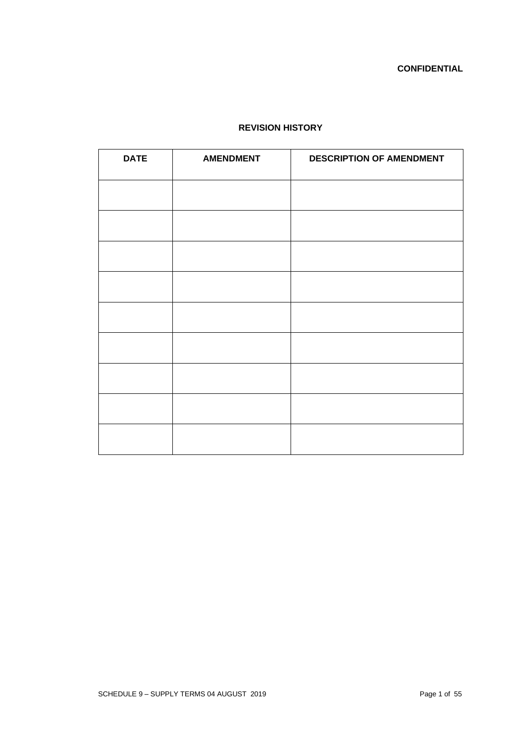**CONFIDENTIAL**

## REVISION HISTORY

| DATE | AMENDMENT | DESCRIPTION OF AMENDMENT |
|---|---|---|
| | | |
| | | |
| | | |
| | | |
| | | |
| | | |
| | | |
| | | |
| | | |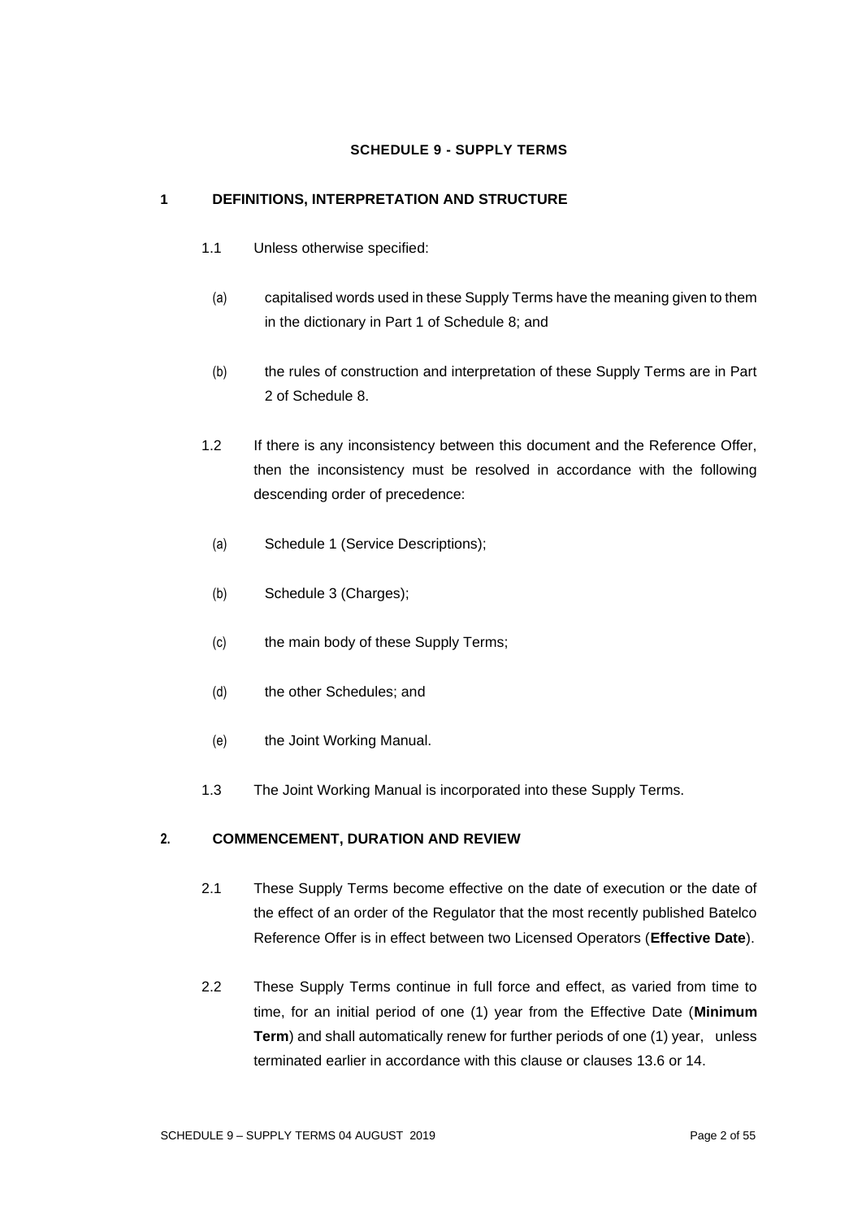## SCHEDULE 9 - SUPPLY TERMS

### 1 DEFINITIONS, INTERPRETATION AND STRUCTURE

1.1 Unless otherwise specified:

(a) capitalised words used in these Supply Terms have the meaning given to them in the dictionary in Part 1 of Schedule 8; and

(b) the rules of construction and interpretation of these Supply Terms are in Part 2 of Schedule 8.

1.2 If there is any inconsistency between this document and the Reference Offer, then the inconsistency must be resolved in accordance with the following descending order of precedence:

(a) Schedule 1 (Service Descriptions);

(b) Schedule 3 (Charges);

(c) the main body of these Supply Terms;

(d) the other Schedules; and

(e) the Joint Working Manual.

1.3 The Joint Working Manual is incorporated into these Supply Terms.

### 2. COMMENCEMENT, DURATION AND REVIEW

2.1 These Supply Terms become effective on the date of execution or the date of the effect of an order of the Regulator that the most recently published Batelco Reference Offer is in effect between two Licensed Operators (**Effective Date**).

2.2 These Supply Terms continue in full force and effect, as varied from time to time, for an initial period of one (1) year from the Effective Date (**Minimum Term**) and shall automatically renew for further periods of one (1) year, unless terminated earlier in accordance with this clause or clauses 13.6 or 14.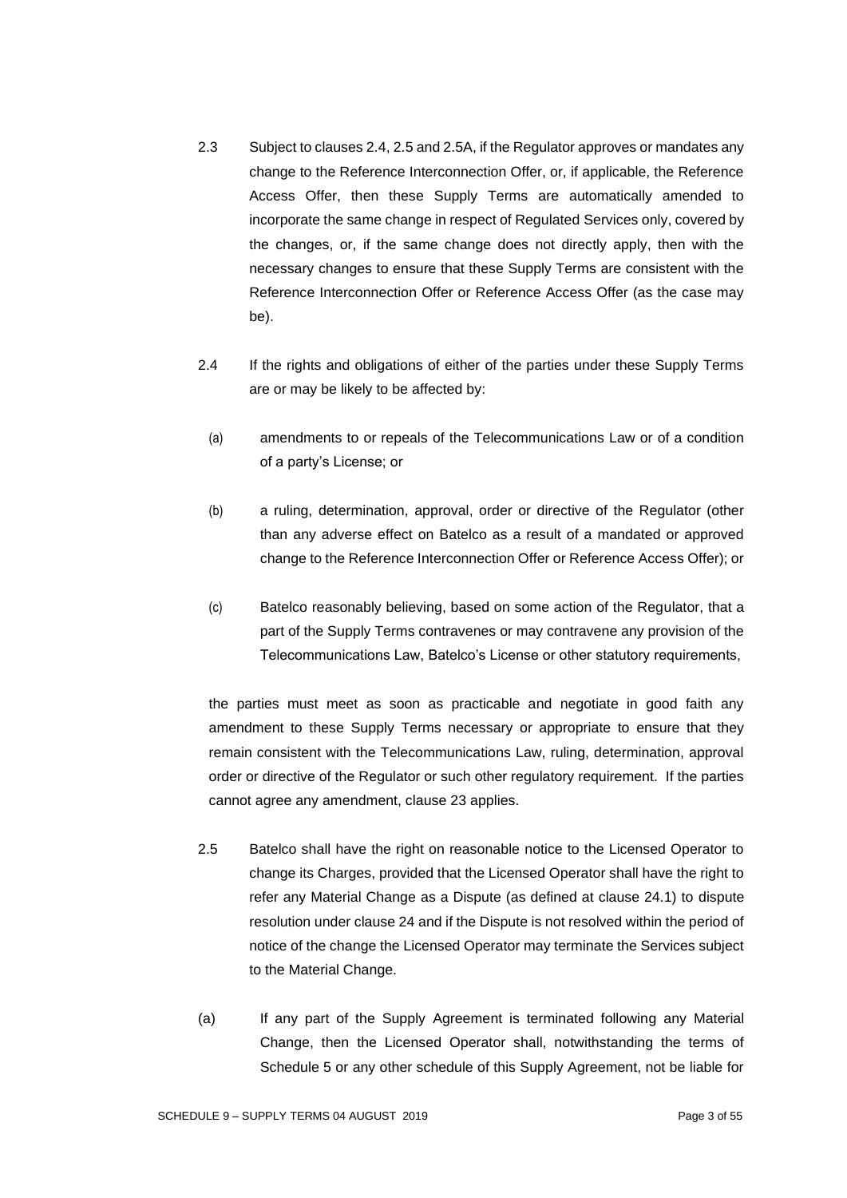2.3 Subject to clauses 2.4, 2.5 and 2.5A, if the Regulator approves or mandates any change to the Reference Interconnection Offer, or, if applicable, the Reference Access Offer, then these Supply Terms are automatically amended to incorporate the same change in respect of Regulated Services only, covered by the changes, or, if the same change does not directly apply, then with the necessary changes to ensure that these Supply Terms are consistent with the Reference Interconnection Offer or Reference Access Offer (as the case may be).

2.4 If the rights and obligations of either of the parties under these Supply Terms are or may be likely to be affected by:

(a) amendments to or repeals of the Telecommunications Law or of a condition of a party's License; or

(b) a ruling, determination, approval, order or directive of the Regulator (other than any adverse effect on Batelco as a result of a mandated or approved change to the Reference Interconnection Offer or Reference Access Offer); or

(c) Batelco reasonably believing, based on some action of the Regulator, that a part of the Supply Terms contravenes or may contravene any provision of the Telecommunications Law, Batelco's License or other statutory requirements,

the parties must meet as soon as practicable and negotiate in good faith any amendment to these Supply Terms necessary or appropriate to ensure that they remain consistent with the Telecommunications Law, ruling, determination, approval order or directive of the Regulator or such other regulatory requirement. If the parties cannot agree any amendment, clause 23 applies.

2.5 Batelco shall have the right on reasonable notice to the Licensed Operator to change its Charges, provided that the Licensed Operator shall have the right to refer any Material Change as a Dispute (as defined at clause 24.1) to dispute resolution under clause 24 and if the Dispute is not resolved within the period of notice of the change the Licensed Operator may terminate the Services subject to the Material Change.

(a) If any part of the Supply Agreement is terminated following any Material Change, then the Licensed Operator shall, notwithstanding the terms of Schedule 5 or any other schedule of this Supply Agreement, not be liable for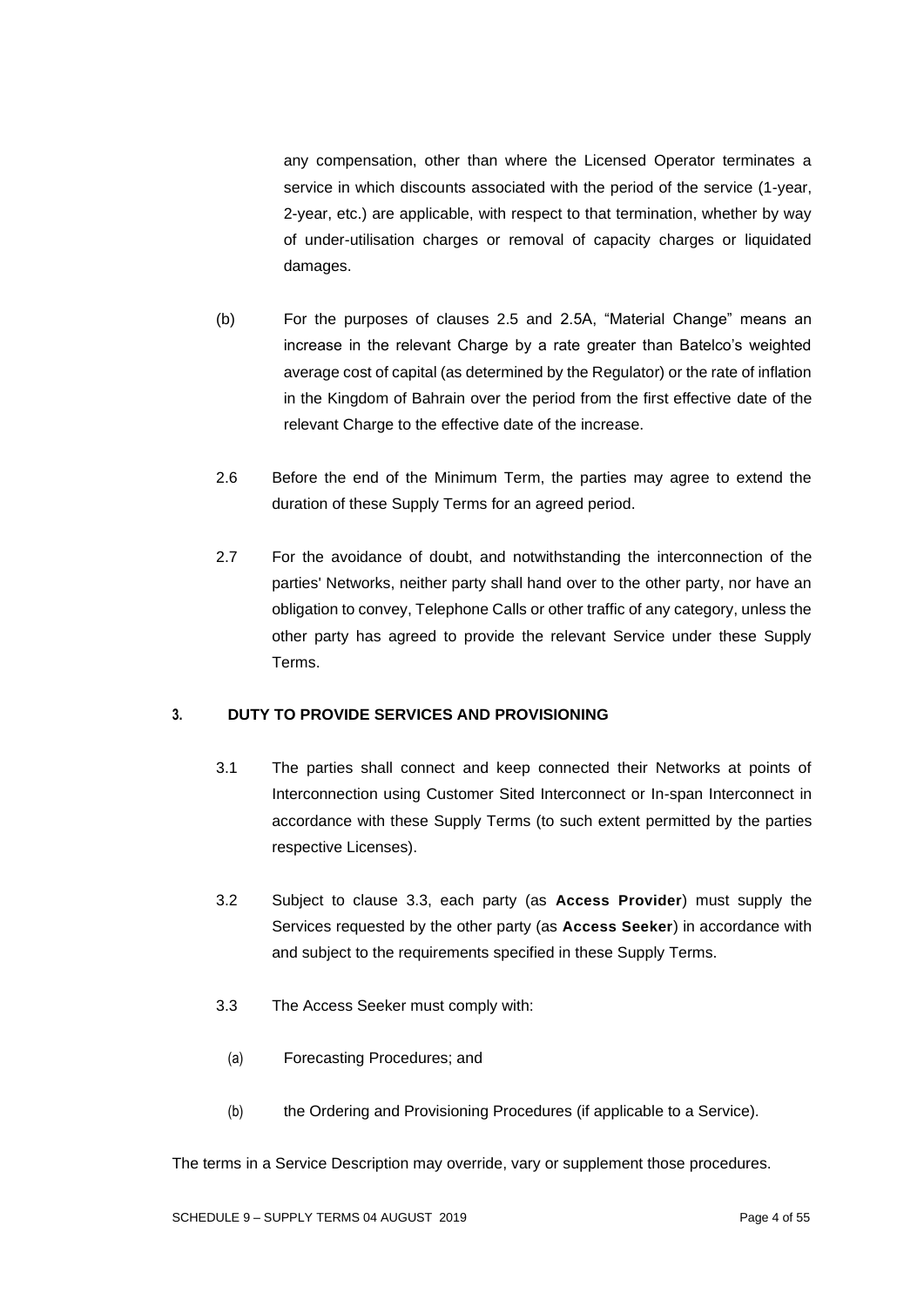any compensation, other than where the Licensed Operator terminates a service in which discounts associated with the period of the service (1-year, 2-year, etc.) are applicable, with respect to that termination, whether by way of under-utilisation charges or removal of capacity charges or liquidated damages.

(b) For the purposes of clauses 2.5 and 2.5A, "Material Change" means an increase in the relevant Charge by a rate greater than Batelco's weighted average cost of capital (as determined by the Regulator) or the rate of inflation in the Kingdom of Bahrain over the period from the first effective date of the relevant Charge to the effective date of the increase.

2.6 Before the end of the Minimum Term, the parties may agree to extend the duration of these Supply Terms for an agreed period.

2.7 For the avoidance of doubt, and notwithstanding the interconnection of the parties' Networks, neither party shall hand over to the other party, nor have an obligation to convey, Telephone Calls or other traffic of any category, unless the other party has agreed to provide the relevant Service under these Supply Terms.

## 3. DUTY TO PROVIDE SERVICES AND PROVISIONING

3.1 The parties shall connect and keep connected their Networks at points of Interconnection using Customer Sited Interconnect or In-span Interconnect in accordance with these Supply Terms (to such extent permitted by the parties respective Licenses).

3.2 Subject to clause 3.3, each party (as **Access Provider**) must supply the Services requested by the other party (as **Access Seeker**) in accordance with and subject to the requirements specified in these Supply Terms.

3.3 The Access Seeker must comply with:

(a) Forecasting Procedures; and

(b) the Ordering and Provisioning Procedures (if applicable to a Service).

The terms in a Service Description may override, vary or supplement those procedures.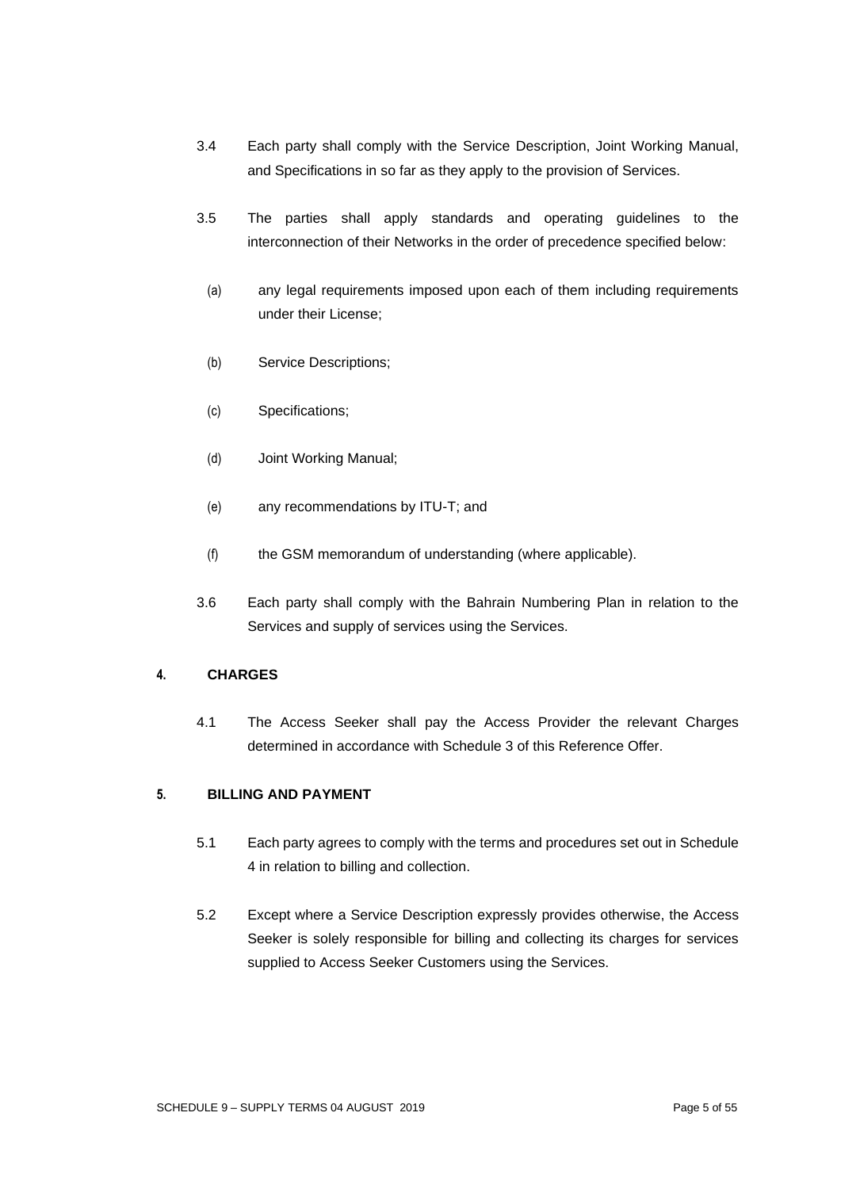3.4 Each party shall comply with the Service Description, Joint Working Manual, and Specifications in so far as they apply to the provision of Services.

3.5 The parties shall apply standards and operating guidelines to the interconnection of their Networks in the order of precedence specified below:

(a) any legal requirements imposed upon each of them including requirements under their License;

(b) Service Descriptions;

(c) Specifications;

(d) Joint Working Manual;

(e) any recommendations by ITU-T; and

(f) the GSM memorandum of understanding (where applicable).

3.6 Each party shall comply with the Bahrain Numbering Plan in relation to the Services and supply of services using the Services.

## 4. CHARGES

4.1 The Access Seeker shall pay the Access Provider the relevant Charges determined in accordance with Schedule 3 of this Reference Offer.

## 5. BILLING AND PAYMENT

5.1 Each party agrees to comply with the terms and procedures set out in Schedule 4 in relation to billing and collection.

5.2 Except where a Service Description expressly provides otherwise, the Access Seeker is solely responsible for billing and collecting its charges for services supplied to Access Seeker Customers using the Services.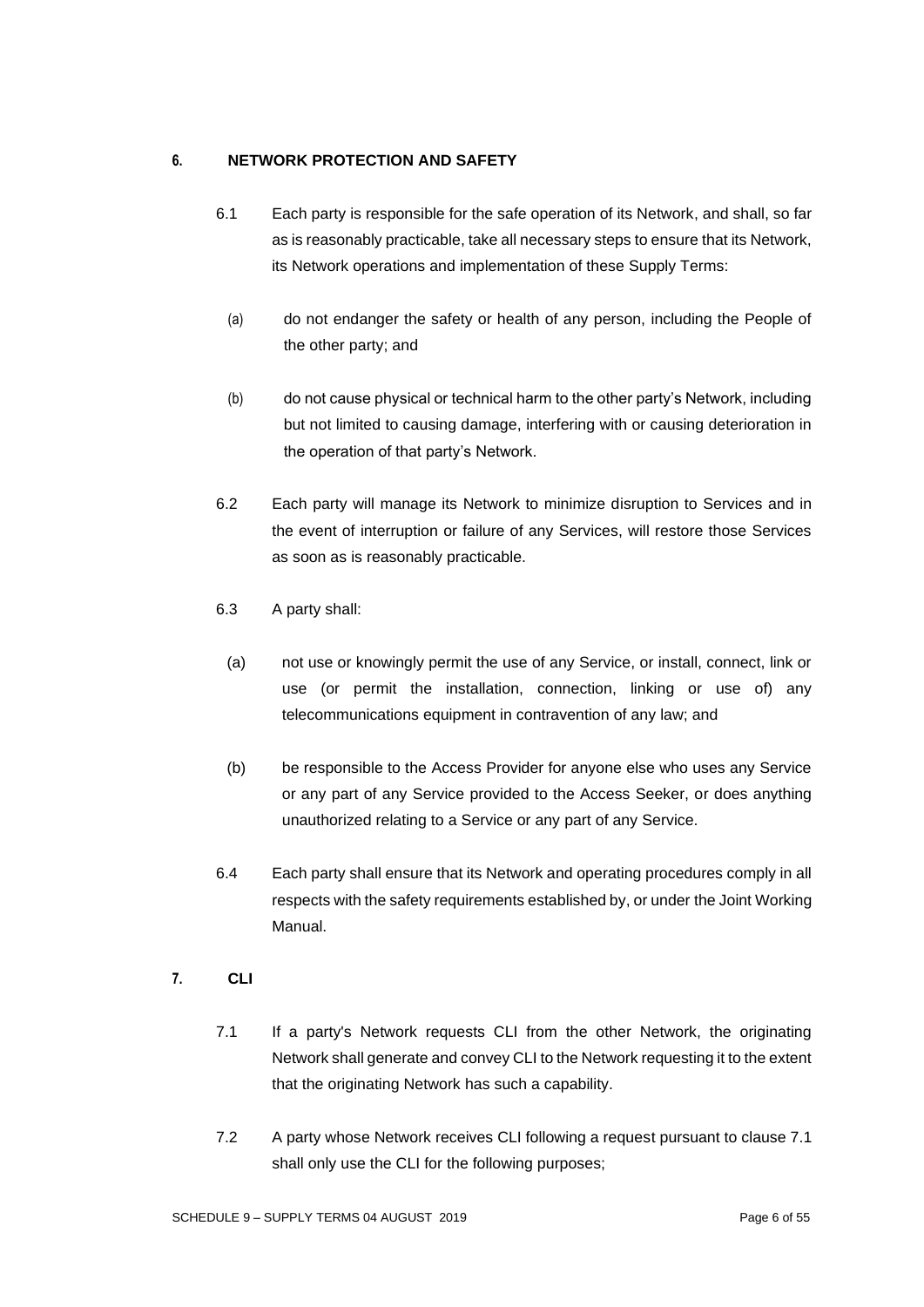## 6. NETWORK PROTECTION AND SAFETY

6.1 Each party is responsible for the safe operation of its Network, and shall, so far as is reasonably practicable, take all necessary steps to ensure that its Network, its Network operations and implementation of these Supply Terms:

(a) do not endanger the safety or health of any person, including the People of the other party; and

(b) do not cause physical or technical harm to the other party's Network, including but not limited to causing damage, interfering with or causing deterioration in the operation of that party's Network.

6.2 Each party will manage its Network to minimize disruption to Services and in the event of interruption or failure of any Services, will restore those Services as soon as is reasonably practicable.

6.3 A party shall:

(a) not use or knowingly permit the use of any Service, or install, connect, link or use (or permit the installation, connection, linking or use of) any telecommunications equipment in contravention of any law; and

(b) be responsible to the Access Provider for anyone else who uses any Service or any part of any Service provided to the Access Seeker, or does anything unauthorized relating to a Service or any part of any Service.

6.4 Each party shall ensure that its Network and operating procedures comply in all respects with the safety requirements established by, or under the Joint Working Manual.

## 7. CLI

7.1 If a party's Network requests CLI from the other Network, the originating Network shall generate and convey CLI to the Network requesting it to the extent that the originating Network has such a capability.

7.2 A party whose Network receives CLI following a request pursuant to clause 7.1 shall only use the CLI for the following purposes;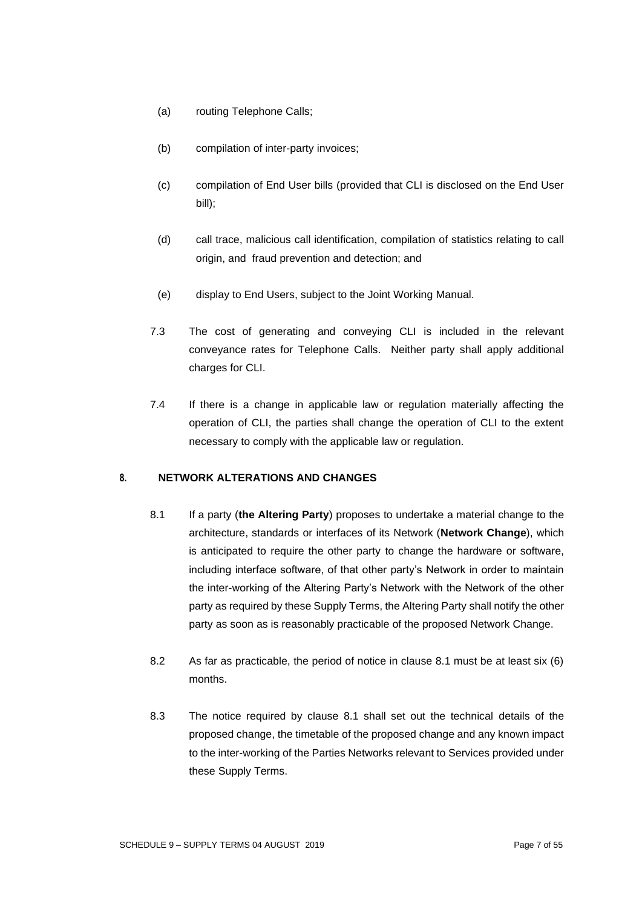(a) routing Telephone Calls;

(b) compilation of inter-party invoices;

(c) compilation of End User bills (provided that CLI is disclosed on the End User bill);

(d) call trace, malicious call identification, compilation of statistics relating to call origin, and fraud prevention and detection; and

(e) display to End Users, subject to the Joint Working Manual.

7.3 The cost of generating and conveying CLI is included in the relevant conveyance rates for Telephone Calls. Neither party shall apply additional charges for CLI.

7.4 If there is a change in applicable law or regulation materially affecting the operation of CLI, the parties shall change the operation of CLI to the extent necessary to comply with the applicable law or regulation.

## 8. NETWORK ALTERATIONS AND CHANGES

8.1 If a party (**the Altering Party**) proposes to undertake a material change to the architecture, standards or interfaces of its Network (**Network Change**), which is anticipated to require the other party to change the hardware or software, including interface software, of that other party's Network in order to maintain the inter-working of the Altering Party's Network with the Network of the other party as required by these Supply Terms, the Altering Party shall notify the other party as soon as is reasonably practicable of the proposed Network Change.

8.2 As far as practicable, the period of notice in clause 8.1 must be at least six (6) months.

8.3 The notice required by clause 8.1 shall set out the technical details of the proposed change, the timetable of the proposed change and any known impact to the inter-working of the Parties Networks relevant to Services provided under these Supply Terms.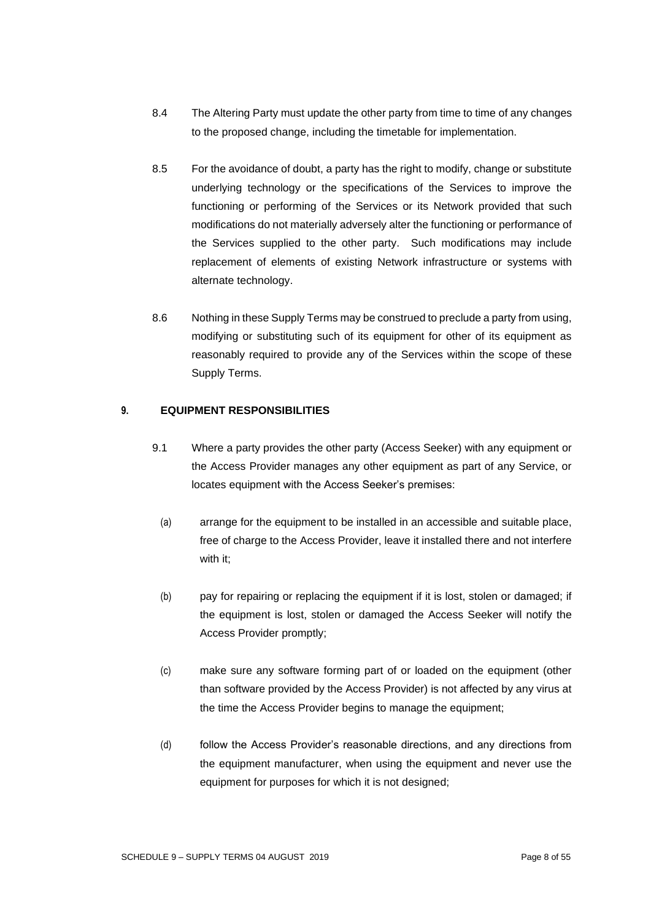8.4 The Altering Party must update the other party from time to time of any changes to the proposed change, including the timetable for implementation.

8.5 For the avoidance of doubt, a party has the right to modify, change or substitute underlying technology or the specifications of the Services to improve the functioning or performing of the Services or its Network provided that such modifications do not materially adversely alter the functioning or performance of the Services supplied to the other party. Such modifications may include replacement of elements of existing Network infrastructure or systems with alternate technology.

8.6 Nothing in these Supply Terms may be construed to preclude a party from using, modifying or substituting such of its equipment for other of its equipment as reasonably required to provide any of the Services within the scope of these Supply Terms.

## 9. EQUIPMENT RESPONSIBILITIES

9.1 Where a party provides the other party (Access Seeker) with any equipment or the Access Provider manages any other equipment as part of any Service, or locates equipment with the Access Seeker's premises:

(a) arrange for the equipment to be installed in an accessible and suitable place, free of charge to the Access Provider, leave it installed there and not interfere with it;

(b) pay for repairing or replacing the equipment if it is lost, stolen or damaged; if the equipment is lost, stolen or damaged the Access Seeker will notify the Access Provider promptly;

(c) make sure any software forming part of or loaded on the equipment (other than software provided by the Access Provider) is not affected by any virus at the time the Access Provider begins to manage the equipment;

(d) follow the Access Provider's reasonable directions, and any directions from the equipment manufacturer, when using the equipment and never use the equipment for purposes for which it is not designed;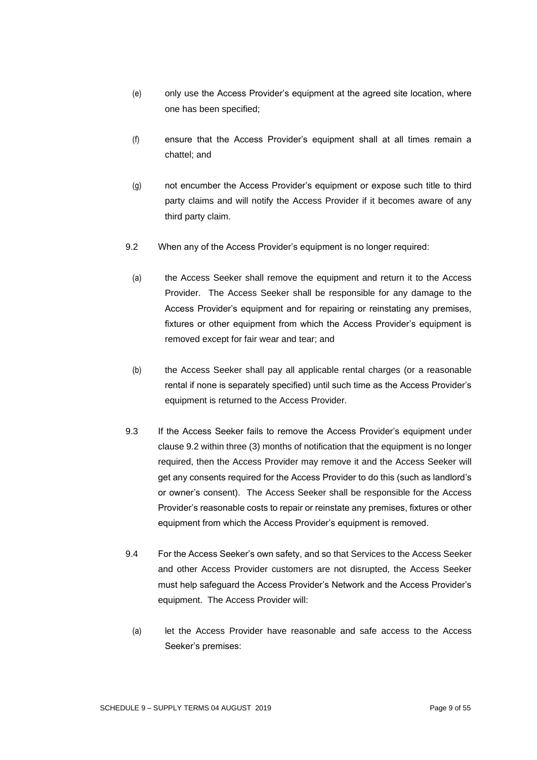(e) only use the Access Provider's equipment at the agreed site location, where one has been specified;

(f) ensure that the Access Provider's equipment shall at all times remain a chattel; and

(g) not encumber the Access Provider's equipment or expose such title to third party claims and will notify the Access Provider if it becomes aware of any third party claim.

9.2 When any of the Access Provider's equipment is no longer required:

(a) the Access Seeker shall remove the equipment and return it to the Access Provider. The Access Seeker shall be responsible for any damage to the Access Provider's equipment and for repairing or reinstating any premises, fixtures or other equipment from which the Access Provider's equipment is removed except for fair wear and tear; and

(b) the Access Seeker shall pay all applicable rental charges (or a reasonable rental if none is separately specified) until such time as the Access Provider's equipment is returned to the Access Provider.

9.3 If the Access Seeker fails to remove the Access Provider's equipment under clause 9.2 within three (3) months of notification that the equipment is no longer required, then the Access Provider may remove it and the Access Seeker will get any consents required for the Access Provider to do this (such as landlord's or owner's consent). The Access Seeker shall be responsible for the Access Provider's reasonable costs to repair or reinstate any premises, fixtures or other equipment from which the Access Provider's equipment is removed.

9.4 For the Access Seeker's own safety, and so that Services to the Access Seeker and other Access Provider customers are not disrupted, the Access Seeker must help safeguard the Access Provider's Network and the Access Provider's equipment. The Access Provider will:

(a) let the Access Provider have reasonable and safe access to the Access Seeker's premises: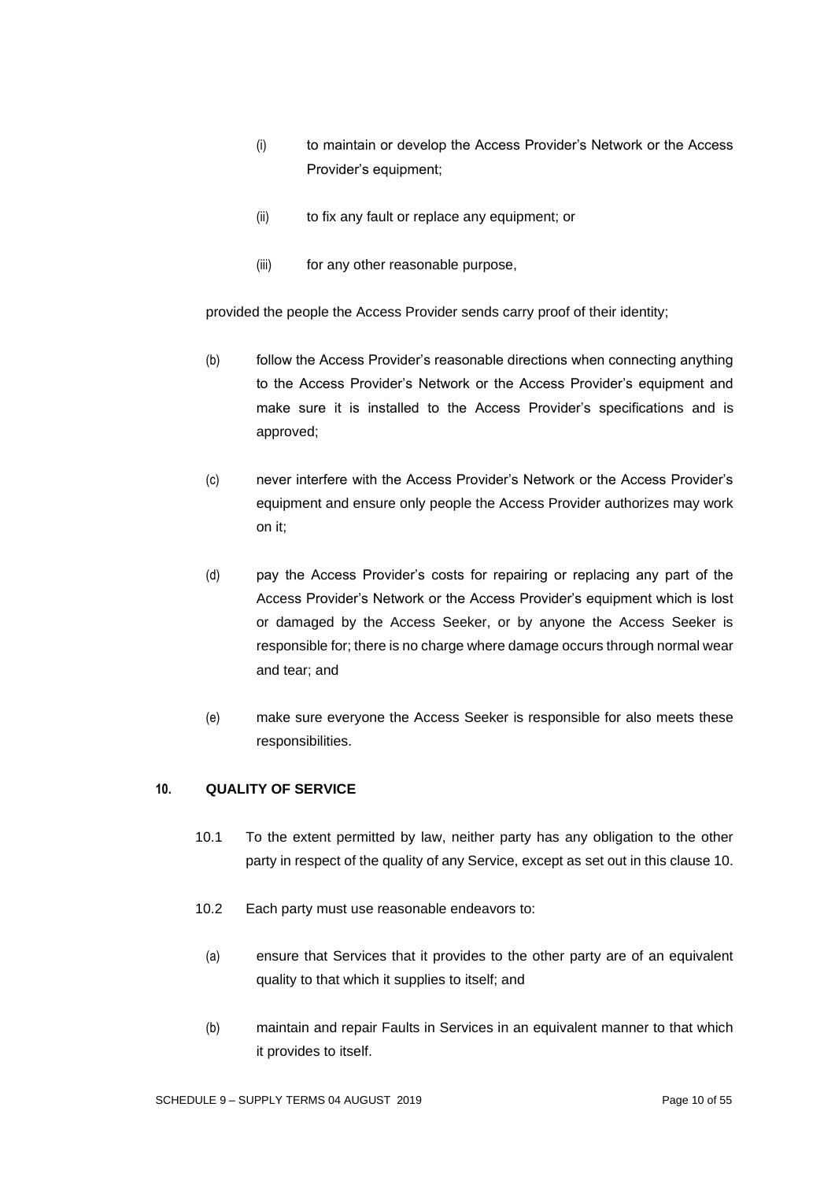(i) to maintain or develop the Access Provider's Network or the Access Provider's equipment;

(ii) to fix any fault or replace any equipment; or

(iii) for any other reasonable purpose,

provided the people the Access Provider sends carry proof of their identity;

(b) follow the Access Provider's reasonable directions when connecting anything to the Access Provider's Network or the Access Provider's equipment and make sure it is installed to the Access Provider's specifications and is approved;

(c) never interfere with the Access Provider's Network or the Access Provider's equipment and ensure only people the Access Provider authorizes may work on it;

(d) pay the Access Provider's costs for repairing or replacing any part of the Access Provider's Network or the Access Provider's equipment which is lost or damaged by the Access Seeker, or by anyone the Access Seeker is responsible for; there is no charge where damage occurs through normal wear and tear; and

(e) make sure everyone the Access Seeker is responsible for also meets these responsibilities.

## 10. QUALITY OF SERVICE

10.1 To the extent permitted by law, neither party has any obligation to the other party in respect of the quality of any Service, except as set out in this clause 10.

10.2 Each party must use reasonable endeavors to:

(a) ensure that Services that it provides to the other party are of an equivalent quality to that which it supplies to itself; and

(b) maintain and repair Faults in Services in an equivalent manner to that which it provides to itself.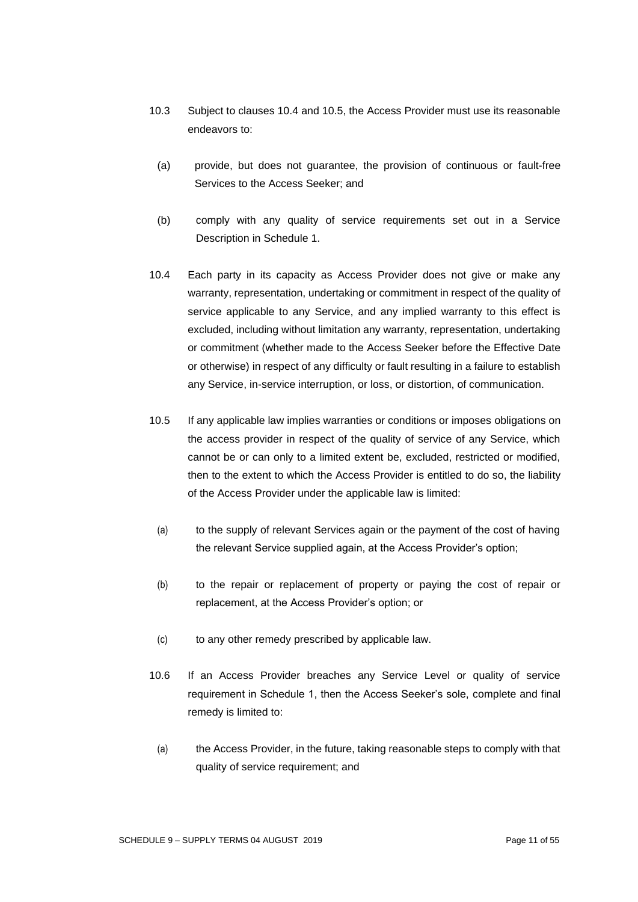10.3 Subject to clauses 10.4 and 10.5, the Access Provider must use its reasonable endeavors to:

(a) provide, but does not guarantee, the provision of continuous or fault-free Services to the Access Seeker; and

(b) comply with any quality of service requirements set out in a Service Description in Schedule 1.

10.4 Each party in its capacity as Access Provider does not give or make any warranty, representation, undertaking or commitment in respect of the quality of service applicable to any Service, and any implied warranty to this effect is excluded, including without limitation any warranty, representation, undertaking or commitment (whether made to the Access Seeker before the Effective Date or otherwise) in respect of any difficulty or fault resulting in a failure to establish any Service, in-service interruption, or loss, or distortion, of communication.

10.5 If any applicable law implies warranties or conditions or imposes obligations on the access provider in respect of the quality of service of any Service, which cannot be or can only to a limited extent be, excluded, restricted or modified, then to the extent to which the Access Provider is entitled to do so, the liability of the Access Provider under the applicable law is limited:

(a) to the supply of relevant Services again or the payment of the cost of having the relevant Service supplied again, at the Access Provider's option;

(b) to the repair or replacement of property or paying the cost of repair or replacement, at the Access Provider's option; or

(c) to any other remedy prescribed by applicable law.

10.6 If an Access Provider breaches any Service Level or quality of service requirement in Schedule 1, then the Access Seeker's sole, complete and final remedy is limited to:

(a) the Access Provider, in the future, taking reasonable steps to comply with that quality of service requirement; and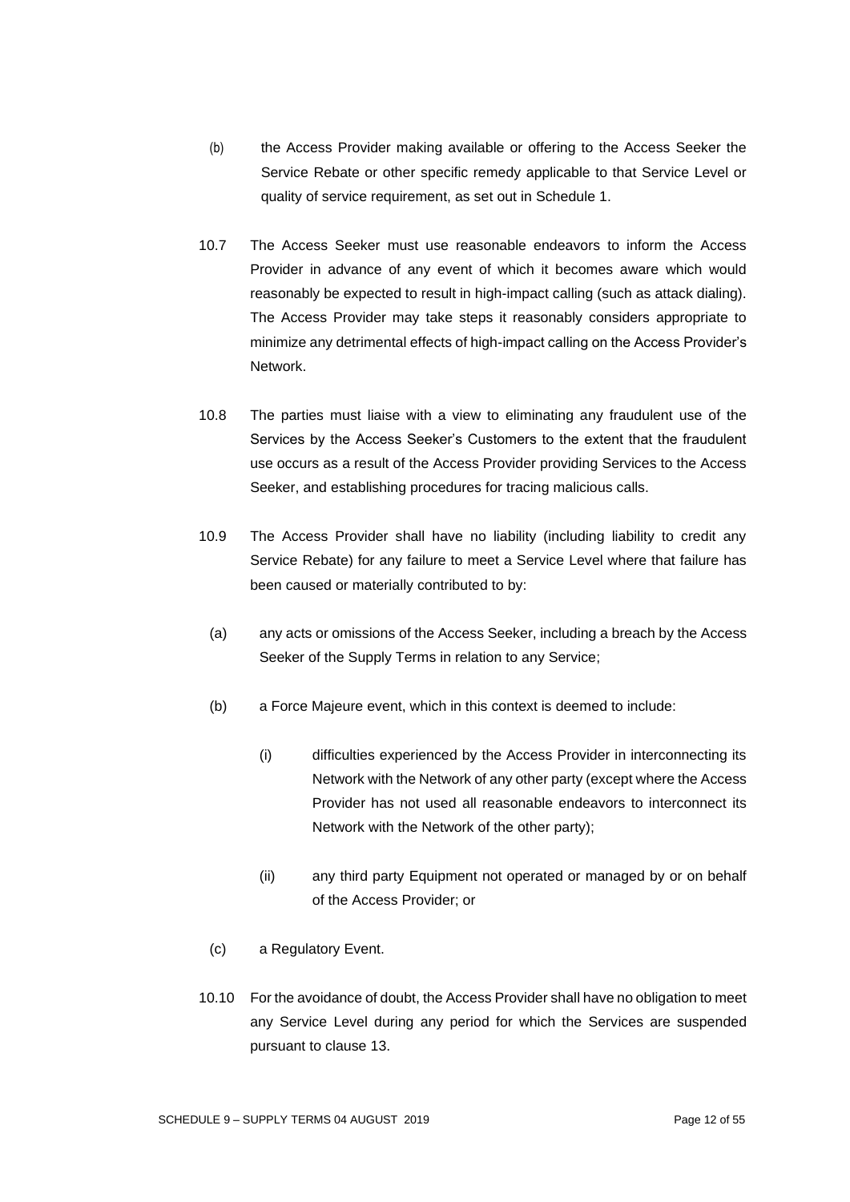(b) the Access Provider making available or offering to the Access Seeker the Service Rebate or other specific remedy applicable to that Service Level or quality of service requirement, as set out in Schedule 1.

10.7 The Access Seeker must use reasonable endeavors to inform the Access Provider in advance of any event of which it becomes aware which would reasonably be expected to result in high-impact calling (such as attack dialing). The Access Provider may take steps it reasonably considers appropriate to minimize any detrimental effects of high-impact calling on the Access Provider's Network.

10.8 The parties must liaise with a view to eliminating any fraudulent use of the Services by the Access Seeker's Customers to the extent that the fraudulent use occurs as a result of the Access Provider providing Services to the Access Seeker, and establishing procedures for tracing malicious calls.

10.9 The Access Provider shall have no liability (including liability to credit any Service Rebate) for any failure to meet a Service Level where that failure has been caused or materially contributed to by:

(a) any acts or omissions of the Access Seeker, including a breach by the Access Seeker of the Supply Terms in relation to any Service;

(b) a Force Majeure event, which in this context is deemed to include:

(i) difficulties experienced by the Access Provider in interconnecting its Network with the Network of any other party (except where the Access Provider has not used all reasonable endeavors to interconnect its Network with the Network of the other party);

(ii) any third party Equipment not operated or managed by or on behalf of the Access Provider; or

(c) a Regulatory Event.

10.10 For the avoidance of doubt, the Access Provider shall have no obligation to meet any Service Level during any period for which the Services are suspended pursuant to clause 13.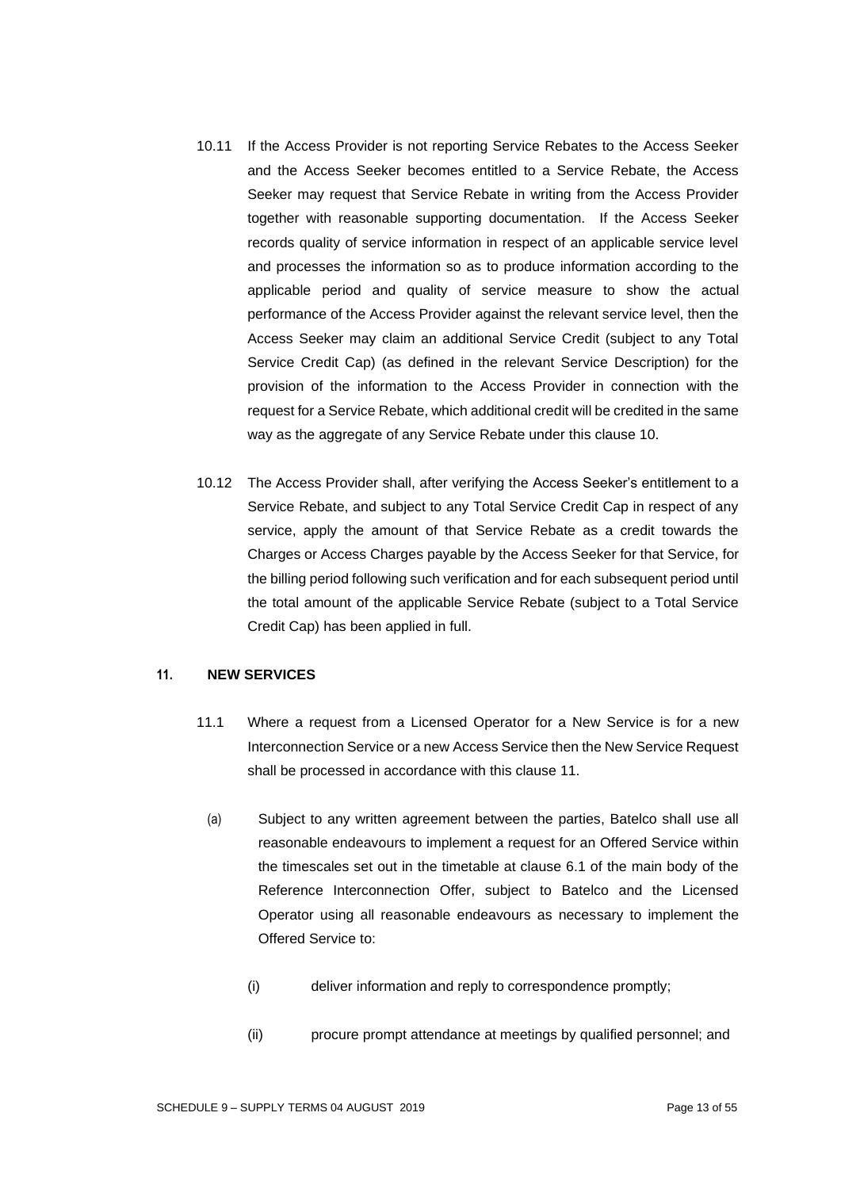10.11 If the Access Provider is not reporting Service Rebates to the Access Seeker and the Access Seeker becomes entitled to a Service Rebate, the Access Seeker may request that Service Rebate in writing from the Access Provider together with reasonable supporting documentation. If the Access Seeker records quality of service information in respect of an applicable service level and processes the information so as to produce information according to the applicable period and quality of service measure to show the actual performance of the Access Provider against the relevant service level, then the Access Seeker may claim an additional Service Credit (subject to any Total Service Credit Cap) (as defined in the relevant Service Description) for the provision of the information to the Access Provider in connection with the request for a Service Rebate, which additional credit will be credited in the same way as the aggregate of any Service Rebate under this clause 10.

10.12 The Access Provider shall, after verifying the Access Seeker's entitlement to a Service Rebate, and subject to any Total Service Credit Cap in respect of any service, apply the amount of that Service Rebate as a credit towards the Charges or Access Charges payable by the Access Seeker for that Service, for the billing period following such verification and for each subsequent period until the total amount of the applicable Service Rebate (subject to a Total Service Credit Cap) has been applied in full.

## 11. NEW SERVICES

11.1 Where a request from a Licensed Operator for a New Service is for a new Interconnection Service or a new Access Service then the New Service Request shall be processed in accordance with this clause 11.

(a) Subject to any written agreement between the parties, Batelco shall use all reasonable endeavours to implement a request for an Offered Service within the timescales set out in the timetable at clause 6.1 of the main body of the Reference Interconnection Offer, subject to Batelco and the Licensed Operator using all reasonable endeavours as necessary to implement the Offered Service to:

(i) deliver information and reply to correspondence promptly;

(ii) procure prompt attendance at meetings by qualified personnel; and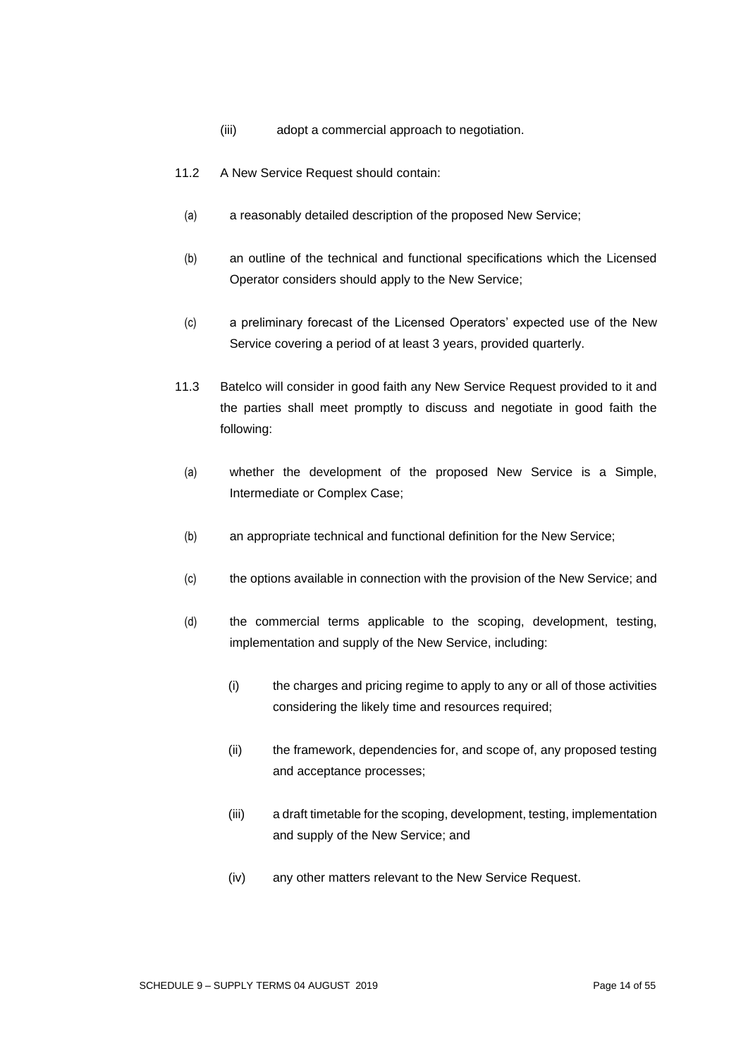(iii) adopt a commercial approach to negotiation.

11.2 A New Service Request should contain:

(a) a reasonably detailed description of the proposed New Service;

(b) an outline of the technical and functional specifications which the Licensed Operator considers should apply to the New Service;

(c) a preliminary forecast of the Licensed Operators' expected use of the New Service covering a period of at least 3 years, provided quarterly.

11.3 Batelco will consider in good faith any New Service Request provided to it and the parties shall meet promptly to discuss and negotiate in good faith the following:

(a) whether the development of the proposed New Service is a Simple, Intermediate or Complex Case;

(b) an appropriate technical and functional definition for the New Service;

(c) the options available in connection with the provision of the New Service; and

(d) the commercial terms applicable to the scoping, development, testing, implementation and supply of the New Service, including:

(i) the charges and pricing regime to apply to any or all of those activities considering the likely time and resources required;

(ii) the framework, dependencies for, and scope of, any proposed testing and acceptance processes;

(iii) a draft timetable for the scoping, development, testing, implementation and supply of the New Service; and

(iv) any other matters relevant to the New Service Request.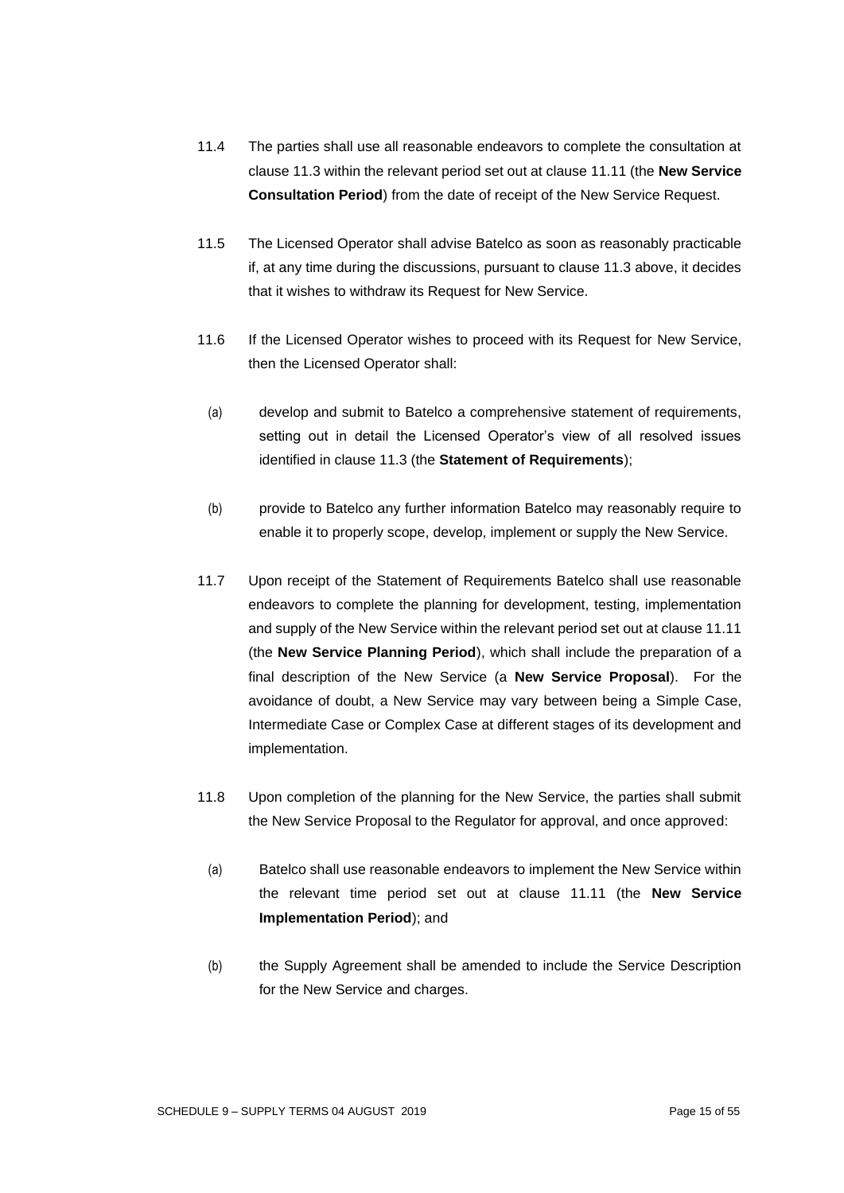11.4 The parties shall use all reasonable endeavors to complete the consultation at clause 11.3 within the relevant period set out at clause 11.11 (the **New Service Consultation Period**) from the date of receipt of the New Service Request.

11.5 The Licensed Operator shall advise Batelco as soon as reasonably practicable if, at any time during the discussions, pursuant to clause 11.3 above, it decides that it wishes to withdraw its Request for New Service.

11.6 If the Licensed Operator wishes to proceed with its Request for New Service, then the Licensed Operator shall:

(a) develop and submit to Batelco a comprehensive statement of requirements, setting out in detail the Licensed Operator's view of all resolved issues identified in clause 11.3 (the **Statement of Requirements**);

(b) provide to Batelco any further information Batelco may reasonably require to enable it to properly scope, develop, implement or supply the New Service.

11.7 Upon receipt of the Statement of Requirements Batelco shall use reasonable endeavors to complete the planning for development, testing, implementation and supply of the New Service within the relevant period set out at clause 11.11 (the **New Service Planning Period**), which shall include the preparation of a final description of the New Service (a **New Service Proposal**). For the avoidance of doubt, a New Service may vary between being a Simple Case, Intermediate Case or Complex Case at different stages of its development and implementation.

11.8 Upon completion of the planning for the New Service, the parties shall submit the New Service Proposal to the Regulator for approval, and once approved:

(a) Batelco shall use reasonable endeavors to implement the New Service within the relevant time period set out at clause 11.11 (the **New Service Implementation Period**); and

(b) the Supply Agreement shall be amended to include the Service Description for the New Service and charges.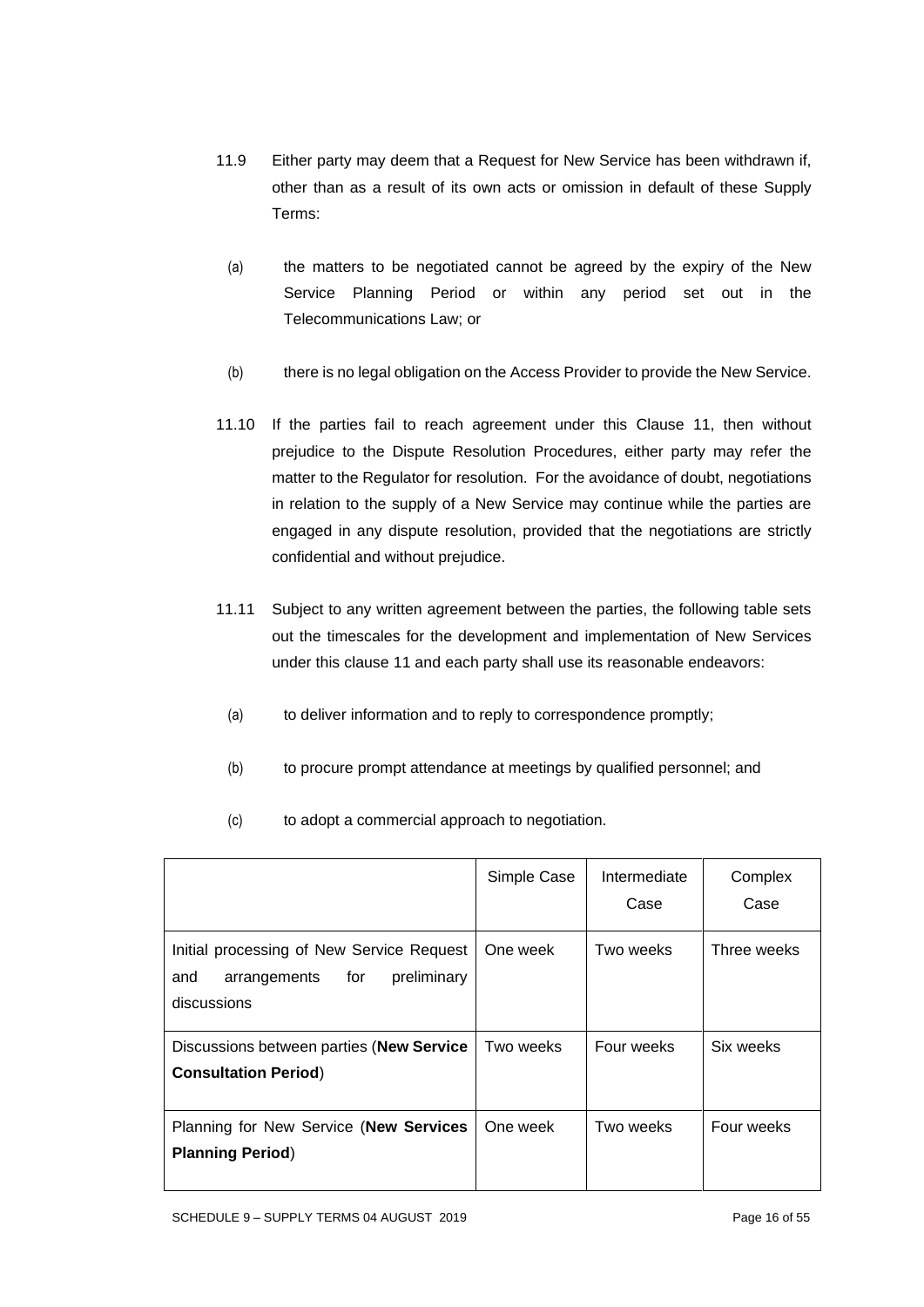11.9 Either party may deem that a Request for New Service has been withdrawn if, other than as a result of its own acts or omission in default of these Supply Terms:

(a) the matters to be negotiated cannot be agreed by the expiry of the New Service Planning Period or within any period set out in the Telecommunications Law; or

(b) there is no legal obligation on the Access Provider to provide the New Service.

11.10 If the parties fail to reach agreement under this Clause 11, then without prejudice to the Dispute Resolution Procedures, either party may refer the matter to the Regulator for resolution. For the avoidance of doubt, negotiations in relation to the supply of a New Service may continue while the parties are engaged in any dispute resolution, provided that the negotiations are strictly confidential and without prejudice.

11.11 Subject to any written agreement between the parties, the following table sets out the timescales for the development and implementation of New Services under this clause 11 and each party shall use its reasonable endeavors:

(a) to deliver information and to reply to correspondence promptly;

(b) to procure prompt attendance at meetings by qualified personnel; and

(c) to adopt a commercial approach to negotiation.

| | Simple Case | Intermediate Case | Complex Case |
|---|---|---|---|
| Initial processing of New Service Request and arrangements for preliminary discussions | One week | Two weeks | Three weeks |
| Discussions between parties (**New Service Consultation Period**) | Two weeks | Four weeks | Six weeks |
| Planning for New Service (**New Services Planning Period**) | One week | Two weeks | Four weeks |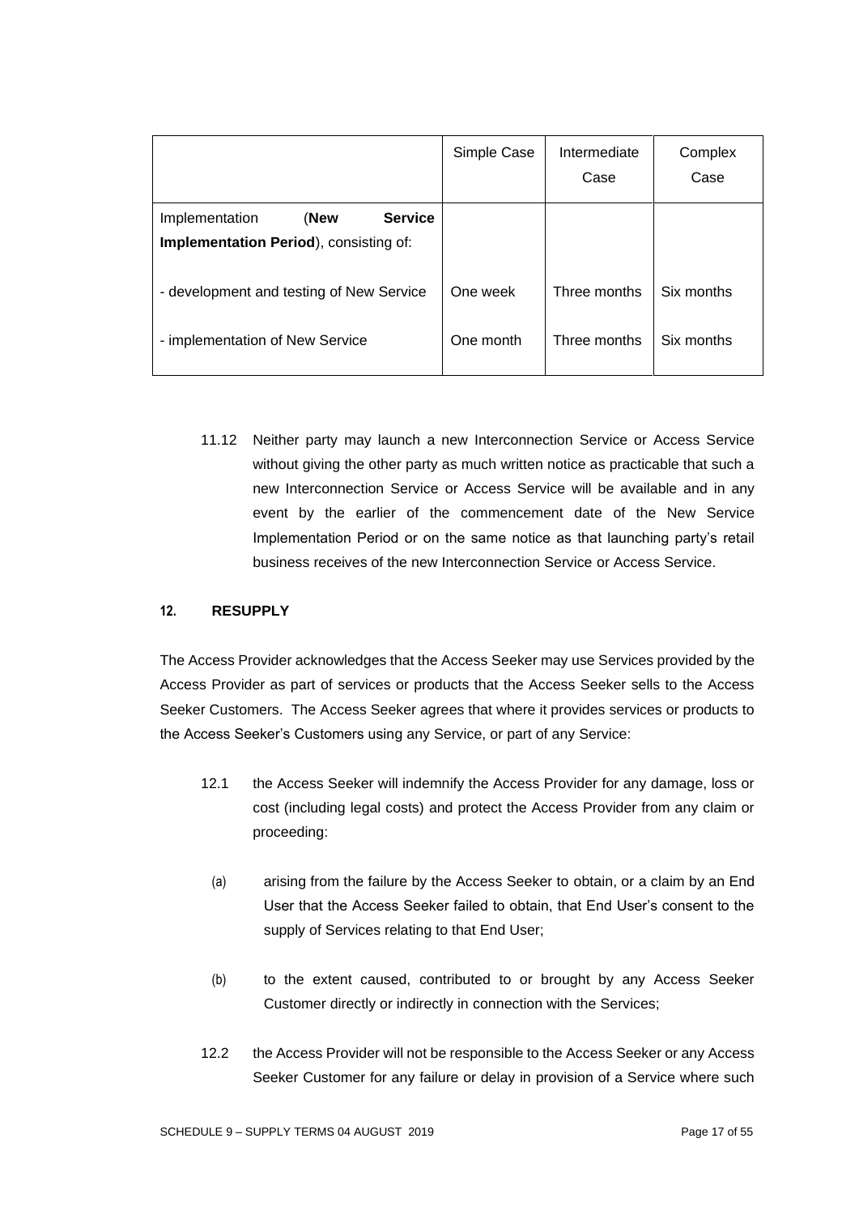| | Simple Case | Intermediate Case | Complex Case |
|---|---|---|---|
| Implementation (**New Service Implementation Period**), consisting of: | | | |
| - development and testing of New Service | One week | Three months | Six months |
| - implementation of New Service | One month | Three months | Six months |

11.12 Neither party may launch a new Interconnection Service or Access Service without giving the other party as much written notice as practicable that such a new Interconnection Service or Access Service will be available and in any event by the earlier of the commencement date of the New Service Implementation Period or on the same notice as that launching party's retail business receives of the new Interconnection Service or Access Service.

## 12. RESUPPLY

The Access Provider acknowledges that the Access Seeker may use Services provided by the Access Provider as part of services or products that the Access Seeker sells to the Access Seeker Customers. The Access Seeker agrees that where it provides services or products to the Access Seeker's Customers using any Service, or part of any Service:

12.1 the Access Seeker will indemnify the Access Provider for any damage, loss or cost (including legal costs) and protect the Access Provider from any claim or proceeding:

(a) arising from the failure by the Access Seeker to obtain, or a claim by an End User that the Access Seeker failed to obtain, that End User's consent to the supply of Services relating to that End User;

(b) to the extent caused, contributed to or brought by any Access Seeker Customer directly or indirectly in connection with the Services;

12.2 the Access Provider will not be responsible to the Access Seeker or any Access Seeker Customer for any failure or delay in provision of a Service where such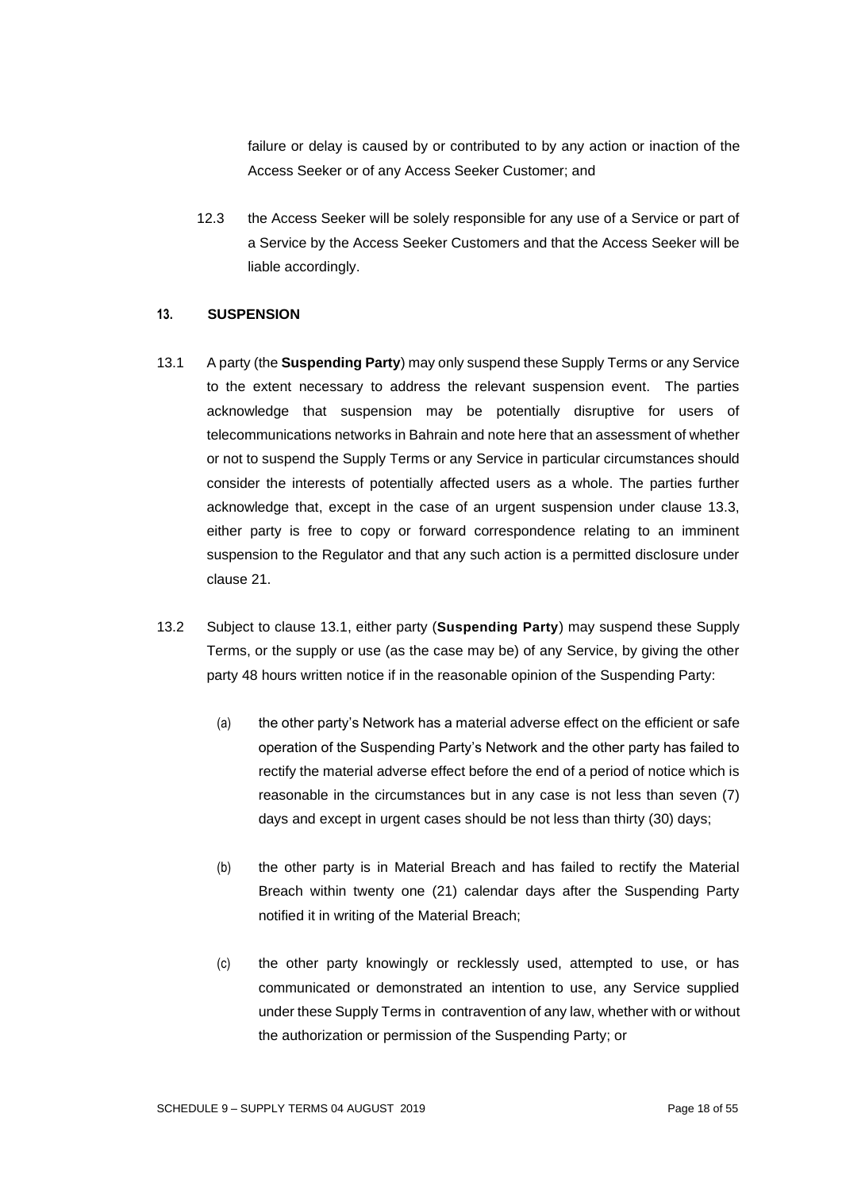failure or delay is caused by or contributed to by any action or inaction of the Access Seeker or of any Access Seeker Customer; and

12.3 the Access Seeker will be solely responsible for any use of a Service or part of a Service by the Access Seeker Customers and that the Access Seeker will be liable accordingly.

## 13. SUSPENSION

13.1 A party (the **Suspending Party**) may only suspend these Supply Terms or any Service to the extent necessary to address the relevant suspension event. The parties acknowledge that suspension may be potentially disruptive for users of telecommunications networks in Bahrain and note here that an assessment of whether or not to suspend the Supply Terms or any Service in particular circumstances should consider the interests of potentially affected users as a whole. The parties further acknowledge that, except in the case of an urgent suspension under clause 13.3, either party is free to copy or forward correspondence relating to an imminent suspension to the Regulator and that any such action is a permitted disclosure under clause 21.

13.2 Subject to clause 13.1, either party (**Suspending Party**) may suspend these Supply Terms, or the supply or use (as the case may be) of any Service, by giving the other party 48 hours written notice if in the reasonable opinion of the Suspending Party:

(a) the other party's Network has a material adverse effect on the efficient or safe operation of the Suspending Party's Network and the other party has failed to rectify the material adverse effect before the end of a period of notice which is reasonable in the circumstances but in any case is not less than seven (7) days and except in urgent cases should be not less than thirty (30) days;

(b) the other party is in Material Breach and has failed to rectify the Material Breach within twenty one (21) calendar days after the Suspending Party notified it in writing of the Material Breach;

(c) the other party knowingly or recklessly used, attempted to use, or has communicated or demonstrated an intention to use, any Service supplied under these Supply Terms in contravention of any law, whether with or without the authorization or permission of the Suspending Party; or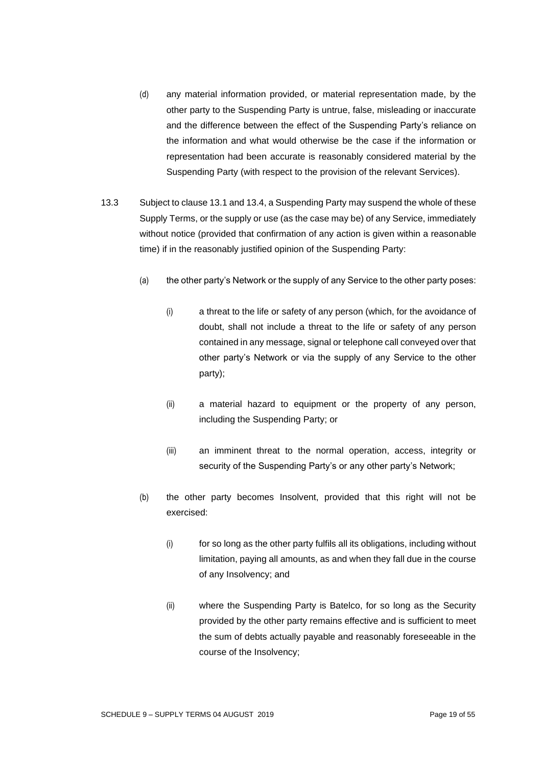(d) any material information provided, or material representation made, by the other party to the Suspending Party is untrue, false, misleading or inaccurate and the difference between the effect of the Suspending Party's reliance on the information and what would otherwise be the case if the information or representation had been accurate is reasonably considered material by the Suspending Party (with respect to the provision of the relevant Services).

13.3 Subject to clause 13.1 and 13.4, a Suspending Party may suspend the whole of these Supply Terms, or the supply or use (as the case may be) of any Service, immediately without notice (provided that confirmation of any action is given within a reasonable time) if in the reasonably justified opinion of the Suspending Party:

(a) the other party's Network or the supply of any Service to the other party poses:

(i) a threat to the life or safety of any person (which, for the avoidance of doubt, shall not include a threat to the life or safety of any person contained in any message, signal or telephone call conveyed over that other party's Network or via the supply of any Service to the other party);

(ii) a material hazard to equipment or the property of any person, including the Suspending Party; or

(iii) an imminent threat to the normal operation, access, integrity or security of the Suspending Party's or any other party's Network;

(b) the other party becomes Insolvent, provided that this right will not be exercised:

(i) for so long as the other party fulfils all its obligations, including without limitation, paying all amounts, as and when they fall due in the course of any Insolvency; and

(ii) where the Suspending Party is Batelco, for so long as the Security provided by the other party remains effective and is sufficient to meet the sum of debts actually payable and reasonably foreseeable in the course of the Insolvency;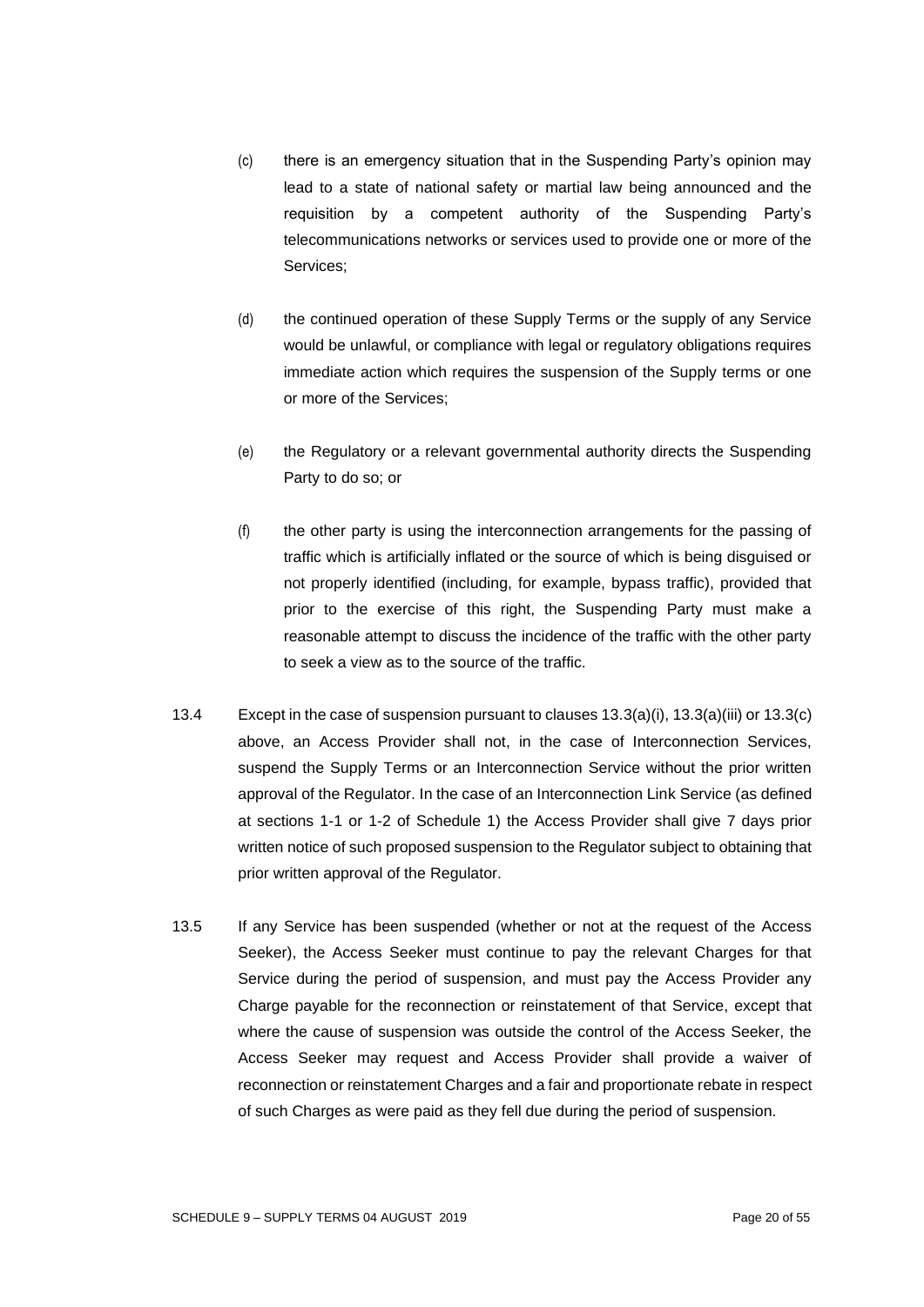(c) there is an emergency situation that in the Suspending Party's opinion may lead to a state of national safety or martial law being announced and the requisition by a competent authority of the Suspending Party's telecommunications networks or services used to provide one or more of the Services;

(d) the continued operation of these Supply Terms or the supply of any Service would be unlawful, or compliance with legal or regulatory obligations requires immediate action which requires the suspension of the Supply terms or one or more of the Services;

(e) the Regulatory or a relevant governmental authority directs the Suspending Party to do so; or

(f) the other party is using the interconnection arrangements for the passing of traffic which is artificially inflated or the source of which is being disguised or not properly identified (including, for example, bypass traffic), provided that prior to the exercise of this right, the Suspending Party must make a reasonable attempt to discuss the incidence of the traffic with the other party to seek a view as to the source of the traffic.

13.4 Except in the case of suspension pursuant to clauses 13.3(a)(i), 13.3(a)(iii) or 13.3(c) above, an Access Provider shall not, in the case of Interconnection Services, suspend the Supply Terms or an Interconnection Service without the prior written approval of the Regulator. In the case of an Interconnection Link Service (as defined at sections 1-1 or 1-2 of Schedule 1) the Access Provider shall give 7 days prior written notice of such proposed suspension to the Regulator subject to obtaining that prior written approval of the Regulator.

13.5 If any Service has been suspended (whether or not at the request of the Access Seeker), the Access Seeker must continue to pay the relevant Charges for that Service during the period of suspension, and must pay the Access Provider any Charge payable for the reconnection or reinstatement of that Service, except that where the cause of suspension was outside the control of the Access Seeker, the Access Seeker may request and Access Provider shall provide a waiver of reconnection or reinstatement Charges and a fair and proportionate rebate in respect of such Charges as were paid as they fell due during the period of suspension.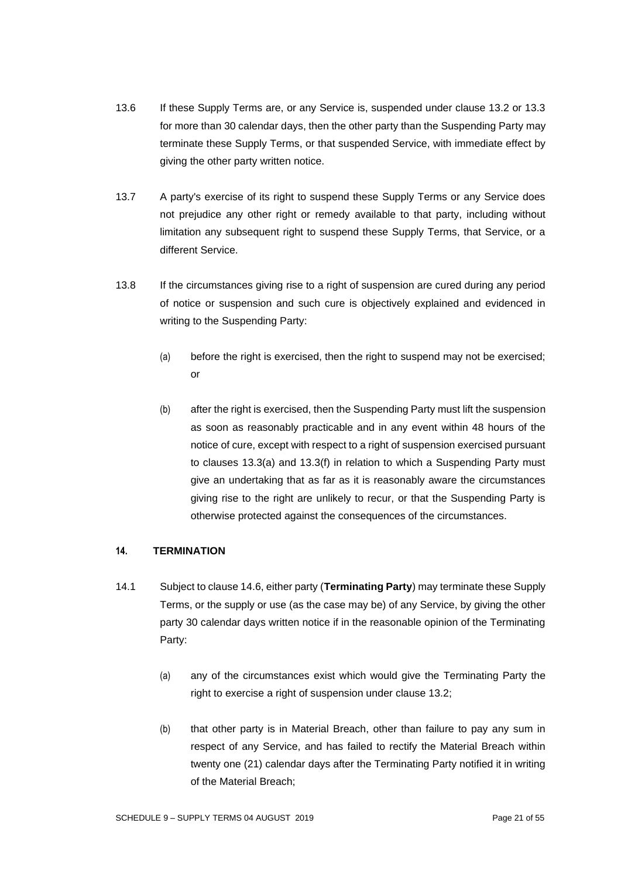13.6 If these Supply Terms are, or any Service is, suspended under clause 13.2 or 13.3 for more than 30 calendar days, then the other party than the Suspending Party may terminate these Supply Terms, or that suspended Service, with immediate effect by giving the other party written notice.

13.7 A party's exercise of its right to suspend these Supply Terms or any Service does not prejudice any other right or remedy available to that party, including without limitation any subsequent right to suspend these Supply Terms, that Service, or a different Service.

13.8 If the circumstances giving rise to a right of suspension are cured during any period of notice or suspension and such cure is objectively explained and evidenced in writing to the Suspending Party:

(a) before the right is exercised, then the right to suspend may not be exercised; or

(b) after the right is exercised, then the Suspending Party must lift the suspension as soon as reasonably practicable and in any event within 48 hours of the notice of cure, except with respect to a right of suspension exercised pursuant to clauses 13.3(a) and 13.3(f) in relation to which a Suspending Party must give an undertaking that as far as it is reasonably aware the circumstances giving rise to the right are unlikely to recur, or that the Suspending Party is otherwise protected against the consequences of the circumstances.

## 14. TERMINATION

14.1 Subject to clause 14.6, either party (**Terminating Party**) may terminate these Supply Terms, or the supply or use (as the case may be) of any Service, by giving the other party 30 calendar days written notice if in the reasonable opinion of the Terminating Party:

(a) any of the circumstances exist which would give the Terminating Party the right to exercise a right of suspension under clause 13.2;

(b) that other party is in Material Breach, other than failure to pay any sum in respect of any Service, and has failed to rectify the Material Breach within twenty one (21) calendar days after the Terminating Party notified it in writing of the Material Breach;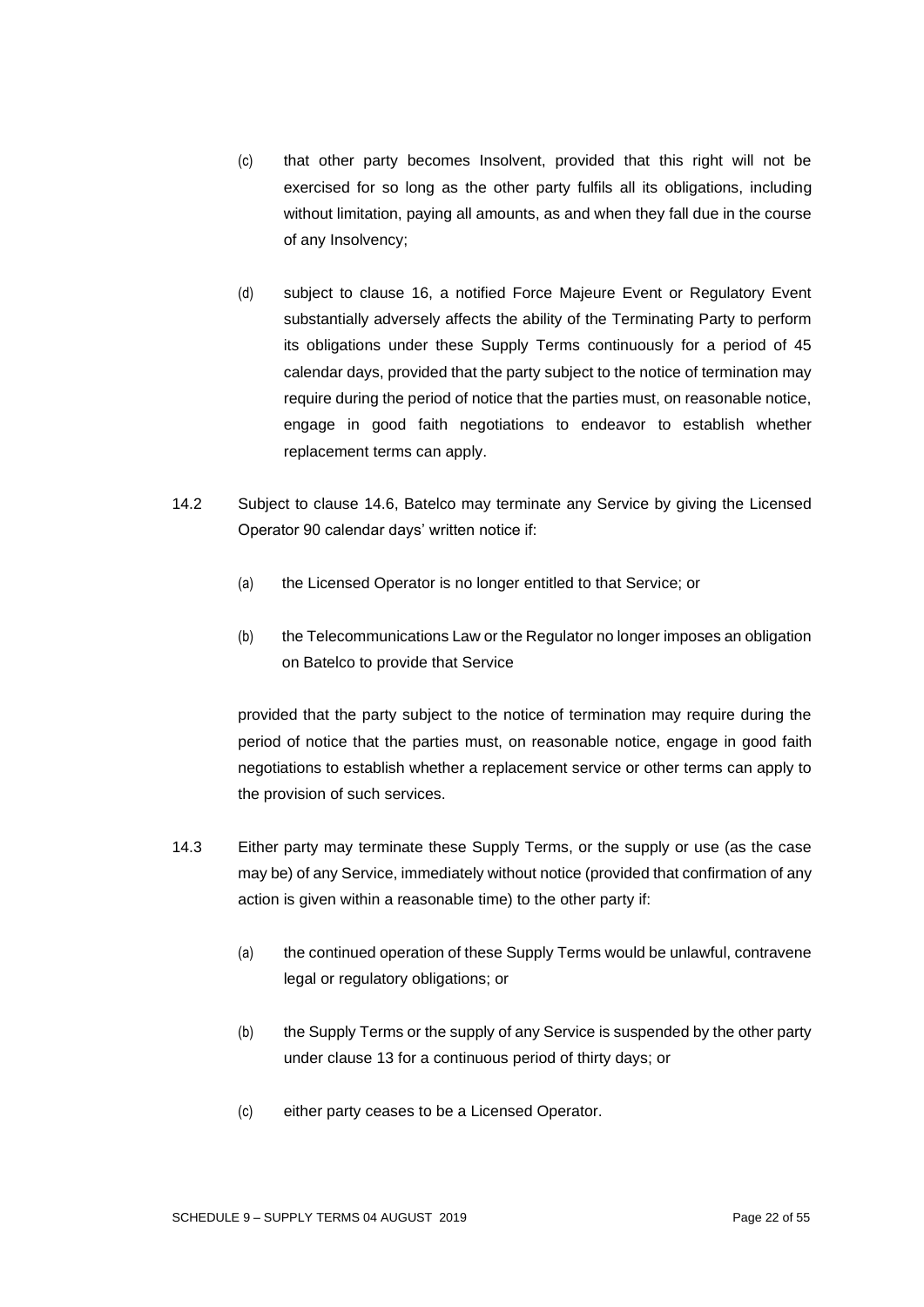(c) that other party becomes Insolvent, provided that this right will not be exercised for so long as the other party fulfils all its obligations, including without limitation, paying all amounts, as and when they fall due in the course of any Insolvency;

(d) subject to clause 16, a notified Force Majeure Event or Regulatory Event substantially adversely affects the ability of the Terminating Party to perform its obligations under these Supply Terms continuously for a period of 45 calendar days, provided that the party subject to the notice of termination may require during the period of notice that the parties must, on reasonable notice, engage in good faith negotiations to endeavor to establish whether replacement terms can apply.

14.2 Subject to clause 14.6, Batelco may terminate any Service by giving the Licensed Operator 90 calendar days' written notice if:

(a) the Licensed Operator is no longer entitled to that Service; or

(b) the Telecommunications Law or the Regulator no longer imposes an obligation on Batelco to provide that Service

provided that the party subject to the notice of termination may require during the period of notice that the parties must, on reasonable notice, engage in good faith negotiations to establish whether a replacement service or other terms can apply to the provision of such services.

14.3 Either party may terminate these Supply Terms, or the supply or use (as the case may be) of any Service, immediately without notice (provided that confirmation of any action is given within a reasonable time) to the other party if:

(a) the continued operation of these Supply Terms would be unlawful, contravene legal or regulatory obligations; or

(b) the Supply Terms or the supply of any Service is suspended by the other party under clause 13 for a continuous period of thirty days; or

(c) either party ceases to be a Licensed Operator.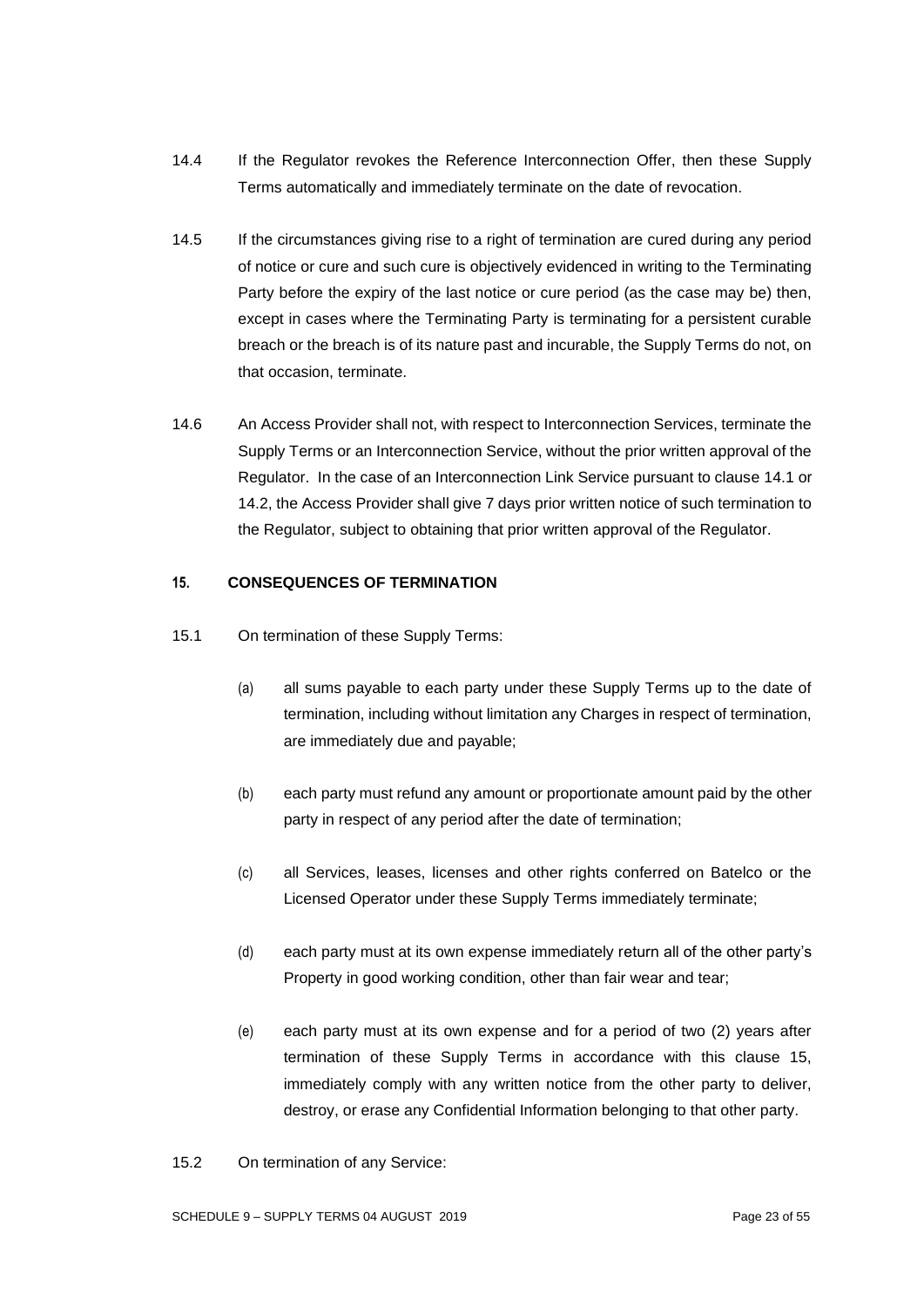14.4 If the Regulator revokes the Reference Interconnection Offer, then these Supply Terms automatically and immediately terminate on the date of revocation.

14.5 If the circumstances giving rise to a right of termination are cured during any period of notice or cure and such cure is objectively evidenced in writing to the Terminating Party before the expiry of the last notice or cure period (as the case may be) then, except in cases where the Terminating Party is terminating for a persistent curable breach or the breach is of its nature past and incurable, the Supply Terms do not, on that occasion, terminate.

14.6 An Access Provider shall not, with respect to Interconnection Services, terminate the Supply Terms or an Interconnection Service, without the prior written approval of the Regulator. In the case of an Interconnection Link Service pursuant to clause 14.1 or 14.2, the Access Provider shall give 7 days prior written notice of such termination to the Regulator, subject to obtaining that prior written approval of the Regulator.

## 15. CONSEQUENCES OF TERMINATION

15.1 On termination of these Supply Terms:

(a) all sums payable to each party under these Supply Terms up to the date of termination, including without limitation any Charges in respect of termination, are immediately due and payable;

(b) each party must refund any amount or proportionate amount paid by the other party in respect of any period after the date of termination;

(c) all Services, leases, licenses and other rights conferred on Batelco or the Licensed Operator under these Supply Terms immediately terminate;

(d) each party must at its own expense immediately return all of the other party's Property in good working condition, other than fair wear and tear;

(e) each party must at its own expense and for a period of two (2) years after termination of these Supply Terms in accordance with this clause 15, immediately comply with any written notice from the other party to deliver, destroy, or erase any Confidential Information belonging to that other party.

15.2 On termination of any Service: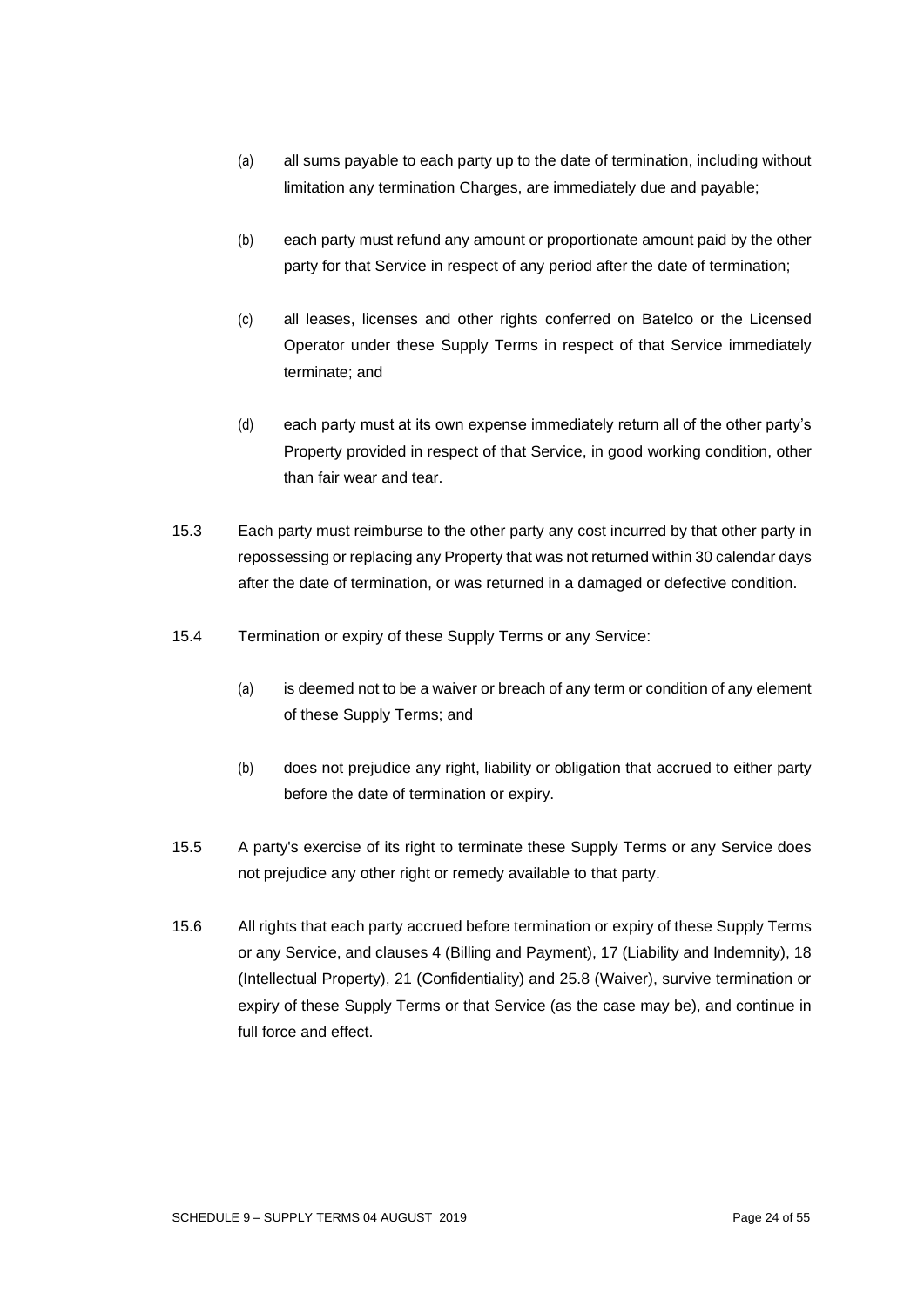(a) all sums payable to each party up to the date of termination, including without limitation any termination Charges, are immediately due and payable;

(b) each party must refund any amount or proportionate amount paid by the other party for that Service in respect of any period after the date of termination;

(c) all leases, licenses and other rights conferred on Batelco or the Licensed Operator under these Supply Terms in respect of that Service immediately terminate; and

(d) each party must at its own expense immediately return all of the other party's Property provided in respect of that Service, in good working condition, other than fair wear and tear.

15.3 Each party must reimburse to the other party any cost incurred by that other party in repossessing or replacing any Property that was not returned within 30 calendar days after the date of termination, or was returned in a damaged or defective condition.

15.4 Termination or expiry of these Supply Terms or any Service:

(a) is deemed not to be a waiver or breach of any term or condition of any element of these Supply Terms; and

(b) does not prejudice any right, liability or obligation that accrued to either party before the date of termination or expiry.

15.5 A party's exercise of its right to terminate these Supply Terms or any Service does not prejudice any other right or remedy available to that party.

15.6 All rights that each party accrued before termination or expiry of these Supply Terms or any Service, and clauses 4 (Billing and Payment), 17 (Liability and Indemnity), 18 (Intellectual Property), 21 (Confidentiality) and 25.8 (Waiver), survive termination or expiry of these Supply Terms or that Service (as the case may be), and continue in full force and effect.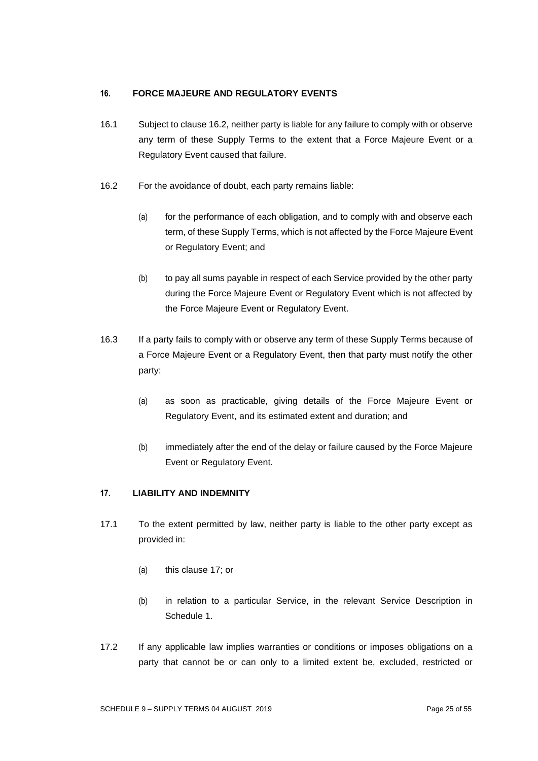## 16. FORCE MAJEURE AND REGULATORY EVENTS

16.1 Subject to clause 16.2, neither party is liable for any failure to comply with or observe any term of these Supply Terms to the extent that a Force Majeure Event or a Regulatory Event caused that failure.

16.2 For the avoidance of doubt, each party remains liable:

(a) for the performance of each obligation, and to comply with and observe each term, of these Supply Terms, which is not affected by the Force Majeure Event or Regulatory Event; and

(b) to pay all sums payable in respect of each Service provided by the other party during the Force Majeure Event or Regulatory Event which is not affected by the Force Majeure Event or Regulatory Event.

16.3 If a party fails to comply with or observe any term of these Supply Terms because of a Force Majeure Event or a Regulatory Event, then that party must notify the other party:

(a) as soon as practicable, giving details of the Force Majeure Event or Regulatory Event, and its estimated extent and duration; and

(b) immediately after the end of the delay or failure caused by the Force Majeure Event or Regulatory Event.

## 17. LIABILITY AND INDEMNITY

17.1 To the extent permitted by law, neither party is liable to the other party except as provided in:

(a) this clause 17; or

(b) in relation to a particular Service, in the relevant Service Description in Schedule 1.

17.2 If any applicable law implies warranties or conditions or imposes obligations on a party that cannot be or can only to a limited extent be, excluded, restricted or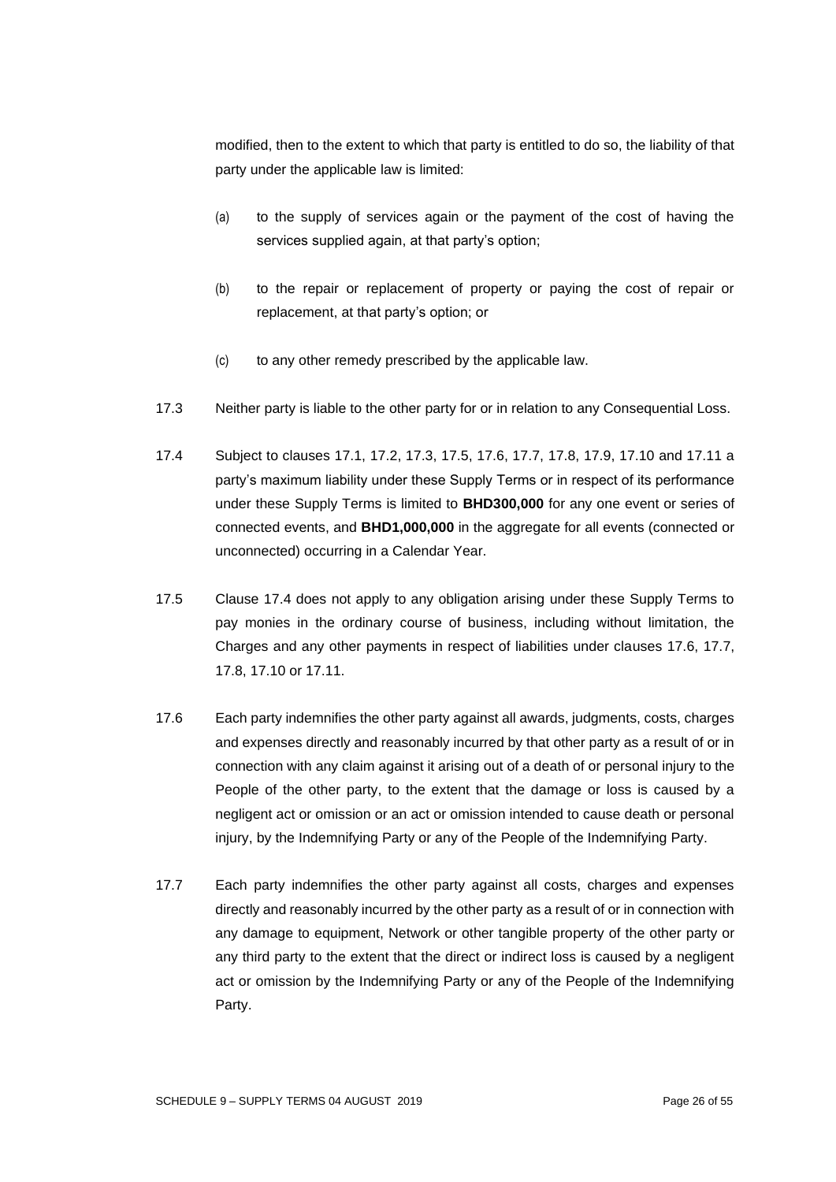modified, then to the extent to which that party is entitled to do so, the liability of that party under the applicable law is limited:

(a) to the supply of services again or the payment of the cost of having the services supplied again, at that party's option;

(b) to the repair or replacement of property or paying the cost of repair or replacement, at that party's option; or

(c) to any other remedy prescribed by the applicable law.

17.3 Neither party is liable to the other party for or in relation to any Consequential Loss.

17.4 Subject to clauses 17.1, 17.2, 17.3, 17.5, 17.6, 17.7, 17.8, 17.9, 17.10 and 17.11 a party's maximum liability under these Supply Terms or in respect of its performance under these Supply Terms is limited to **BHD300,000** for any one event or series of connected events, and **BHD1,000,000** in the aggregate for all events (connected or unconnected) occurring in a Calendar Year.

17.5 Clause 17.4 does not apply to any obligation arising under these Supply Terms to pay monies in the ordinary course of business, including without limitation, the Charges and any other payments in respect of liabilities under clauses 17.6, 17.7, 17.8, 17.10 or 17.11.

17.6 Each party indemnifies the other party against all awards, judgments, costs, charges and expenses directly and reasonably incurred by that other party as a result of or in connection with any claim against it arising out of a death of or personal injury to the People of the other party, to the extent that the damage or loss is caused by a negligent act or omission or an act or omission intended to cause death or personal injury, by the Indemnifying Party or any of the People of the Indemnifying Party.

17.7 Each party indemnifies the other party against all costs, charges and expenses directly and reasonably incurred by the other party as a result of or in connection with any damage to equipment, Network or other tangible property of the other party or any third party to the extent that the direct or indirect loss is caused by a negligent act or omission by the Indemnifying Party or any of the People of the Indemnifying Party.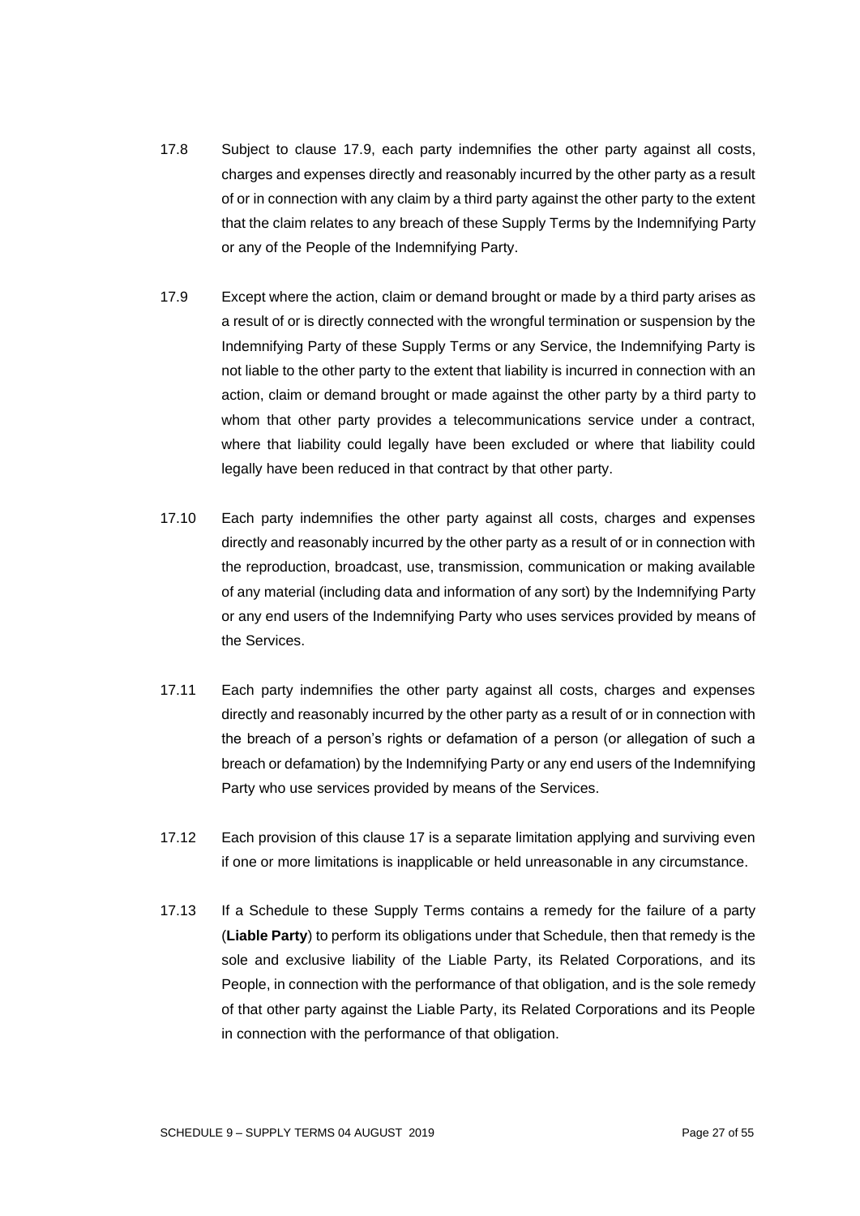17.8 Subject to clause 17.9, each party indemnifies the other party against all costs, charges and expenses directly and reasonably incurred by the other party as a result of or in connection with any claim by a third party against the other party to the extent that the claim relates to any breach of these Supply Terms by the Indemnifying Party or any of the People of the Indemnifying Party.

17.9 Except where the action, claim or demand brought or made by a third party arises as a result of or is directly connected with the wrongful termination or suspension by the Indemnifying Party of these Supply Terms or any Service, the Indemnifying Party is not liable to the other party to the extent that liability is incurred in connection with an action, claim or demand brought or made against the other party by a third party to whom that other party provides a telecommunications service under a contract, where that liability could legally have been excluded or where that liability could legally have been reduced in that contract by that other party.

17.10 Each party indemnifies the other party against all costs, charges and expenses directly and reasonably incurred by the other party as a result of or in connection with the reproduction, broadcast, use, transmission, communication or making available of any material (including data and information of any sort) by the Indemnifying Party or any end users of the Indemnifying Party who uses services provided by means of the Services.

17.11 Each party indemnifies the other party against all costs, charges and expenses directly and reasonably incurred by the other party as a result of or in connection with the breach of a person's rights or defamation of a person (or allegation of such a breach or defamation) by the Indemnifying Party or any end users of the Indemnifying Party who use services provided by means of the Services.

17.12 Each provision of this clause 17 is a separate limitation applying and surviving even if one or more limitations is inapplicable or held unreasonable in any circumstance.

17.13 If a Schedule to these Supply Terms contains a remedy for the failure of a party (**Liable Party**) to perform its obligations under that Schedule, then that remedy is the sole and exclusive liability of the Liable Party, its Related Corporations, and its People, in connection with the performance of that obligation, and is the sole remedy of that other party against the Liable Party, its Related Corporations and its People in connection with the performance of that obligation.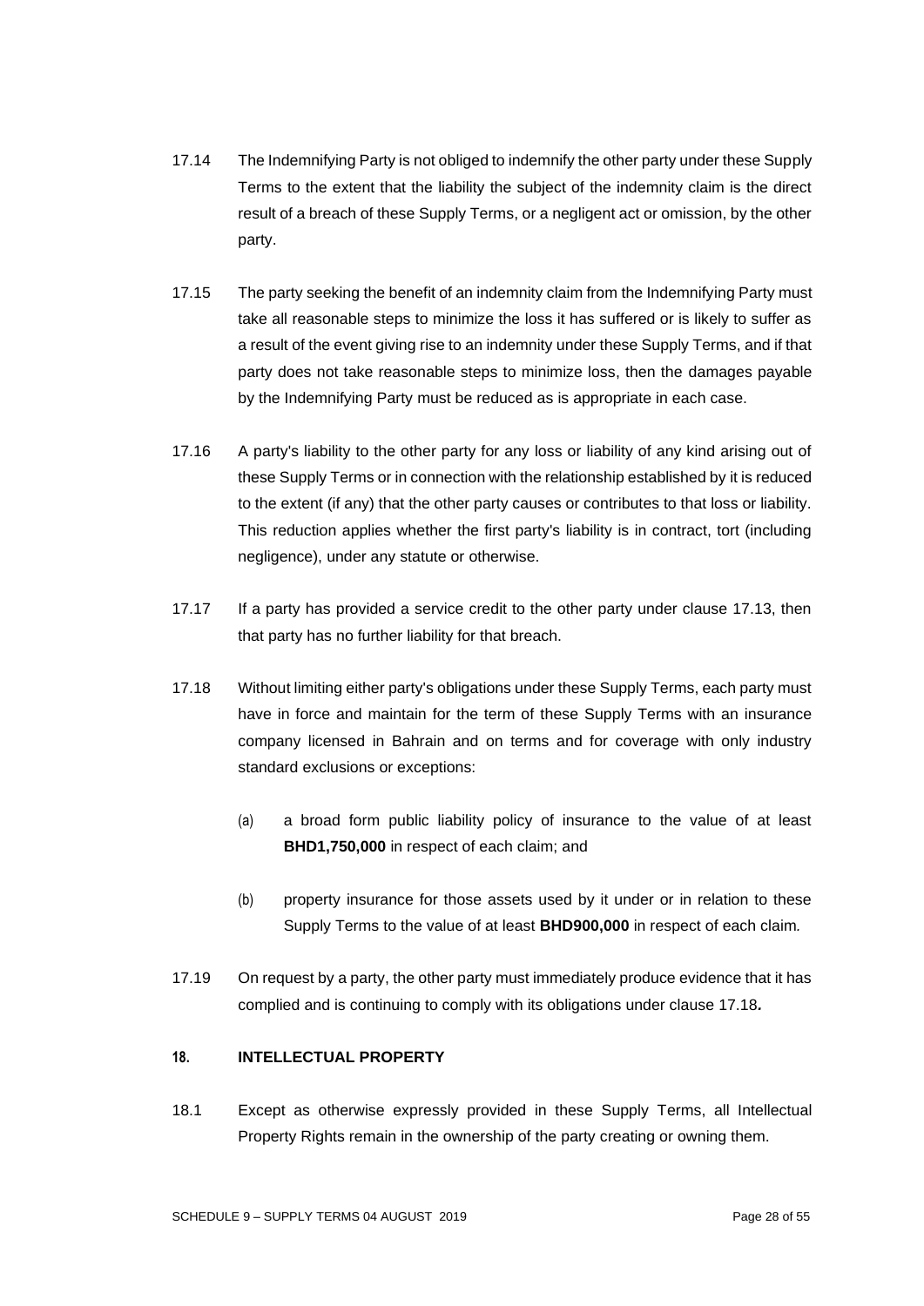17.14 The Indemnifying Party is not obliged to indemnify the other party under these Supply Terms to the extent that the liability the subject of the indemnity claim is the direct result of a breach of these Supply Terms, or a negligent act or omission, by the other party.

17.15 The party seeking the benefit of an indemnity claim from the Indemnifying Party must take all reasonable steps to minimize the loss it has suffered or is likely to suffer as a result of the event giving rise to an indemnity under these Supply Terms, and if that party does not take reasonable steps to minimize loss, then the damages payable by the Indemnifying Party must be reduced as is appropriate in each case.

17.16 A party's liability to the other party for any loss or liability of any kind arising out of these Supply Terms or in connection with the relationship established by it is reduced to the extent (if any) that the other party causes or contributes to that loss or liability. This reduction applies whether the first party's liability is in contract, tort (including negligence), under any statute or otherwise.

17.17 If a party has provided a service credit to the other party under clause 17.13, then that party has no further liability for that breach.

17.18 Without limiting either party's obligations under these Supply Terms, each party must have in force and maintain for the term of these Supply Terms with an insurance company licensed in Bahrain and on terms and for coverage with only industry standard exclusions or exceptions:

(a) a broad form public liability policy of insurance to the value of at least **BHD1,750,000** in respect of each claim; and

(b) property insurance for those assets used by it under or in relation to these Supply Terms to the value of at least **BHD900,000** in respect of each claim.

17.19 On request by a party, the other party must immediately produce evidence that it has complied and is continuing to comply with its obligations under clause 17.18**.**

## 18. INTELLECTUAL PROPERTY

18.1 Except as otherwise expressly provided in these Supply Terms, all Intellectual Property Rights remain in the ownership of the party creating or owning them.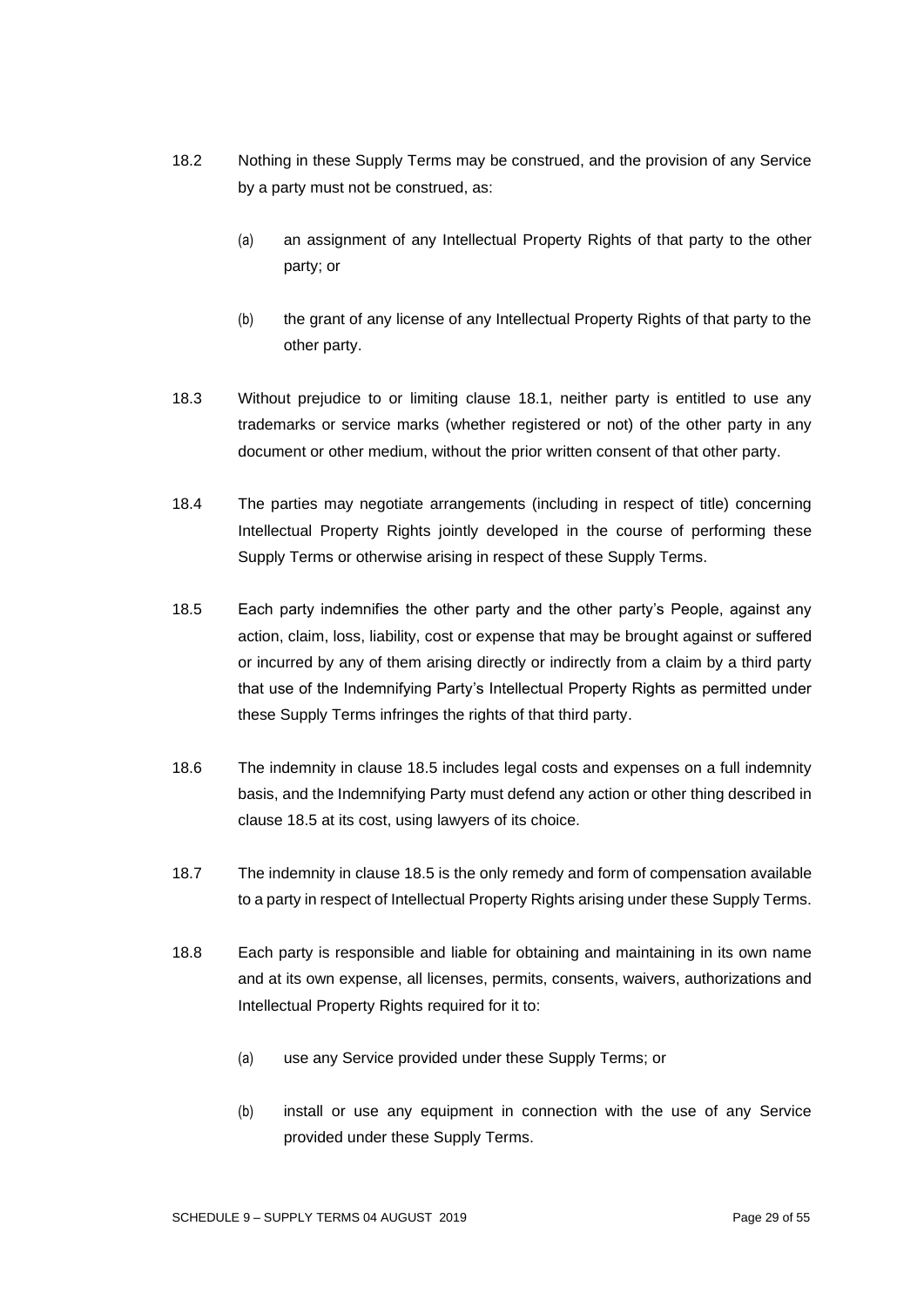18.2 Nothing in these Supply Terms may be construed, and the provision of any Service by a party must not be construed, as:

(a) an assignment of any Intellectual Property Rights of that party to the other party; or

(b) the grant of any license of any Intellectual Property Rights of that party to the other party.

18.3 Without prejudice to or limiting clause 18.1, neither party is entitled to use any trademarks or service marks (whether registered or not) of the other party in any document or other medium, without the prior written consent of that other party.

18.4 The parties may negotiate arrangements (including in respect of title) concerning Intellectual Property Rights jointly developed in the course of performing these Supply Terms or otherwise arising in respect of these Supply Terms.

18.5 Each party indemnifies the other party and the other party's People, against any action, claim, loss, liability, cost or expense that may be brought against or suffered or incurred by any of them arising directly or indirectly from a claim by a third party that use of the Indemnifying Party's Intellectual Property Rights as permitted under these Supply Terms infringes the rights of that third party.

18.6 The indemnity in clause 18.5 includes legal costs and expenses on a full indemnity basis, and the Indemnifying Party must defend any action or other thing described in clause 18.5 at its cost, using lawyers of its choice.

18.7 The indemnity in clause 18.5 is the only remedy and form of compensation available to a party in respect of Intellectual Property Rights arising under these Supply Terms.

18.8 Each party is responsible and liable for obtaining and maintaining in its own name and at its own expense, all licenses, permits, consents, waivers, authorizations and Intellectual Property Rights required for it to:

(a) use any Service provided under these Supply Terms; or

(b) install or use any equipment in connection with the use of any Service provided under these Supply Terms.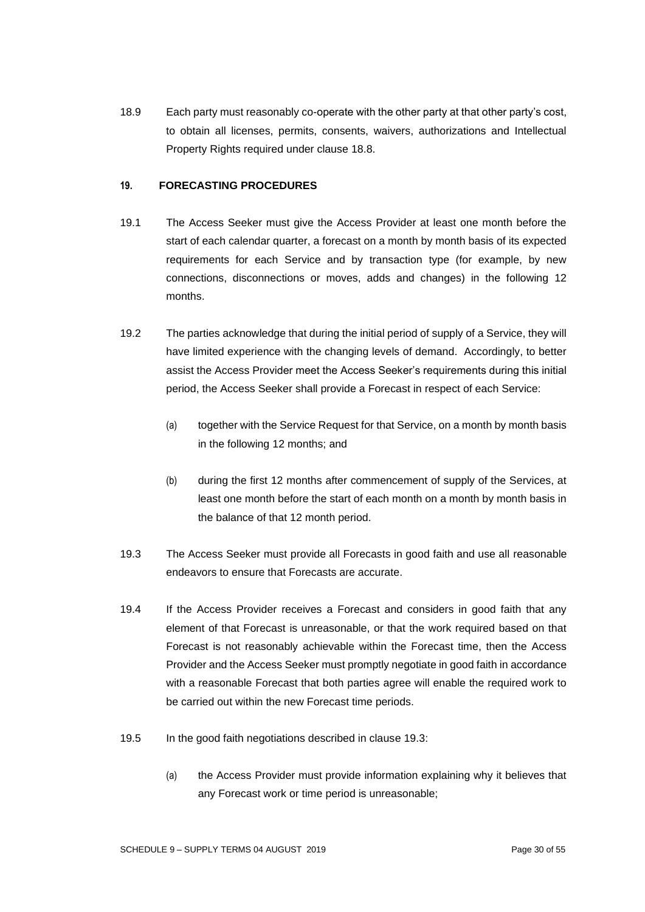18.9 Each party must reasonably co-operate with the other party at that other party's cost, to obtain all licenses, permits, consents, waivers, authorizations and Intellectual Property Rights required under clause 18.8.

## 19. FORECASTING PROCEDURES

19.1 The Access Seeker must give the Access Provider at least one month before the start of each calendar quarter, a forecast on a month by month basis of its expected requirements for each Service and by transaction type (for example, by new connections, disconnections or moves, adds and changes) in the following 12 months.

19.2 The parties acknowledge that during the initial period of supply of a Service, they will have limited experience with the changing levels of demand. Accordingly, to better assist the Access Provider meet the Access Seeker's requirements during this initial period, the Access Seeker shall provide a Forecast in respect of each Service:

(a) together with the Service Request for that Service, on a month by month basis in the following 12 months; and

(b) during the first 12 months after commencement of supply of the Services, at least one month before the start of each month on a month by month basis in the balance of that 12 month period.

19.3 The Access Seeker must provide all Forecasts in good faith and use all reasonable endeavors to ensure that Forecasts are accurate.

19.4 If the Access Provider receives a Forecast and considers in good faith that any element of that Forecast is unreasonable, or that the work required based on that Forecast is not reasonably achievable within the Forecast time, then the Access Provider and the Access Seeker must promptly negotiate in good faith in accordance with a reasonable Forecast that both parties agree will enable the required work to be carried out within the new Forecast time periods.

19.5 In the good faith negotiations described in clause 19.3:

(a) the Access Provider must provide information explaining why it believes that any Forecast work or time period is unreasonable;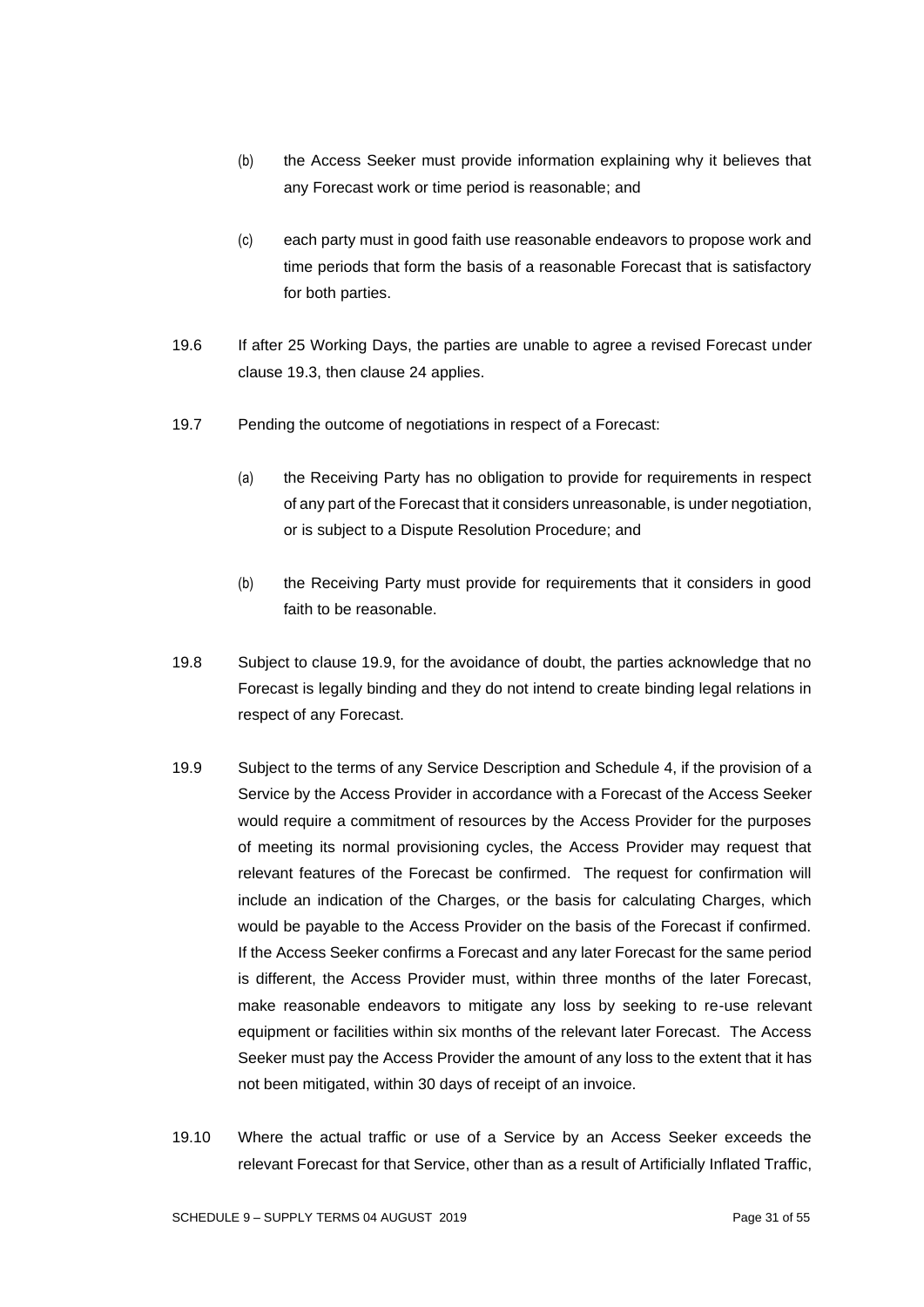(b) the Access Seeker must provide information explaining why it believes that any Forecast work or time period is reasonable; and

(c) each party must in good faith use reasonable endeavors to propose work and time periods that form the basis of a reasonable Forecast that is satisfactory for both parties.

19.6 If after 25 Working Days, the parties are unable to agree a revised Forecast under clause 19.3, then clause 24 applies.

19.7 Pending the outcome of negotiations in respect of a Forecast:

(a) the Receiving Party has no obligation to provide for requirements in respect of any part of the Forecast that it considers unreasonable, is under negotiation, or is subject to a Dispute Resolution Procedure; and

(b) the Receiving Party must provide for requirements that it considers in good faith to be reasonable.

19.8 Subject to clause 19.9, for the avoidance of doubt, the parties acknowledge that no Forecast is legally binding and they do not intend to create binding legal relations in respect of any Forecast.

19.9 Subject to the terms of any Service Description and Schedule 4, if the provision of a Service by the Access Provider in accordance with a Forecast of the Access Seeker would require a commitment of resources by the Access Provider for the purposes of meeting its normal provisioning cycles, the Access Provider may request that relevant features of the Forecast be confirmed. The request for confirmation will include an indication of the Charges, or the basis for calculating Charges, which would be payable to the Access Provider on the basis of the Forecast if confirmed. If the Access Seeker confirms a Forecast and any later Forecast for the same period is different, the Access Provider must, within three months of the later Forecast, make reasonable endeavors to mitigate any loss by seeking to re-use relevant equipment or facilities within six months of the relevant later Forecast. The Access Seeker must pay the Access Provider the amount of any loss to the extent that it has not been mitigated, within 30 days of receipt of an invoice.

19.10 Where the actual traffic or use of a Service by an Access Seeker exceeds the relevant Forecast for that Service, other than as a result of Artificially Inflated Traffic,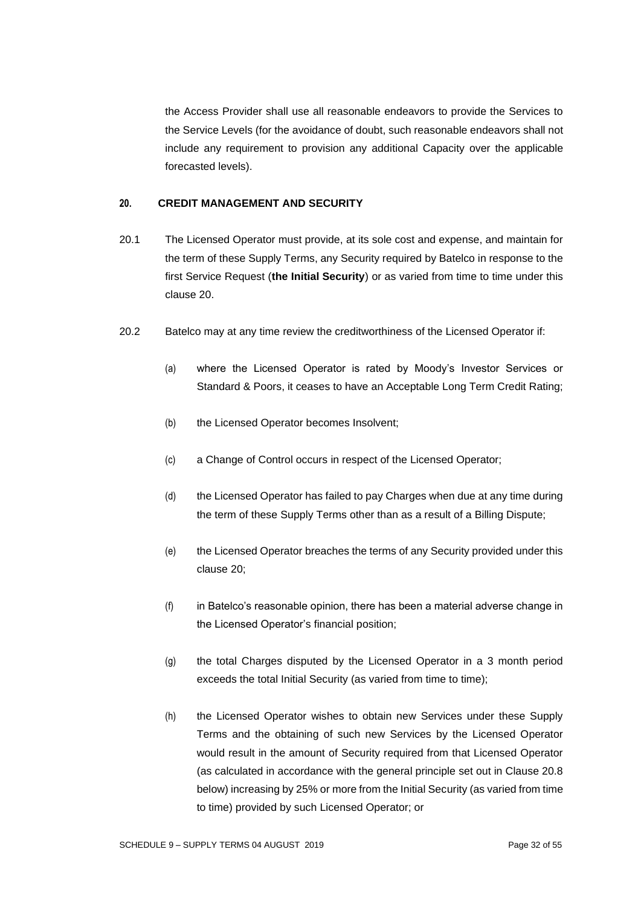the Access Provider shall use all reasonable endeavors to provide the Services to the Service Levels (for the avoidance of doubt, such reasonable endeavors shall not include any requirement to provision any additional Capacity over the applicable forecasted levels).

## 20. CREDIT MANAGEMENT AND SECURITY

20.1 The Licensed Operator must provide, at its sole cost and expense, and maintain for the term of these Supply Terms, any Security required by Batelco in response to the first Service Request (**the Initial Security**) or as varied from time to time under this clause 20.

20.2 Batelco may at any time review the creditworthiness of the Licensed Operator if:

(a) where the Licensed Operator is rated by Moody's Investor Services or Standard & Poors, it ceases to have an Acceptable Long Term Credit Rating;

(b) the Licensed Operator becomes Insolvent;

(c) a Change of Control occurs in respect of the Licensed Operator;

(d) the Licensed Operator has failed to pay Charges when due at any time during the term of these Supply Terms other than as a result of a Billing Dispute;

(e) the Licensed Operator breaches the terms of any Security provided under this clause 20;

(f) in Batelco's reasonable opinion, there has been a material adverse change in the Licensed Operator's financial position;

(g) the total Charges disputed by the Licensed Operator in a 3 month period exceeds the total Initial Security (as varied from time to time);

(h) the Licensed Operator wishes to obtain new Services under these Supply Terms and the obtaining of such new Services by the Licensed Operator would result in the amount of Security required from that Licensed Operator (as calculated in accordance with the general principle set out in Clause 20.8 below) increasing by 25% or more from the Initial Security (as varied from time to time) provided by such Licensed Operator; or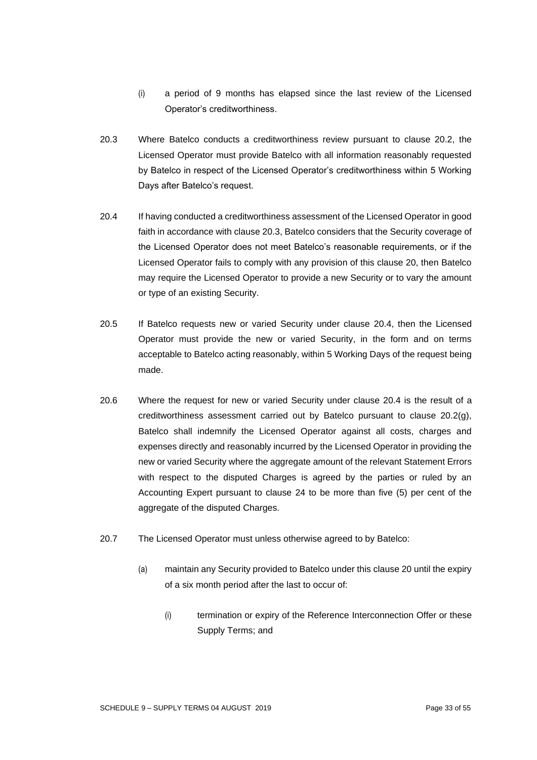(i) a period of 9 months has elapsed since the last review of the Licensed Operator's creditworthiness.

20.3 Where Batelco conducts a creditworthiness review pursuant to clause 20.2, the Licensed Operator must provide Batelco with all information reasonably requested by Batelco in respect of the Licensed Operator's creditworthiness within 5 Working Days after Batelco's request.

20.4 If having conducted a creditworthiness assessment of the Licensed Operator in good faith in accordance with clause 20.3, Batelco considers that the Security coverage of the Licensed Operator does not meet Batelco's reasonable requirements, or if the Licensed Operator fails to comply with any provision of this clause 20, then Batelco may require the Licensed Operator to provide a new Security or to vary the amount or type of an existing Security.

20.5 If Batelco requests new or varied Security under clause 20.4, then the Licensed Operator must provide the new or varied Security, in the form and on terms acceptable to Batelco acting reasonably, within 5 Working Days of the request being made.

20.6 Where the request for new or varied Security under clause 20.4 is the result of a creditworthiness assessment carried out by Batelco pursuant to clause 20.2(g), Batelco shall indemnify the Licensed Operator against all costs, charges and expenses directly and reasonably incurred by the Licensed Operator in providing the new or varied Security where the aggregate amount of the relevant Statement Errors with respect to the disputed Charges is agreed by the parties or ruled by an Accounting Expert pursuant to clause 24 to be more than five (5) per cent of the aggregate of the disputed Charges.

20.7 The Licensed Operator must unless otherwise agreed to by Batelco:

(a) maintain any Security provided to Batelco under this clause 20 until the expiry of a six month period after the last to occur of:

(i) termination or expiry of the Reference Interconnection Offer or these Supply Terms; and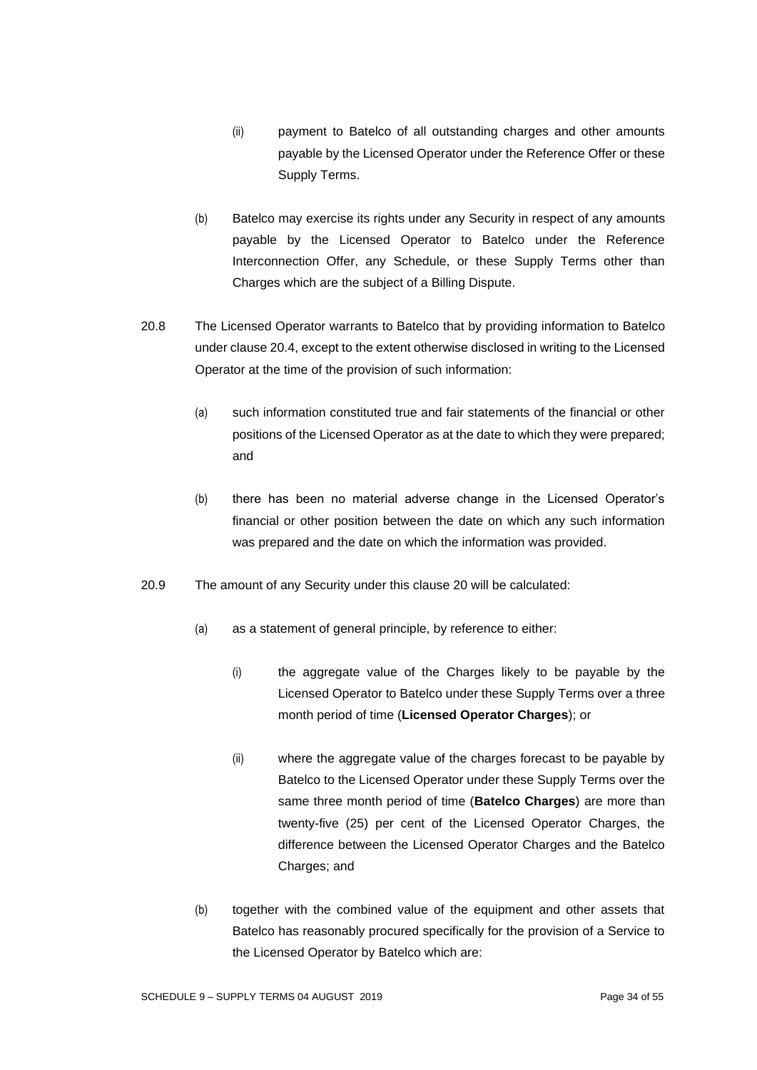(ii) payment to Batelco of all outstanding charges and other amounts payable by the Licensed Operator under the Reference Offer or these Supply Terms.

(b) Batelco may exercise its rights under any Security in respect of any amounts payable by the Licensed Operator to Batelco under the Reference Interconnection Offer, any Schedule, or these Supply Terms other than Charges which are the subject of a Billing Dispute.

20.8 The Licensed Operator warrants to Batelco that by providing information to Batelco under clause 20.4, except to the extent otherwise disclosed in writing to the Licensed Operator at the time of the provision of such information:

(a) such information constituted true and fair statements of the financial or other positions of the Licensed Operator as at the date to which they were prepared; and

(b) there has been no material adverse change in the Licensed Operator's financial or other position between the date on which any such information was prepared and the date on which the information was provided.

20.9 The amount of any Security under this clause 20 will be calculated:

(a) as a statement of general principle, by reference to either:

(i) the aggregate value of the Charges likely to be payable by the Licensed Operator to Batelco under these Supply Terms over a three month period of time (**Licensed Operator Charges**); or

(ii) where the aggregate value of the charges forecast to be payable by Batelco to the Licensed Operator under these Supply Terms over the same three month period of time (**Batelco Charges**) are more than twenty-five (25) per cent of the Licensed Operator Charges, the difference between the Licensed Operator Charges and the Batelco Charges; and

(b) together with the combined value of the equipment and other assets that Batelco has reasonably procured specifically for the provision of a Service to the Licensed Operator by Batelco which are: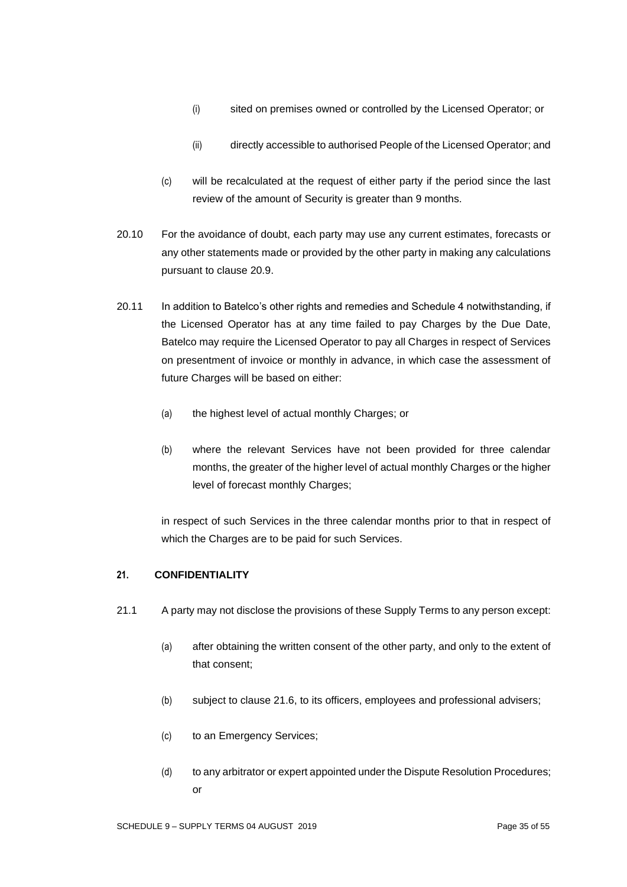(i) sited on premises owned or controlled by the Licensed Operator; or

(ii) directly accessible to authorised People of the Licensed Operator; and

(c) will be recalculated at the request of either party if the period since the last review of the amount of Security is greater than 9 months.

20.10 For the avoidance of doubt, each party may use any current estimates, forecasts or any other statements made or provided by the other party in making any calculations pursuant to clause 20.9.

20.11 In addition to Batelco's other rights and remedies and Schedule 4 notwithstanding, if the Licensed Operator has at any time failed to pay Charges by the Due Date, Batelco may require the Licensed Operator to pay all Charges in respect of Services on presentment of invoice or monthly in advance, in which case the assessment of future Charges will be based on either:

(a) the highest level of actual monthly Charges; or

(b) where the relevant Services have not been provided for three calendar months, the greater of the higher level of actual monthly Charges or the higher level of forecast monthly Charges;

in respect of such Services in the three calendar months prior to that in respect of which the Charges are to be paid for such Services.

**21. CONFIDENTIALITY**

21.1 A party may not disclose the provisions of these Supply Terms to any person except:

(a) after obtaining the written consent of the other party, and only to the extent of that consent;

(b) subject to clause 21.6, to its officers, employees and professional advisers;

(c) to an Emergency Services;

(d) to any arbitrator or expert appointed under the Dispute Resolution Procedures; or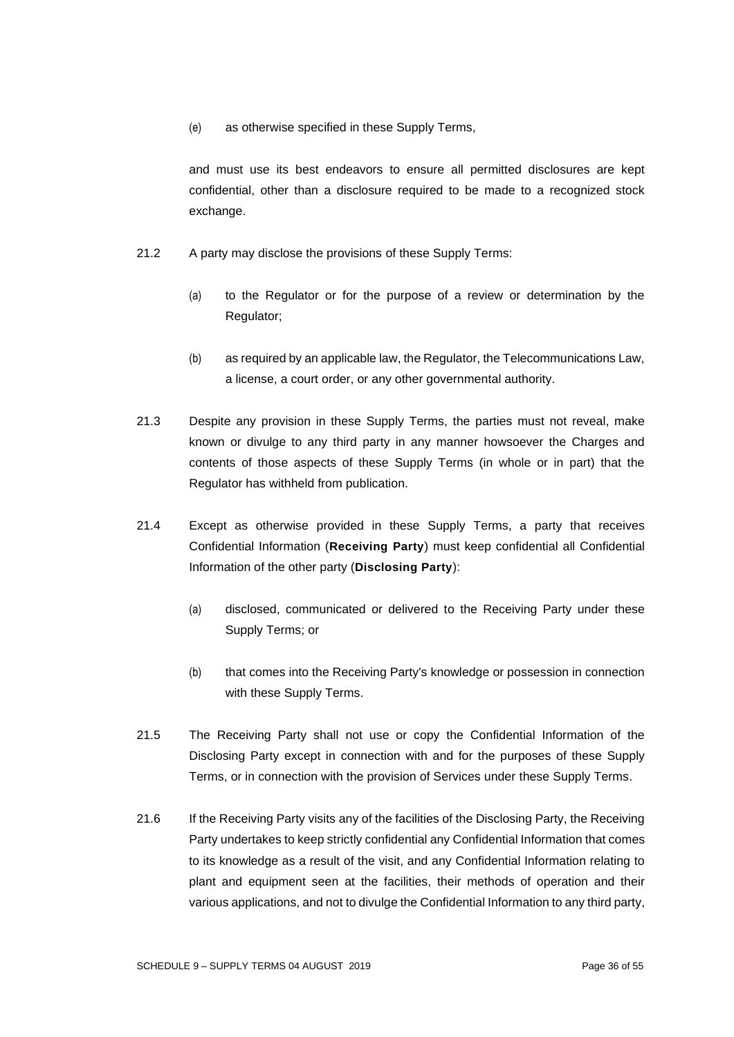(e) as otherwise specified in these Supply Terms,

and must use its best endeavors to ensure all permitted disclosures are kept confidential, other than a disclosure required to be made to a recognized stock exchange.

21.2 A party may disclose the provisions of these Supply Terms:

(a) to the Regulator or for the purpose of a review or determination by the Regulator;

(b) as required by an applicable law, the Regulator, the Telecommunications Law, a license, a court order, or any other governmental authority.

21.3 Despite any provision in these Supply Terms, the parties must not reveal, make known or divulge to any third party in any manner howsoever the Charges and contents of those aspects of these Supply Terms (in whole or in part) that the Regulator has withheld from publication.

21.4 Except as otherwise provided in these Supply Terms, a party that receives Confidential Information (**Receiving Party**) must keep confidential all Confidential Information of the other party (**Disclosing Party**):

(a) disclosed, communicated or delivered to the Receiving Party under these Supply Terms; or

(b) that comes into the Receiving Party's knowledge or possession in connection with these Supply Terms.

21.5 The Receiving Party shall not use or copy the Confidential Information of the Disclosing Party except in connection with and for the purposes of these Supply Terms, or in connection with the provision of Services under these Supply Terms.

21.6 If the Receiving Party visits any of the facilities of the Disclosing Party, the Receiving Party undertakes to keep strictly confidential any Confidential Information that comes to its knowledge as a result of the visit, and any Confidential Information relating to plant and equipment seen at the facilities, their methods of operation and their various applications, and not to divulge the Confidential Information to any third party,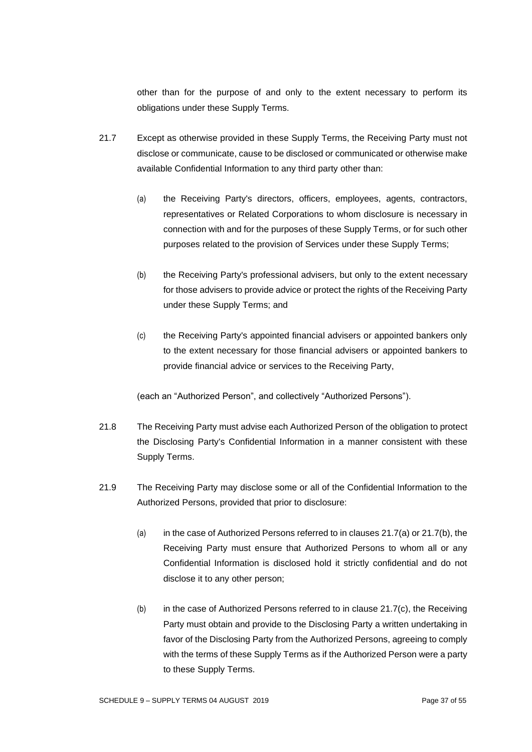other than for the purpose of and only to the extent necessary to perform its obligations under these Supply Terms.

21.7 Except as otherwise provided in these Supply Terms, the Receiving Party must not disclose or communicate, cause to be disclosed or communicated or otherwise make available Confidential Information to any third party other than:

(a) the Receiving Party's directors, officers, employees, agents, contractors, representatives or Related Corporations to whom disclosure is necessary in connection with and for the purposes of these Supply Terms, or for such other purposes related to the provision of Services under these Supply Terms;

(b) the Receiving Party's professional advisers, but only to the extent necessary for those advisers to provide advice or protect the rights of the Receiving Party under these Supply Terms; and

(c) the Receiving Party's appointed financial advisers or appointed bankers only to the extent necessary for those financial advisers or appointed bankers to provide financial advice or services to the Receiving Party,

(each an "Authorized Person", and collectively "Authorized Persons").

21.8 The Receiving Party must advise each Authorized Person of the obligation to protect the Disclosing Party's Confidential Information in a manner consistent with these Supply Terms.

21.9 The Receiving Party may disclose some or all of the Confidential Information to the Authorized Persons, provided that prior to disclosure:

(a) in the case of Authorized Persons referred to in clauses 21.7(a) or 21.7(b), the Receiving Party must ensure that Authorized Persons to whom all or any Confidential Information is disclosed hold it strictly confidential and do not disclose it to any other person;

(b) in the case of Authorized Persons referred to in clause 21.7(c), the Receiving Party must obtain and provide to the Disclosing Party a written undertaking in favor of the Disclosing Party from the Authorized Persons, agreeing to comply with the terms of these Supply Terms as if the Authorized Person were a party to these Supply Terms.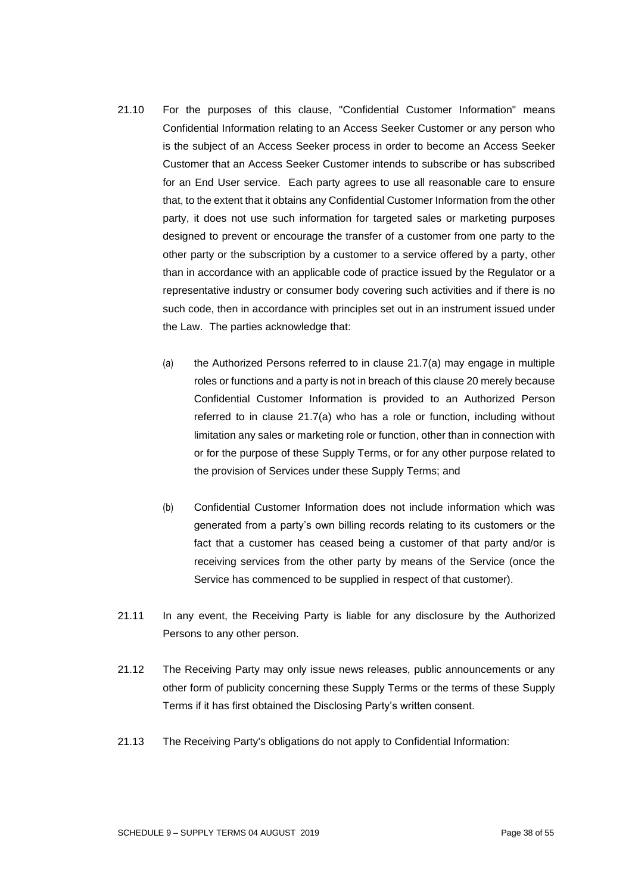21.10 For the purposes of this clause, "Confidential Customer Information" means Confidential Information relating to an Access Seeker Customer or any person who is the subject of an Access Seeker process in order to become an Access Seeker Customer that an Access Seeker Customer intends to subscribe or has subscribed for an End User service. Each party agrees to use all reasonable care to ensure that, to the extent that it obtains any Confidential Customer Information from the other party, it does not use such information for targeted sales or marketing purposes designed to prevent or encourage the transfer of a customer from one party to the other party or the subscription by a customer to a service offered by a party, other than in accordance with an applicable code of practice issued by the Regulator or a representative industry or consumer body covering such activities and if there is no such code, then in accordance with principles set out in an instrument issued under the Law. The parties acknowledge that:

(a) the Authorized Persons referred to in clause 21.7(a) may engage in multiple roles or functions and a party is not in breach of this clause 20 merely because Confidential Customer Information is provided to an Authorized Person referred to in clause 21.7(a) who has a role or function, including without limitation any sales or marketing role or function, other than in connection with or for the purpose of these Supply Terms, or for any other purpose related to the provision of Services under these Supply Terms; and

(b) Confidential Customer Information does not include information which was generated from a party's own billing records relating to its customers or the fact that a customer has ceased being a customer of that party and/or is receiving services from the other party by means of the Service (once the Service has commenced to be supplied in respect of that customer).

21.11 In any event, the Receiving Party is liable for any disclosure by the Authorized Persons to any other person.

21.12 The Receiving Party may only issue news releases, public announcements or any other form of publicity concerning these Supply Terms or the terms of these Supply Terms if it has first obtained the Disclosing Party's written consent.

21.13 The Receiving Party's obligations do not apply to Confidential Information: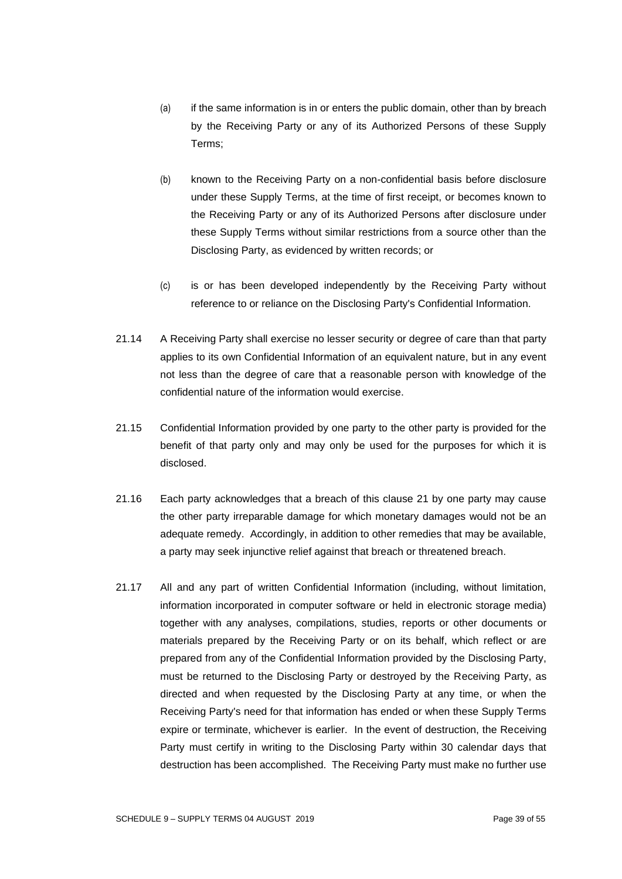(a) if the same information is in or enters the public domain, other than by breach by the Receiving Party or any of its Authorized Persons of these Supply Terms;

(b) known to the Receiving Party on a non-confidential basis before disclosure under these Supply Terms, at the time of first receipt, or becomes known to the Receiving Party or any of its Authorized Persons after disclosure under these Supply Terms without similar restrictions from a source other than the Disclosing Party, as evidenced by written records; or

(c) is or has been developed independently by the Receiving Party without reference to or reliance on the Disclosing Party's Confidential Information.

21.14 A Receiving Party shall exercise no lesser security or degree of care than that party applies to its own Confidential Information of an equivalent nature, but in any event not less than the degree of care that a reasonable person with knowledge of the confidential nature of the information would exercise.

21.15 Confidential Information provided by one party to the other party is provided for the benefit of that party only and may only be used for the purposes for which it is disclosed.

21.16 Each party acknowledges that a breach of this clause 21 by one party may cause the other party irreparable damage for which monetary damages would not be an adequate remedy. Accordingly, in addition to other remedies that may be available, a party may seek injunctive relief against that breach or threatened breach.

21.17 All and any part of written Confidential Information (including, without limitation, information incorporated in computer software or held in electronic storage media) together with any analyses, compilations, studies, reports or other documents or materials prepared by the Receiving Party or on its behalf, which reflect or are prepared from any of the Confidential Information provided by the Disclosing Party, must be returned to the Disclosing Party or destroyed by the Receiving Party, as directed and when requested by the Disclosing Party at any time, or when the Receiving Party's need for that information has ended or when these Supply Terms expire or terminate, whichever is earlier. In the event of destruction, the Receiving Party must certify in writing to the Disclosing Party within 30 calendar days that destruction has been accomplished. The Receiving Party must make no further use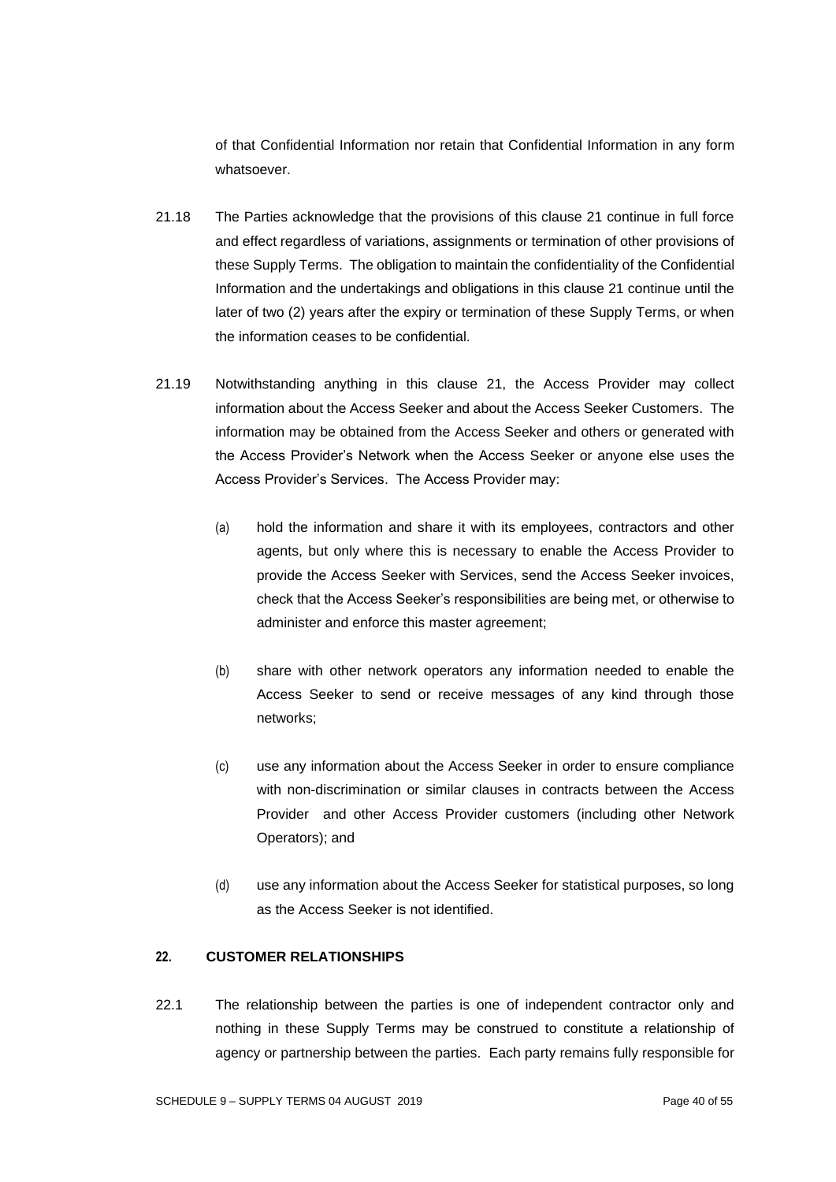of that Confidential Information nor retain that Confidential Information in any form whatsoever.

21.18 The Parties acknowledge that the provisions of this clause 21 continue in full force and effect regardless of variations, assignments or termination of other provisions of these Supply Terms. The obligation to maintain the confidentiality of the Confidential Information and the undertakings and obligations in this clause 21 continue until the later of two (2) years after the expiry or termination of these Supply Terms, or when the information ceases to be confidential.

21.19 Notwithstanding anything in this clause 21, the Access Provider may collect information about the Access Seeker and about the Access Seeker Customers. The information may be obtained from the Access Seeker and others or generated with the Access Provider's Network when the Access Seeker or anyone else uses the Access Provider's Services. The Access Provider may:

(a) hold the information and share it with its employees, contractors and other agents, but only where this is necessary to enable the Access Provider to provide the Access Seeker with Services, send the Access Seeker invoices, check that the Access Seeker's responsibilities are being met, or otherwise to administer and enforce this master agreement;

(b) share with other network operators any information needed to enable the Access Seeker to send or receive messages of any kind through those networks;

(c) use any information about the Access Seeker in order to ensure compliance with non-discrimination or similar clauses in contracts between the Access Provider and other Access Provider customers (including other Network Operators); and

(d) use any information about the Access Seeker for statistical purposes, so long as the Access Seeker is not identified.

## 22. CUSTOMER RELATIONSHIPS

22.1 The relationship between the parties is one of independent contractor only and nothing in these Supply Terms may be construed to constitute a relationship of agency or partnership between the parties. Each party remains fully responsible for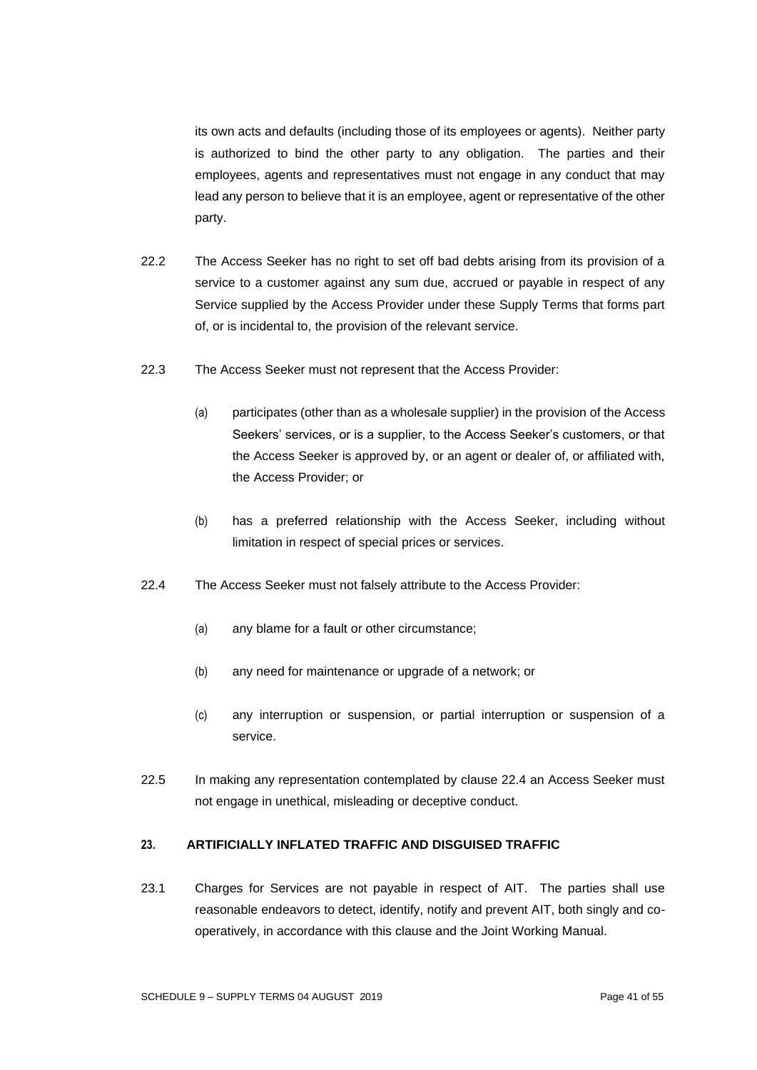its own acts and defaults (including those of its employees or agents). Neither party is authorized to bind the other party to any obligation. The parties and their employees, agents and representatives must not engage in any conduct that may lead any person to believe that it is an employee, agent or representative of the other party.

22.2 The Access Seeker has no right to set off bad debts arising from its provision of a service to a customer against any sum due, accrued or payable in respect of any Service supplied by the Access Provider under these Supply Terms that forms part of, or is incidental to, the provision of the relevant service.

22.3 The Access Seeker must not represent that the Access Provider:

(a) participates (other than as a wholesale supplier) in the provision of the Access Seekers' services, or is a supplier, to the Access Seeker's customers, or that the Access Seeker is approved by, or an agent or dealer of, or affiliated with, the Access Provider; or

(b) has a preferred relationship with the Access Seeker, including without limitation in respect of special prices or services.

22.4 The Access Seeker must not falsely attribute to the Access Provider:

(a) any blame for a fault or other circumstance;

(b) any need for maintenance or upgrade of a network; or

(c) any interruption or suspension, or partial interruption or suspension of a service.

22.5 In making any representation contemplated by clause 22.4 an Access Seeker must not engage in unethical, misleading or deceptive conduct.

## 23. ARTIFICIALLY INFLATED TRAFFIC AND DISGUISED TRAFFIC

23.1 Charges for Services are not payable in respect of AIT. The parties shall use reasonable endeavors to detect, identify, notify and prevent AIT, both singly and co-operatively, in accordance with this clause and the Joint Working Manual.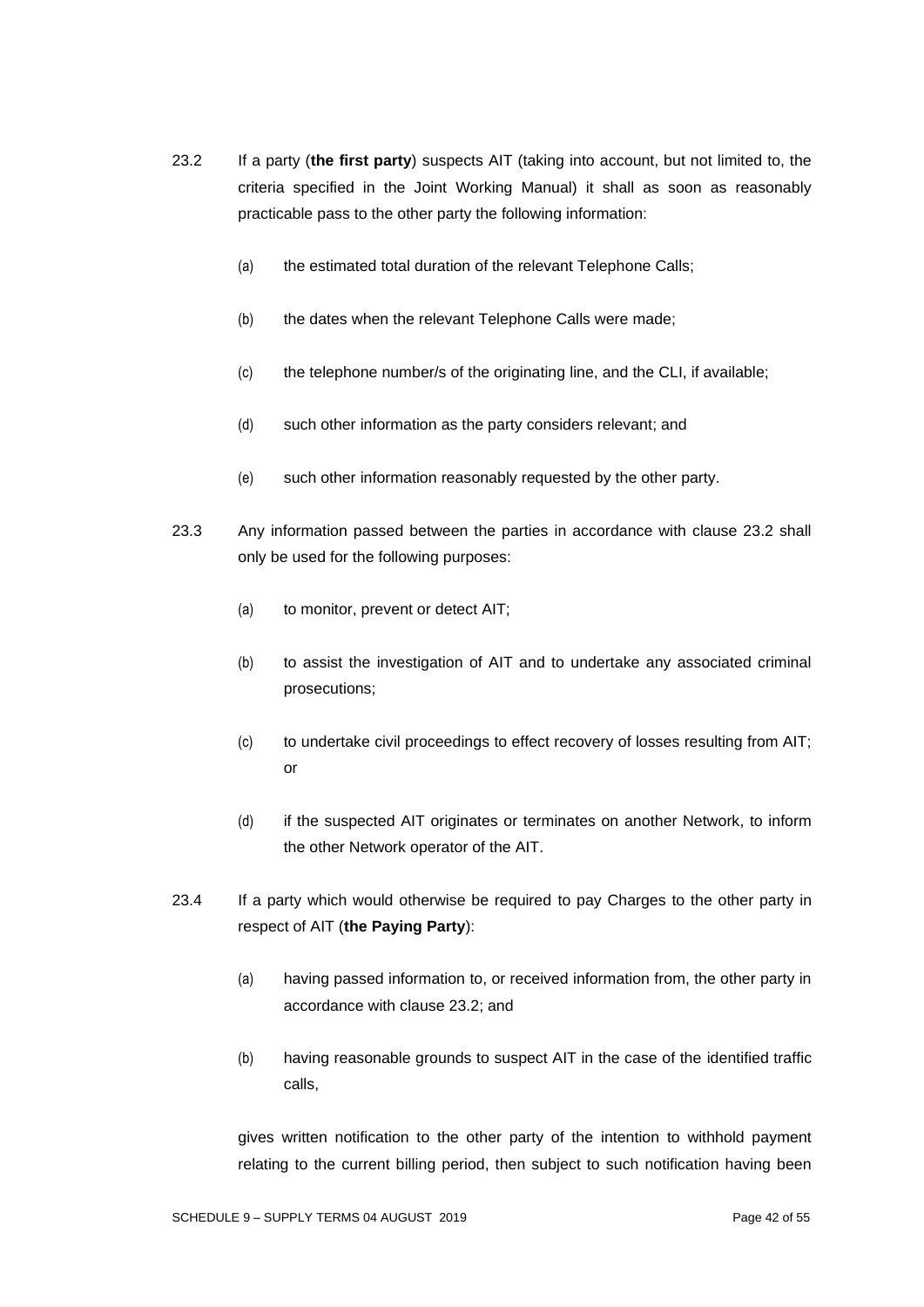23.2 If a party (**the first party**) suspects AIT (taking into account, but not limited to, the criteria specified in the Joint Working Manual) it shall as soon as reasonably practicable pass to the other party the following information:

(a) the estimated total duration of the relevant Telephone Calls;

(b) the dates when the relevant Telephone Calls were made;

(c) the telephone number/s of the originating line, and the CLI, if available;

(d) such other information as the party considers relevant; and

(e) such other information reasonably requested by the other party.

23.3 Any information passed between the parties in accordance with clause 23.2 shall only be used for the following purposes:

(a) to monitor, prevent or detect AIT;

(b) to assist the investigation of AIT and to undertake any associated criminal prosecutions;

(c) to undertake civil proceedings to effect recovery of losses resulting from AIT; or

(d) if the suspected AIT originates or terminates on another Network, to inform the other Network operator of the AIT.

23.4 If a party which would otherwise be required to pay Charges to the other party in respect of AIT (**the Paying Party**):

(a) having passed information to, or received information from, the other party in accordance with clause 23.2; and

(b) having reasonable grounds to suspect AIT in the case of the identified traffic calls,

gives written notification to the other party of the intention to withhold payment relating to the current billing period, then subject to such notification having been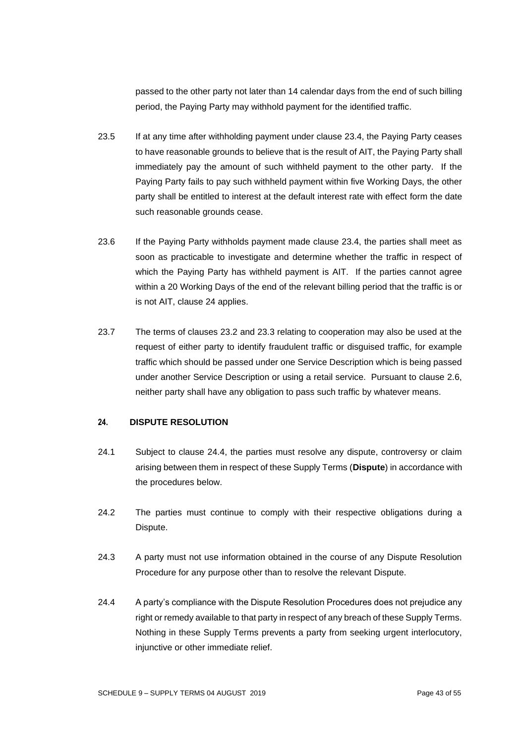passed to the other party not later than 14 calendar days from the end of such billing period, the Paying Party may withhold payment for the identified traffic.

23.5 If at any time after withholding payment under clause 23.4, the Paying Party ceases to have reasonable grounds to believe that is the result of AIT, the Paying Party shall immediately pay the amount of such withheld payment to the other party. If the Paying Party fails to pay such withheld payment within five Working Days, the other party shall be entitled to interest at the default interest rate with effect form the date such reasonable grounds cease.

23.6 If the Paying Party withholds payment made clause 23.4, the parties shall meet as soon as practicable to investigate and determine whether the traffic in respect of which the Paying Party has withheld payment is AIT. If the parties cannot agree within a 20 Working Days of the end of the relevant billing period that the traffic is or is not AIT, clause 24 applies.

23.7 The terms of clauses 23.2 and 23.3 relating to cooperation may also be used at the request of either party to identify fraudulent traffic or disguised traffic, for example traffic which should be passed under one Service Description which is being passed under another Service Description or using a retail service. Pursuant to clause 2.6, neither party shall have any obligation to pass such traffic by whatever means.

## 24. DISPUTE RESOLUTION

24.1 Subject to clause 24.4, the parties must resolve any dispute, controversy or claim arising between them in respect of these Supply Terms (**Dispute**) in accordance with the procedures below.

24.2 The parties must continue to comply with their respective obligations during a Dispute.

24.3 A party must not use information obtained in the course of any Dispute Resolution Procedure for any purpose other than to resolve the relevant Dispute.

24.4 A party's compliance with the Dispute Resolution Procedures does not prejudice any right or remedy available to that party in respect of any breach of these Supply Terms. Nothing in these Supply Terms prevents a party from seeking urgent interlocutory, injunctive or other immediate relief.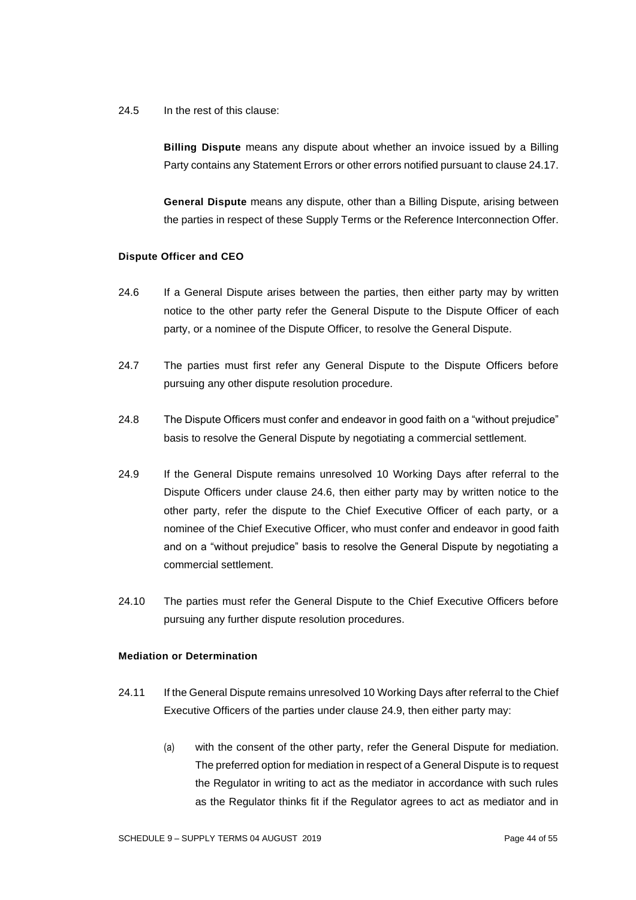24.5 In the rest of this clause:

**Billing Dispute** means any dispute about whether an invoice issued by a Billing Party contains any Statement Errors or other errors notified pursuant to clause 24.17.

**General Dispute** means any dispute, other than a Billing Dispute, arising between the parties in respect of these Supply Terms or the Reference Interconnection Offer.

**Dispute Officer and CEO**

24.6 If a General Dispute arises between the parties, then either party may by written notice to the other party refer the General Dispute to the Dispute Officer of each party, or a nominee of the Dispute Officer, to resolve the General Dispute.

24.7 The parties must first refer any General Dispute to the Dispute Officers before pursuing any other dispute resolution procedure.

24.8 The Dispute Officers must confer and endeavor in good faith on a "without prejudice" basis to resolve the General Dispute by negotiating a commercial settlement.

24.9 If the General Dispute remains unresolved 10 Working Days after referral to the Dispute Officers under clause 24.6, then either party may by written notice to the other party, refer the dispute to the Chief Executive Officer of each party, or a nominee of the Chief Executive Officer, who must confer and endeavor in good faith and on a "without prejudice" basis to resolve the General Dispute by negotiating a commercial settlement.

24.10 The parties must refer the General Dispute to the Chief Executive Officers before pursuing any further dispute resolution procedures.

**Mediation or Determination**

24.11 If the General Dispute remains unresolved 10 Working Days after referral to the Chief Executive Officers of the parties under clause 24.9, then either party may:

(a) with the consent of the other party, refer the General Dispute for mediation. The preferred option for mediation in respect of a General Dispute is to request the Regulator in writing to act as the mediator in accordance with such rules as the Regulator thinks fit if the Regulator agrees to act as mediator and in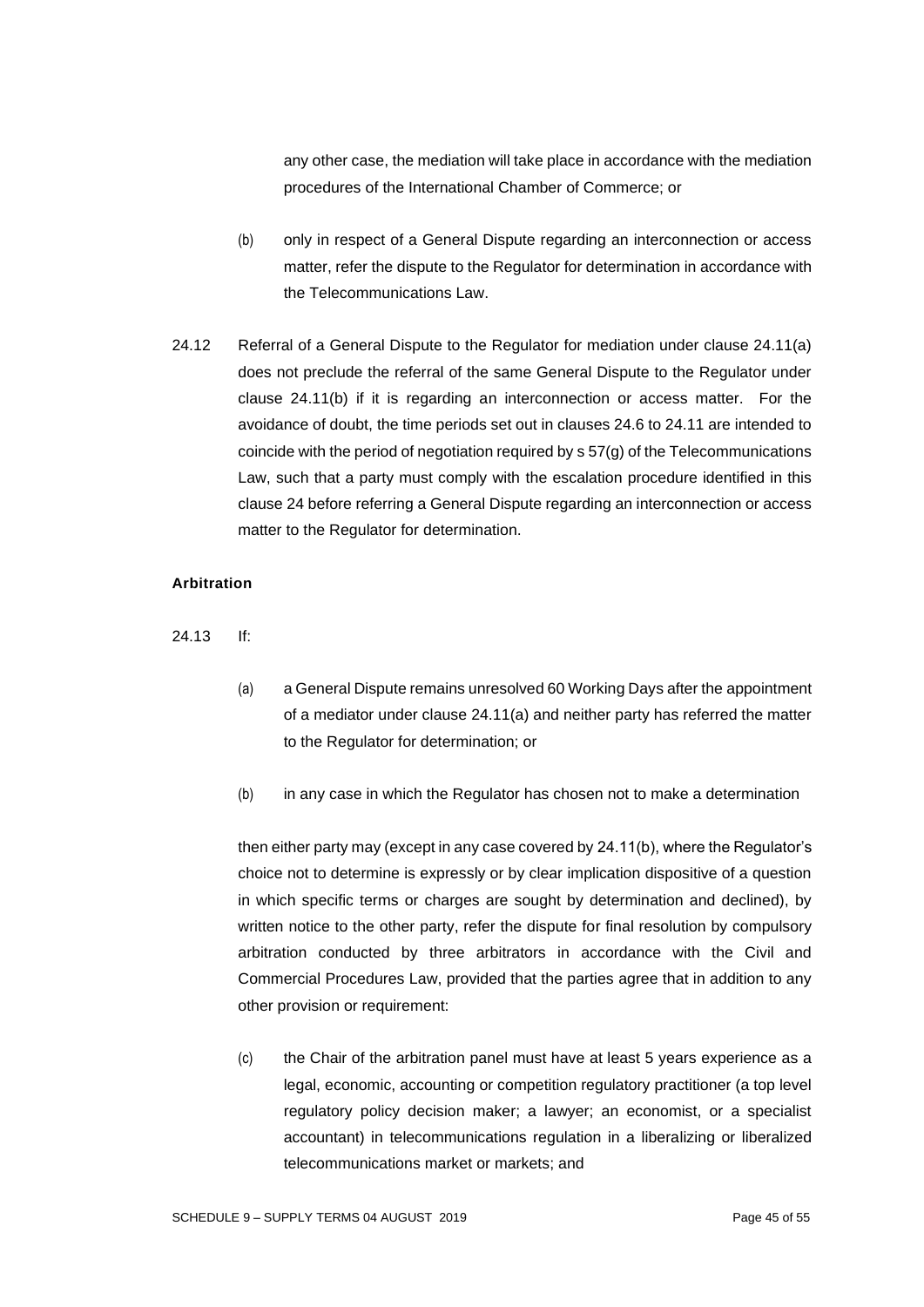any other case, the mediation will take place in accordance with the mediation procedures of the International Chamber of Commerce; or

(b) only in respect of a General Dispute regarding an interconnection or access matter, refer the dispute to the Regulator for determination in accordance with the Telecommunications Law.

24.12 Referral of a General Dispute to the Regulator for mediation under clause 24.11(a) does not preclude the referral of the same General Dispute to the Regulator under clause 24.11(b) if it is regarding an interconnection or access matter. For the avoidance of doubt, the time periods set out in clauses 24.6 to 24.11 are intended to coincide with the period of negotiation required by s 57(g) of the Telecommunications Law, such that a party must comply with the escalation procedure identified in this clause 24 before referring a General Dispute regarding an interconnection or access matter to the Regulator for determination.

**Arbitration**

24.13 If:

(a) a General Dispute remains unresolved 60 Working Days after the appointment of a mediator under clause 24.11(a) and neither party has referred the matter to the Regulator for determination; or

(b) in any case in which the Regulator has chosen not to make a determination

then either party may (except in any case covered by 24.11(b), where the Regulator's choice not to determine is expressly or by clear implication dispositive of a question in which specific terms or charges are sought by determination and declined), by written notice to the other party, refer the dispute for final resolution by compulsory arbitration conducted by three arbitrators in accordance with the Civil and Commercial Procedures Law, provided that the parties agree that in addition to any other provision or requirement:

(c) the Chair of the arbitration panel must have at least 5 years experience as a legal, economic, accounting or competition regulatory practitioner (a top level regulatory policy decision maker; a lawyer; an economist, or a specialist accountant) in telecommunications regulation in a liberalizing or liberalized telecommunications market or markets; and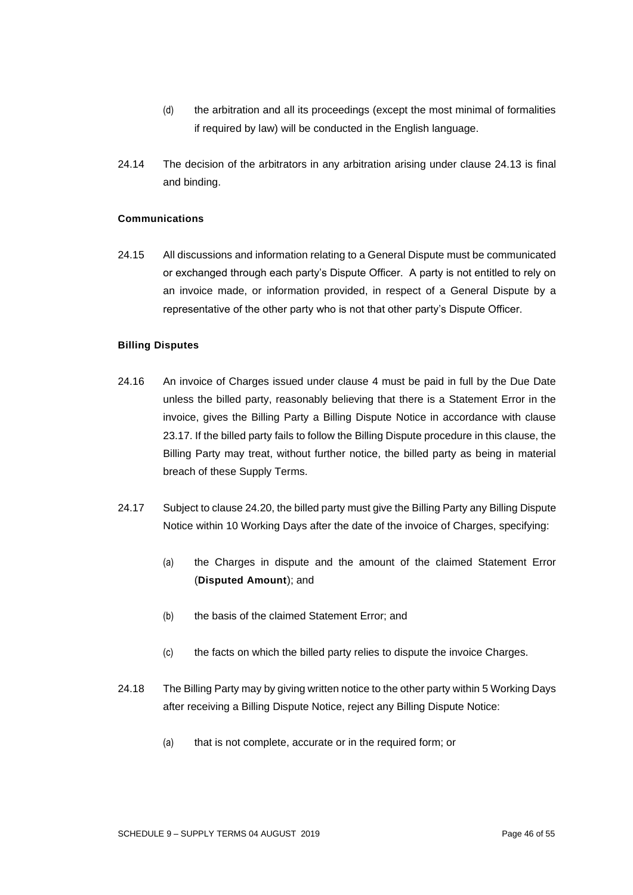(d) the arbitration and all its proceedings (except the most minimal of formalities if required by law) will be conducted in the English language.

24.14 The decision of the arbitrators in any arbitration arising under clause 24.13 is final and binding.

**Communications**

24.15 All discussions and information relating to a General Dispute must be communicated or exchanged through each party's Dispute Officer. A party is not entitled to rely on an invoice made, or information provided, in respect of a General Dispute by a representative of the other party who is not that other party's Dispute Officer.

**Billing Disputes**

24.16 An invoice of Charges issued under clause 4 must be paid in full by the Due Date unless the billed party, reasonably believing that there is a Statement Error in the invoice, gives the Billing Party a Billing Dispute Notice in accordance with clause 23.17. If the billed party fails to follow the Billing Dispute procedure in this clause, the Billing Party may treat, without further notice, the billed party as being in material breach of these Supply Terms.

24.17 Subject to clause 24.20, the billed party must give the Billing Party any Billing Dispute Notice within 10 Working Days after the date of the invoice of Charges, specifying:

(a) the Charges in dispute and the amount of the claimed Statement Error (**Disputed Amount**); and

(b) the basis of the claimed Statement Error; and

(c) the facts on which the billed party relies to dispute the invoice Charges.

24.18 The Billing Party may by giving written notice to the other party within 5 Working Days after receiving a Billing Dispute Notice, reject any Billing Dispute Notice:

(a) that is not complete, accurate or in the required form; or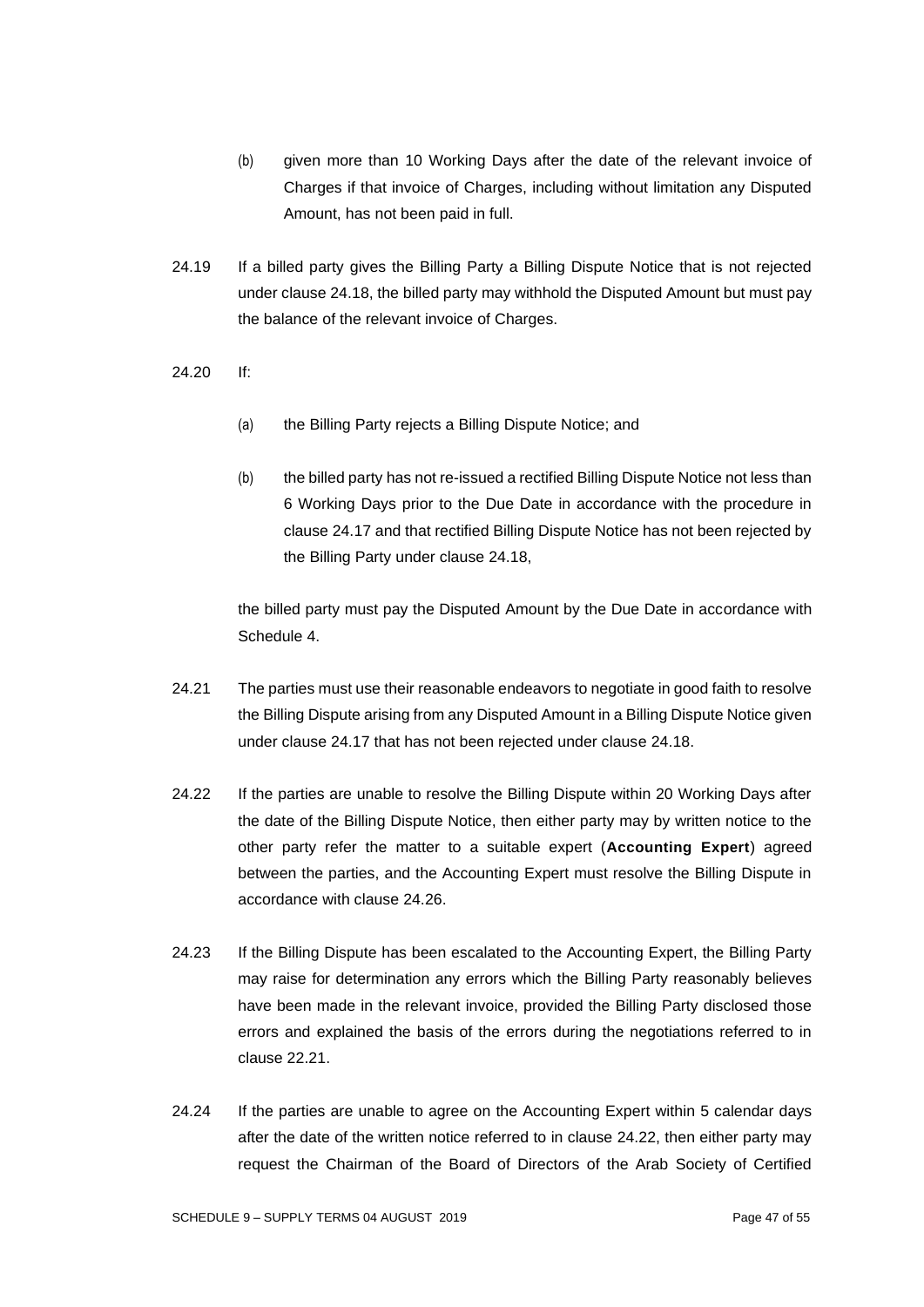(b) given more than 10 Working Days after the date of the relevant invoice of Charges if that invoice of Charges, including without limitation any Disputed Amount, has not been paid in full.

24.19 If a billed party gives the Billing Party a Billing Dispute Notice that is not rejected under clause 24.18, the billed party may withhold the Disputed Amount but must pay the balance of the relevant invoice of Charges.

24.20 If:

(a) the Billing Party rejects a Billing Dispute Notice; and

(b) the billed party has not re-issued a rectified Billing Dispute Notice not less than 6 Working Days prior to the Due Date in accordance with the procedure in clause 24.17 and that rectified Billing Dispute Notice has not been rejected by the Billing Party under clause 24.18,

the billed party must pay the Disputed Amount by the Due Date in accordance with Schedule 4.

24.21 The parties must use their reasonable endeavors to negotiate in good faith to resolve the Billing Dispute arising from any Disputed Amount in a Billing Dispute Notice given under clause 24.17 that has not been rejected under clause 24.18.

24.22 If the parties are unable to resolve the Billing Dispute within 20 Working Days after the date of the Billing Dispute Notice, then either party may by written notice to the other party refer the matter to a suitable expert (**Accounting Expert**) agreed between the parties, and the Accounting Expert must resolve the Billing Dispute in accordance with clause 24.26.

24.23 If the Billing Dispute has been escalated to the Accounting Expert, the Billing Party may raise for determination any errors which the Billing Party reasonably believes have been made in the relevant invoice, provided the Billing Party disclosed those errors and explained the basis of the errors during the negotiations referred to in clause 22.21.

24.24 If the parties are unable to agree on the Accounting Expert within 5 calendar days after the date of the written notice referred to in clause 24.22, then either party may request the Chairman of the Board of Directors of the Arab Society of Certified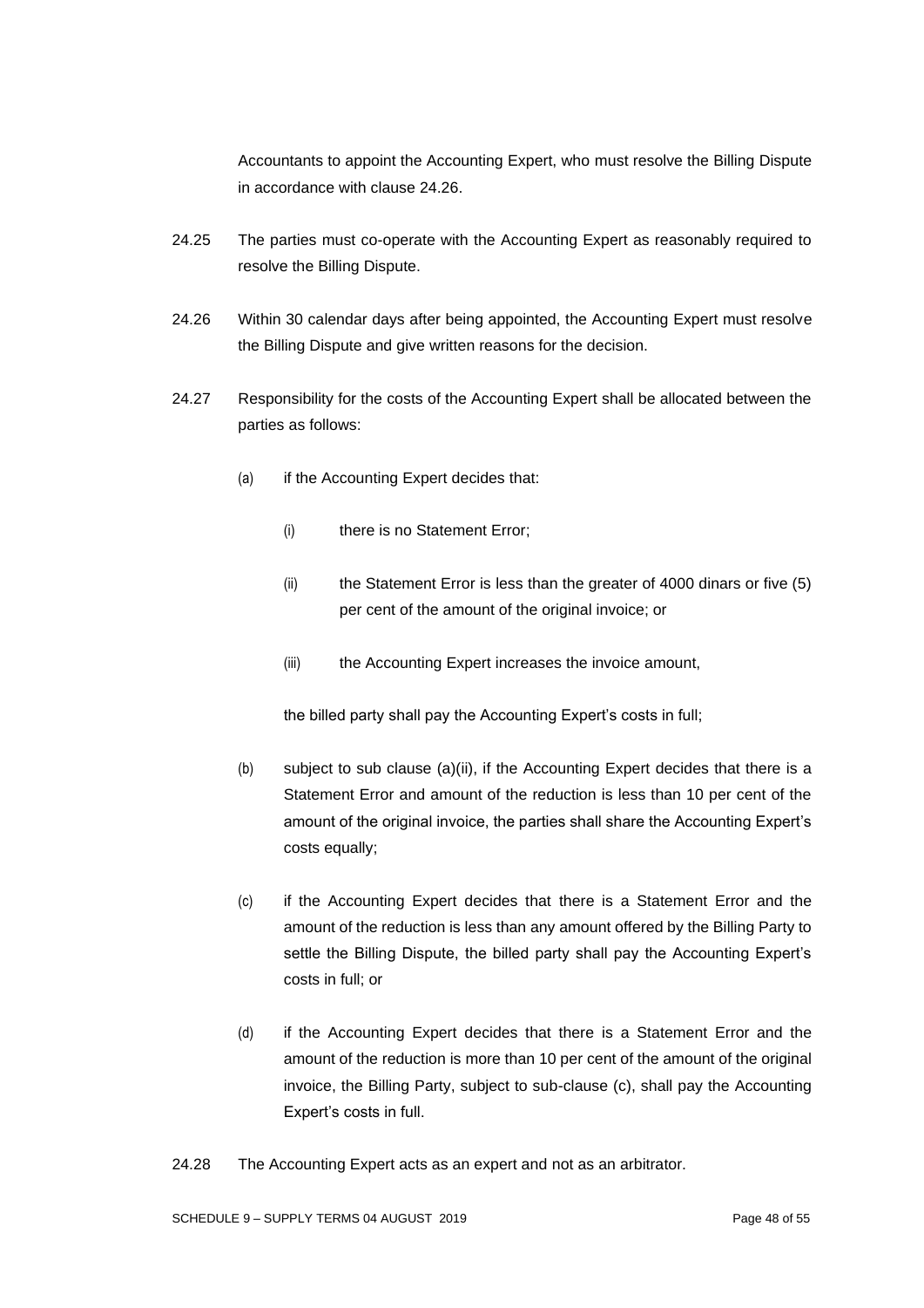Accountants to appoint the Accounting Expert, who must resolve the Billing Dispute in accordance with clause 24.26.

24.25 The parties must co-operate with the Accounting Expert as reasonably required to resolve the Billing Dispute.

24.26 Within 30 calendar days after being appointed, the Accounting Expert must resolve the Billing Dispute and give written reasons for the decision.

24.27 Responsibility for the costs of the Accounting Expert shall be allocated between the parties as follows:

(a) if the Accounting Expert decides that:

(i) there is no Statement Error;

(ii) the Statement Error is less than the greater of 4000 dinars or five (5) per cent of the amount of the original invoice; or

(iii) the Accounting Expert increases the invoice amount,

the billed party shall pay the Accounting Expert's costs in full;

(b) subject to sub clause (a)(ii), if the Accounting Expert decides that there is a Statement Error and amount of the reduction is less than 10 per cent of the amount of the original invoice, the parties shall share the Accounting Expert's costs equally;

(c) if the Accounting Expert decides that there is a Statement Error and the amount of the reduction is less than any amount offered by the Billing Party to settle the Billing Dispute, the billed party shall pay the Accounting Expert's costs in full; or

(d) if the Accounting Expert decides that there is a Statement Error and the amount of the reduction is more than 10 per cent of the amount of the original invoice, the Billing Party, subject to sub-clause (c), shall pay the Accounting Expert's costs in full.

24.28 The Accounting Expert acts as an expert and not as an arbitrator.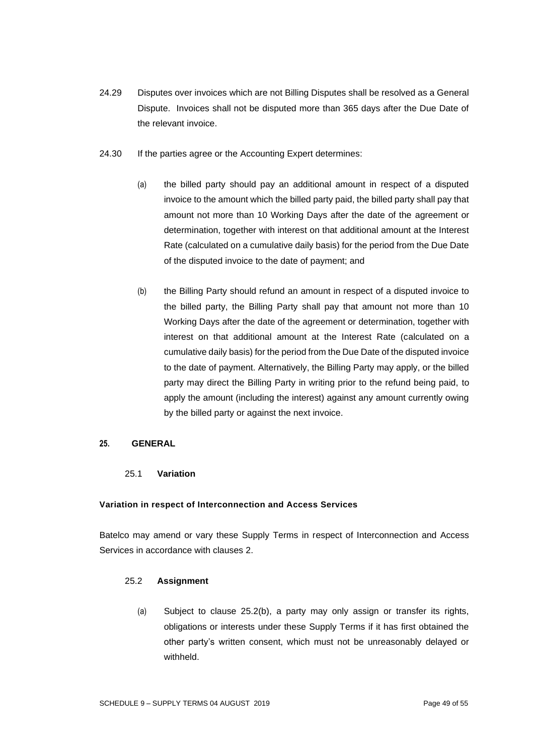24.29 Disputes over invoices which are not Billing Disputes shall be resolved as a General Dispute. Invoices shall not be disputed more than 365 days after the Due Date of the relevant invoice.

24.30 If the parties agree or the Accounting Expert determines:

(a) the billed party should pay an additional amount in respect of a disputed invoice to the amount which the billed party paid, the billed party shall pay that amount not more than 10 Working Days after the date of the agreement or determination, together with interest on that additional amount at the Interest Rate (calculated on a cumulative daily basis) for the period from the Due Date of the disputed invoice to the date of payment; and

(b) the Billing Party should refund an amount in respect of a disputed invoice to the billed party, the Billing Party shall pay that amount not more than 10 Working Days after the date of the agreement or determination, together with interest on that additional amount at the Interest Rate (calculated on a cumulative daily basis) for the period from the Due Date of the disputed invoice to the date of payment. Alternatively, the Billing Party may apply, or the billed party may direct the Billing Party in writing prior to the refund being paid, to apply the amount (including the interest) against any amount currently owing by the billed party or against the next invoice.

## 25. GENERAL

### 25.1 Variation

**Variation in respect of Interconnection and Access Services**

Batelco may amend or vary these Supply Terms in respect of Interconnection and Access Services in accordance with clauses 2.

### 25.2 Assignment

(a) Subject to clause 25.2(b), a party may only assign or transfer its rights, obligations or interests under these Supply Terms if it has first obtained the other party's written consent, which must not be unreasonably delayed or withheld.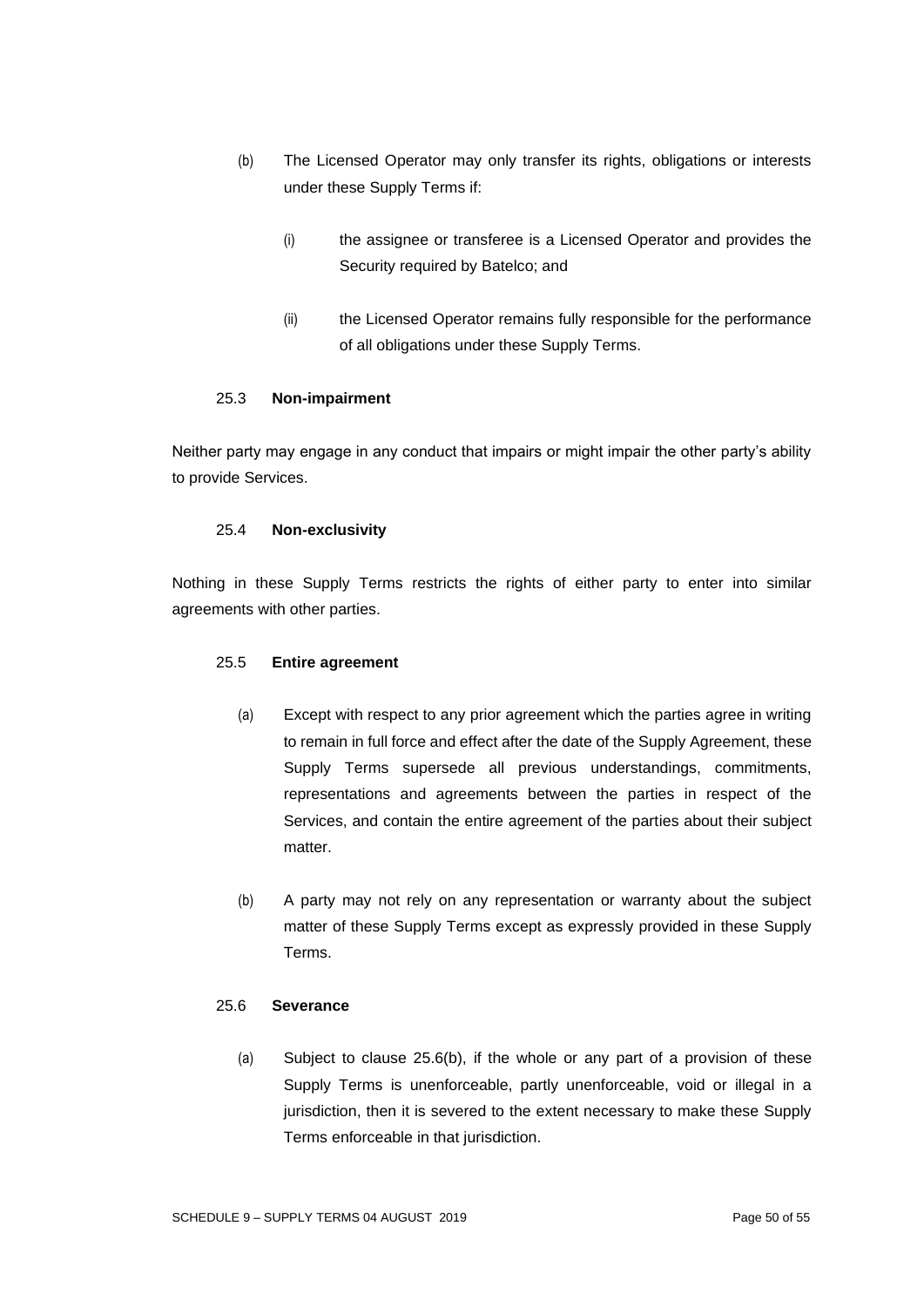(b) The Licensed Operator may only transfer its rights, obligations or interests under these Supply Terms if:

  (i) the assignee or transferee is a Licensed Operator and provides the Security required by Batelco; and

  (ii) the Licensed Operator remains fully responsible for the performance of all obligations under these Supply Terms.

### 25.3 Non-impairment

Neither party may engage in any conduct that impairs or might impair the other party's ability to provide Services.

### 25.4 Non-exclusivity

Nothing in these Supply Terms restricts the rights of either party to enter into similar agreements with other parties.

### 25.5 Entire agreement

(a) Except with respect to any prior agreement which the parties agree in writing to remain in full force and effect after the date of the Supply Agreement, these Supply Terms supersede all previous understandings, commitments, representations and agreements between the parties in respect of the Services, and contain the entire agreement of the parties about their subject matter.

(b) A party may not rely on any representation or warranty about the subject matter of these Supply Terms except as expressly provided in these Supply Terms.

### 25.6 Severance

(a) Subject to clause 25.6(b), if the whole or any part of a provision of these Supply Terms is unenforceable, partly unenforceable, void or illegal in a jurisdiction, then it is severed to the extent necessary to make these Supply Terms enforceable in that jurisdiction.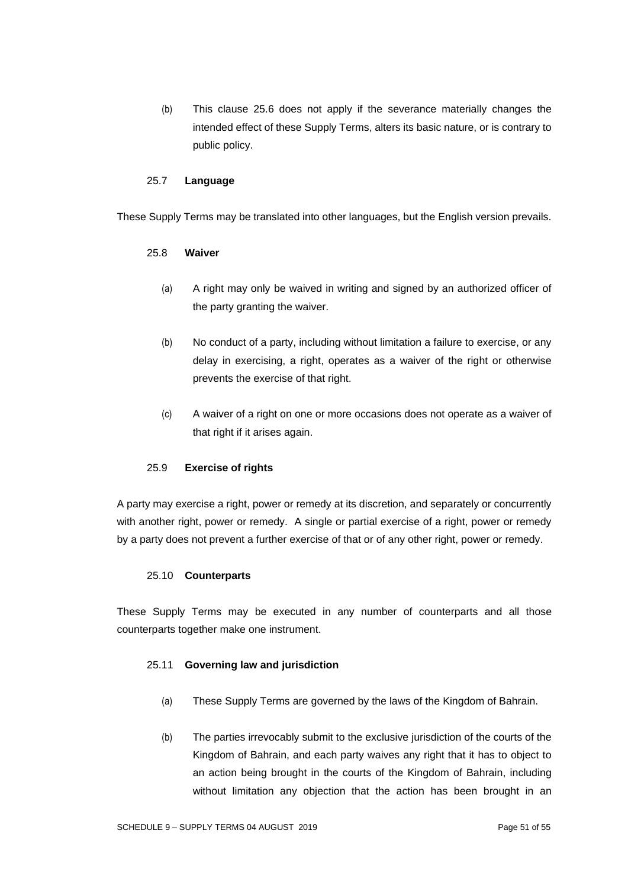(b) This clause 25.6 does not apply if the severance materially changes the intended effect of these Supply Terms, alters its basic nature, or is contrary to public policy.

### 25.7 **Language**

These Supply Terms may be translated into other languages, but the English version prevails.

### 25.8 **Waiver**

(a) A right may only be waived in writing and signed by an authorized officer of the party granting the waiver.

(b) No conduct of a party, including without limitation a failure to exercise, or any delay in exercising, a right, operates as a waiver of the right or otherwise prevents the exercise of that right.

(c) A waiver of a right on one or more occasions does not operate as a waiver of that right if it arises again.

### 25.9 **Exercise of rights**

A party may exercise a right, power or remedy at its discretion, and separately or concurrently with another right, power or remedy. A single or partial exercise of a right, power or remedy by a party does not prevent a further exercise of that or of any other right, power or remedy.

### 25.10 **Counterparts**

These Supply Terms may be executed in any number of counterparts and all those counterparts together make one instrument.

### 25.11 **Governing law and jurisdiction**

(a) These Supply Terms are governed by the laws of the Kingdom of Bahrain.

(b) The parties irrevocably submit to the exclusive jurisdiction of the courts of the Kingdom of Bahrain, and each party waives any right that it has to object to an action being brought in the courts of the Kingdom of Bahrain, including without limitation any objection that the action has been brought in an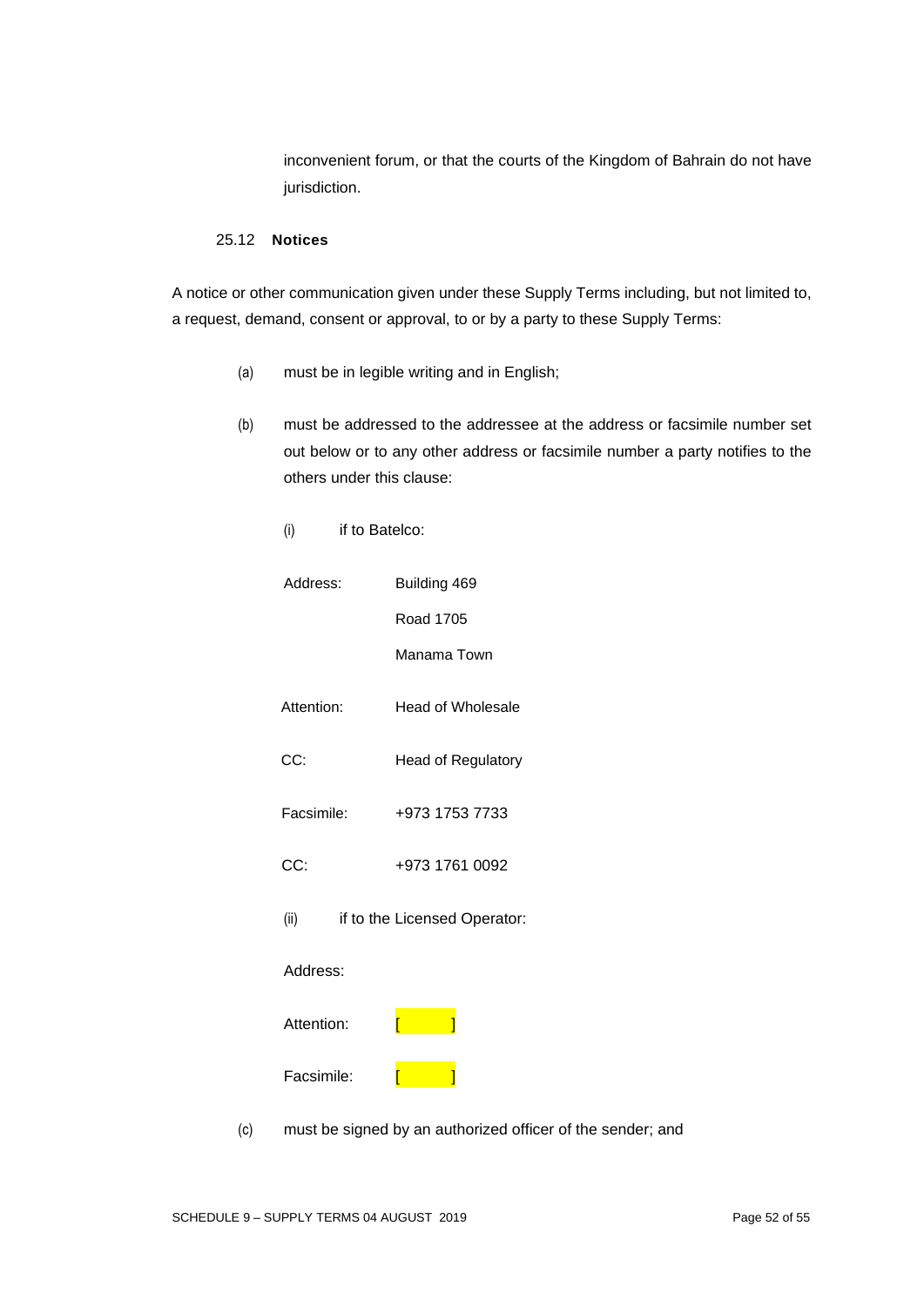inconvenient forum, or that the courts of the Kingdom of Bahrain do not have jurisdiction.

### 25.12 **Notices**

A notice or other communication given under these Supply Terms including, but not limited to, a request, demand, consent or approval, to or by a party to these Supply Terms:

(a) must be in legible writing and in English;

(b) must be addressed to the addressee at the address or facsimile number set out below or to any other address or facsimile number a party notifies to the others under this clause:

(i) if to Batelco:

Address: Building 469
Road 1705
Manama Town

Attention: Head of Wholesale

CC: Head of Regulatory

Facsimile: +973 1753 7733

CC: +973 1761 0092

(ii) if to the Licensed Operator:

Address:

Attention: [ ]

Facsimile: [ ]

(c) must be signed by an authorized officer of the sender; and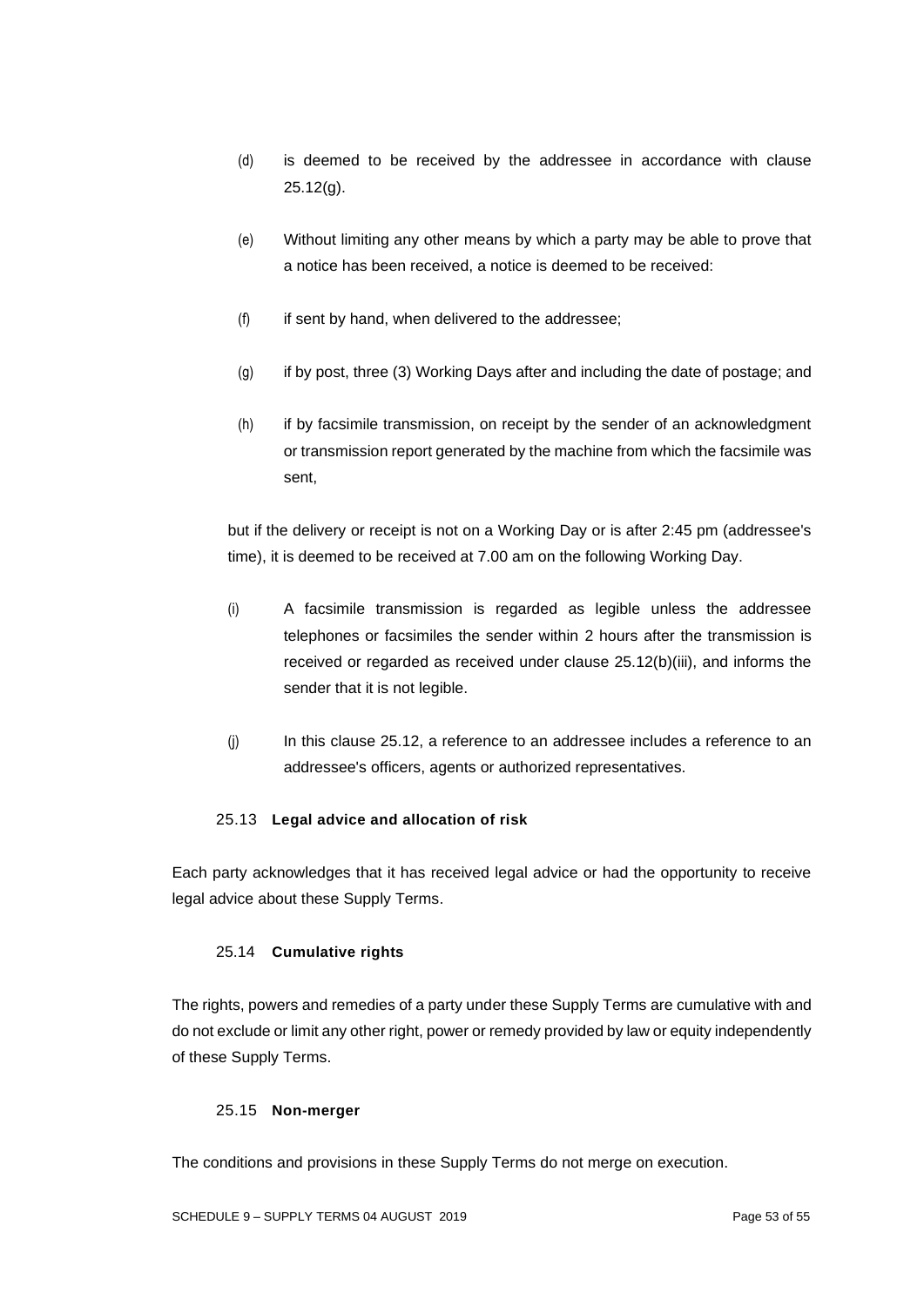(d) is deemed to be received by the addressee in accordance with clause 25.12(g).

(e) Without limiting any other means by which a party may be able to prove that a notice has been received, a notice is deemed to be received:

(f) if sent by hand, when delivered to the addressee;

(g) if by post, three (3) Working Days after and including the date of postage; and

(h) if by facsimile transmission, on receipt by the sender of an acknowledgment or transmission report generated by the machine from which the facsimile was sent,

but if the delivery or receipt is not on a Working Day or is after 2:45 pm (addressee's time), it is deemed to be received at 7.00 am on the following Working Day.

(i) A facsimile transmission is regarded as legible unless the addressee telephones or facsimiles the sender within 2 hours after the transmission is received or regarded as received under clause 25.12(b)(iii), and informs the sender that it is not legible.

(j) In this clause 25.12, a reference to an addressee includes a reference to an addressee's officers, agents or authorized representatives.

### 25.13 **Legal advice and allocation of risk**

Each party acknowledges that it has received legal advice or had the opportunity to receive legal advice about these Supply Terms.

### 25.14 **Cumulative rights**

The rights, powers and remedies of a party under these Supply Terms are cumulative with and do not exclude or limit any other right, power or remedy provided by law or equity independently of these Supply Terms.

### 25.15 **Non-merger**

The conditions and provisions in these Supply Terms do not merge on execution.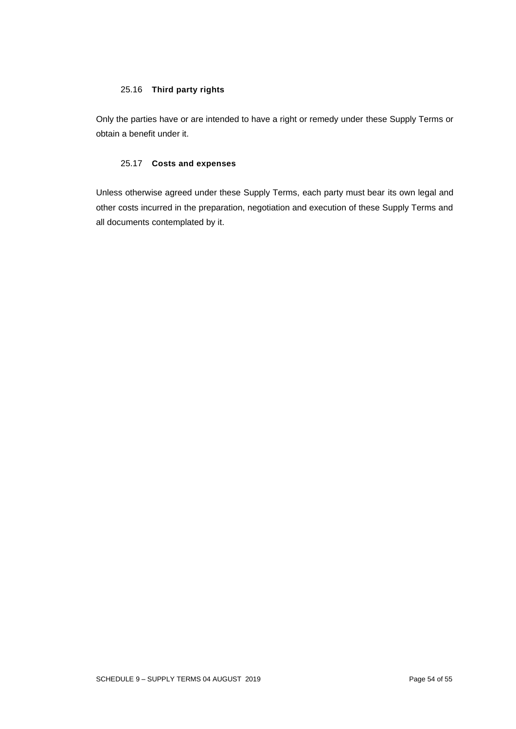### 25.16 **Third party rights**

Only the parties have or are intended to have a right or remedy under these Supply Terms or obtain a benefit under it.

### 25.17 **Costs and expenses**

Unless otherwise agreed under these Supply Terms, each party must bear its own legal and other costs incurred in the preparation, negotiation and execution of these Supply Terms and all documents contemplated by it.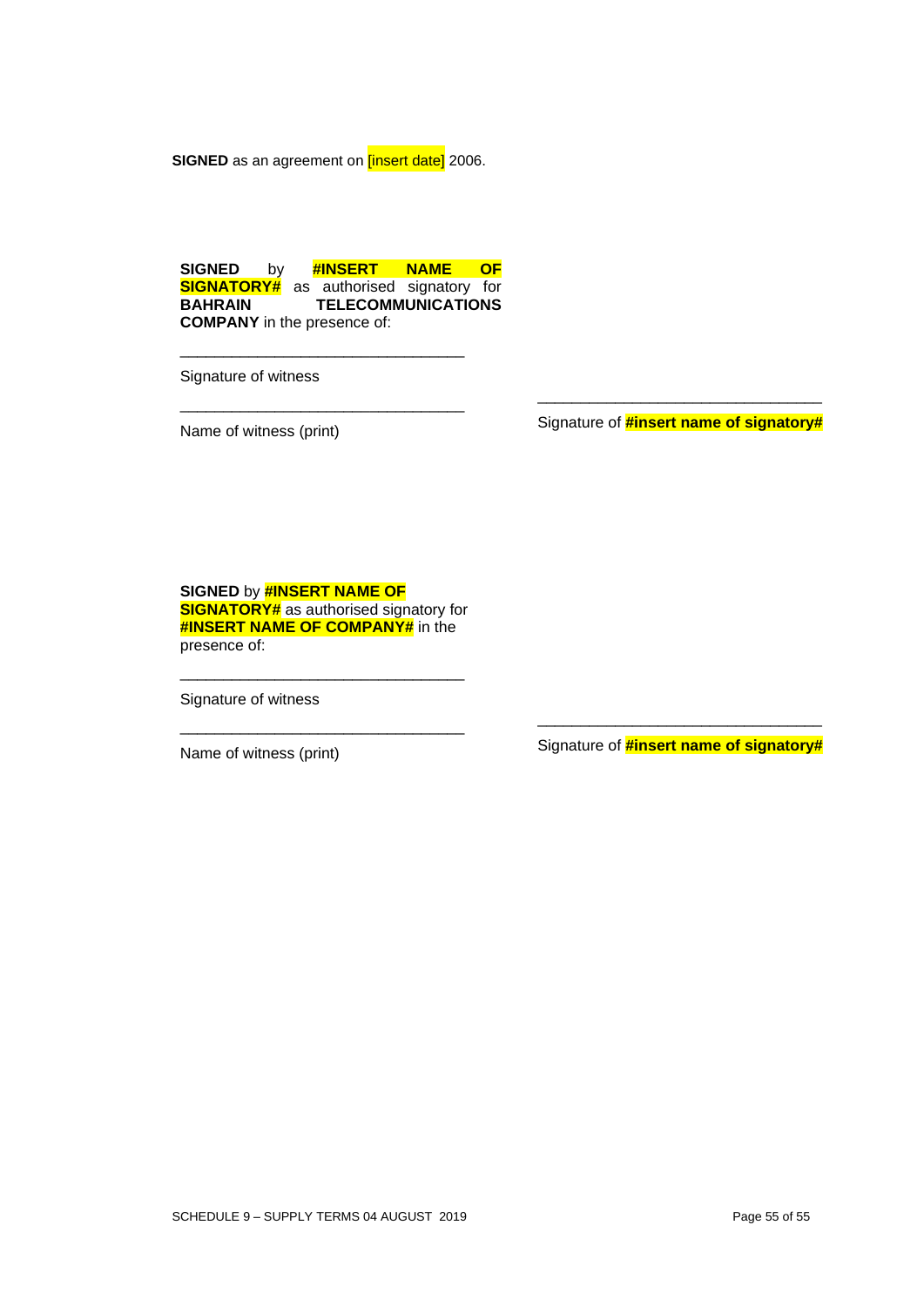**SIGNED** as an agreement on [insert date] 2006.

**SIGNED** by **#INSERT NAME OF SIGNATORY#** as authorised signatory for **BAHRAIN TELECOMMUNICATIONS COMPANY** in the presence of:

\_\_\_\_\_\_\_\_\_\_\_\_\_\_\_\_\_\_\_\_\_\_\_\_\_\_\_\_\_\_\_\_\_\_

Signature of witness

\_\_\_\_\_\_\_\_\_\_\_\_\_\_\_\_\_\_\_\_\_\_\_\_\_\_\_\_\_\_\_\_\_\_

Name of witness (print)

\_\_\_\_\_\_\_\_\_\_\_\_\_\_\_\_\_\_\_\_\_\_\_\_\_\_\_\_\_\_\_\_\_\_

Signature of **#insert name of signatory#**

**SIGNED** by **#INSERT NAME OF SIGNATORY#** as authorised signatory for **#INSERT NAME OF COMPANY#** in the presence of:

\_\_\_\_\_\_\_\_\_\_\_\_\_\_\_\_\_\_\_\_\_\_\_\_\_\_\_\_\_\_\_\_\_\_

Signature of witness

\_\_\_\_\_\_\_\_\_\_\_\_\_\_\_\_\_\_\_\_\_\_\_\_\_\_\_\_\_\_\_\_\_\_

Name of witness (print)

\_\_\_\_\_\_\_\_\_\_\_\_\_\_\_\_\_\_\_\_\_\_\_\_\_\_\_\_\_\_\_\_\_\_

Signature of **#insert name of signatory#**